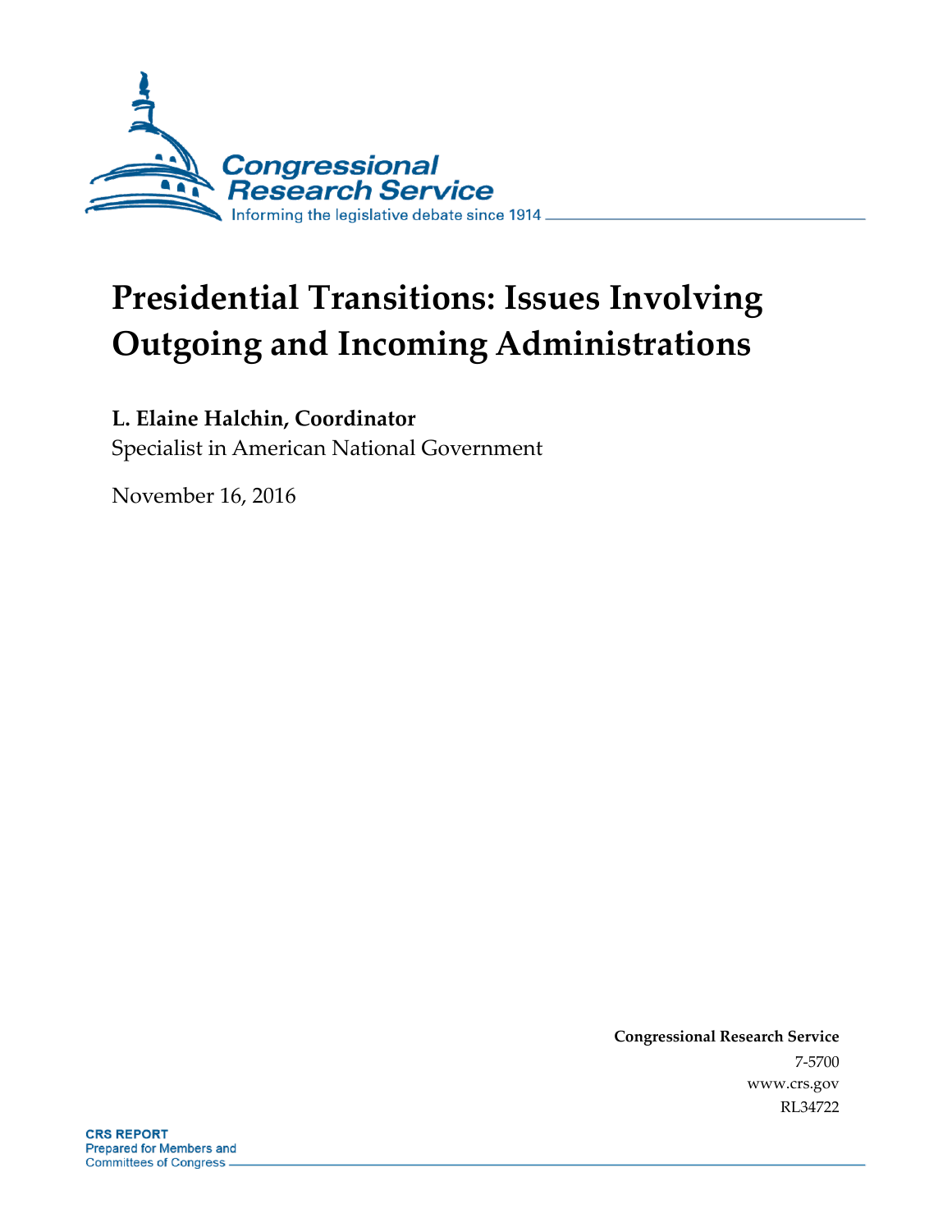Congressional Research Service

Informing the legislative debate since 1914

# Presidential Transitions: Issues Involving Outgoing and Incoming Administrations

**L. Elaine Halchin, Coordinator**

Specialist in American National Government

November 16, 2016

**Congressional Research Service**

7-5700

www.crs.gov

RL34722

**CRS REPORT**

Prepared for Members and Committees of Congress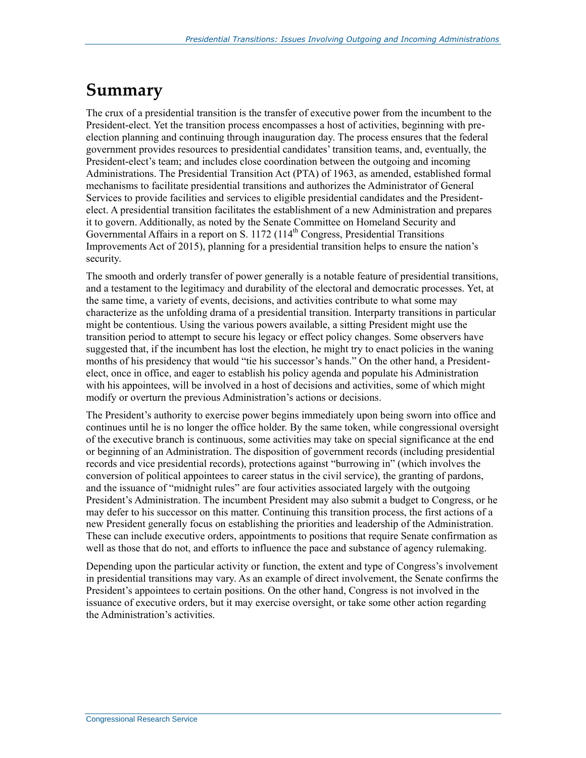# Summary

The crux of a presidential transition is the transfer of executive power from the incumbent to the President-elect. Yet the transition process encompasses a host of activities, beginning with pre-election planning and continuing through inauguration day. The process ensures that the federal government provides resources to presidential candidates' transition teams, and, eventually, the President-elect's team; and includes close coordination between the outgoing and incoming Administrations. The Presidential Transition Act (PTA) of 1963, as amended, established formal mechanisms to facilitate presidential transitions and authorizes the Administrator of General Services to provide facilities and services to eligible presidential candidates and the President-elect. A presidential transition facilitates the establishment of a new Administration and prepares it to govern. Additionally, as noted by the Senate Committee on Homeland Security and Governmental Affairs in a report on S. 1172 (114th Congress, Presidential Transitions Improvements Act of 2015), planning for a presidential transition helps to ensure the nation's security.

The smooth and orderly transfer of power generally is a notable feature of presidential transitions, and a testament to the legitimacy and durability of the electoral and democratic processes. Yet, at the same time, a variety of events, decisions, and activities contribute to what some may characterize as the unfolding drama of a presidential transition. Interparty transitions in particular might be contentious. Using the various powers available, a sitting President might use the transition period to attempt to secure his legacy or effect policy changes. Some observers have suggested that, if the incumbent has lost the election, he might try to enact policies in the waning months of his presidency that would "tie his successor's hands." On the other hand, a President-elect, once in office, and eager to establish his policy agenda and populate his Administration with his appointees, will be involved in a host of decisions and activities, some of which might modify or overturn the previous Administration's actions or decisions.

The President's authority to exercise power begins immediately upon being sworn into office and continues until he is no longer the office holder. By the same token, while congressional oversight of the executive branch is continuous, some activities may take on special significance at the end or beginning of an Administration. The disposition of government records (including presidential records and vice presidential records), protections against "burrowing in" (which involves the conversion of political appointees to career status in the civil service), the granting of pardons, and the issuance of "midnight rules" are four activities associated largely with the outgoing President's Administration. The incumbent President may also submit a budget to Congress, or he may defer to his successor on this matter. Continuing this transition process, the first actions of a new President generally focus on establishing the priorities and leadership of the Administration. These can include executive orders, appointments to positions that require Senate confirmation as well as those that do not, and efforts to influence the pace and substance of agency rulemaking.

Depending upon the particular activity or function, the extent and type of Congress's involvement in presidential transitions may vary. As an example of direct involvement, the Senate confirms the President's appointees to certain positions. On the other hand, Congress is not involved in the issuance of executive orders, but it may exercise oversight, or take some other action regarding the Administration's activities.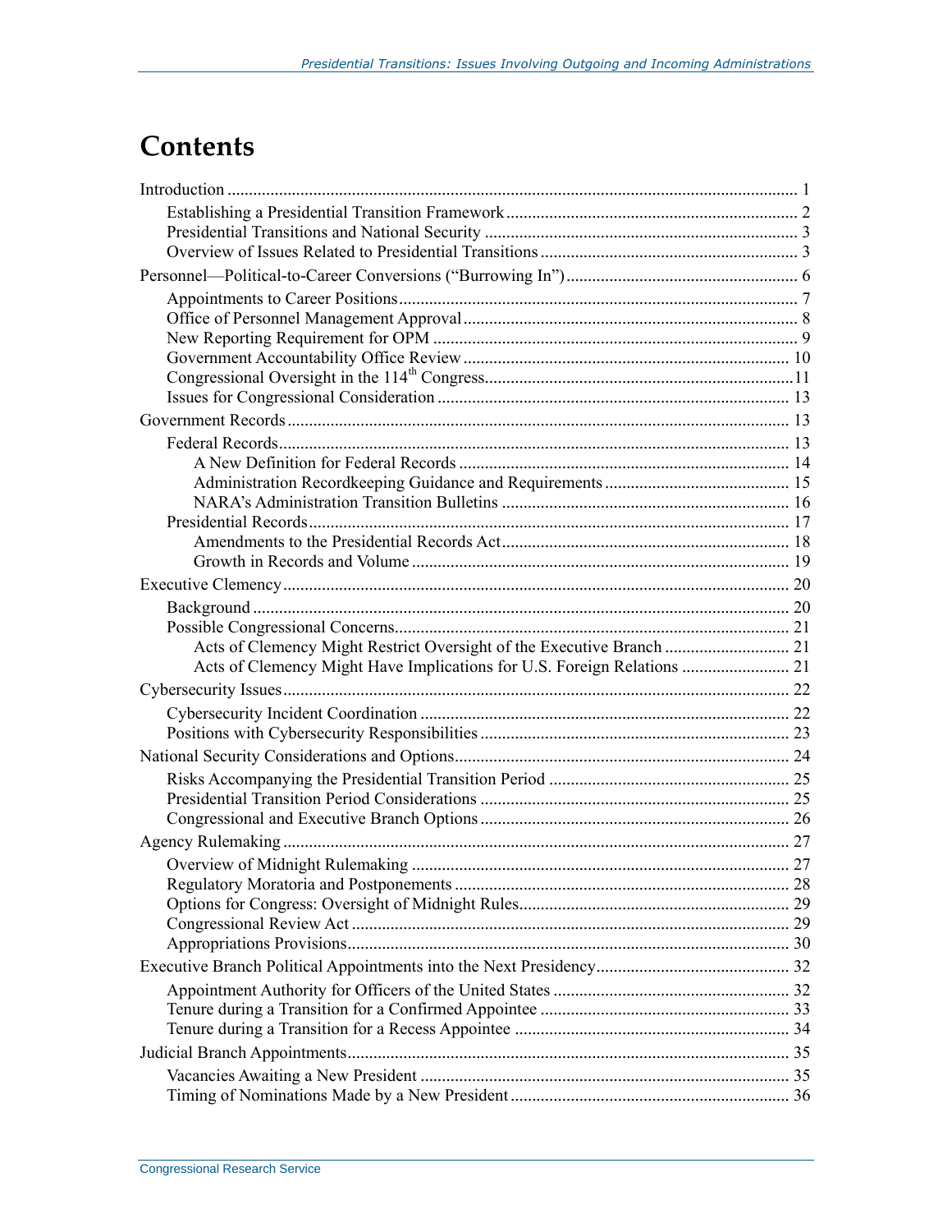# Contents

Introduction ..... 1
- Establishing a Presidential Transition Framework ..... 2
- Presidential Transitions and National Security ..... 3
- Overview of Issues Related to Presidential Transitions ..... 3

Personnel—Political-to-Career Conversions ("Burrowing In") ..... 6
- Appointments to Career Positions ..... 7
- Office of Personnel Management Approval ..... 8
- New Reporting Requirement for OPM ..... 9
- Government Accountability Office Review ..... 10
- Congressional Oversight in the 114th Congress ..... 11
- Issues for Congressional Consideration ..... 13

Government Records ..... 13
- Federal Records ..... 13
  - A New Definition for Federal Records ..... 14
  - Administration Recordkeeping Guidance and Requirements ..... 15
  - NARA's Administration Transition Bulletins ..... 16
- Presidential Records ..... 17
  - Amendments to the Presidential Records Act ..... 18
  - Growth in Records and Volume ..... 19

Executive Clemency ..... 20
- Background ..... 20
- Possible Congressional Concerns ..... 21
  - Acts of Clemency Might Restrict Oversight of the Executive Branch ..... 21
  - Acts of Clemency Might Have Implications for U.S. Foreign Relations ..... 21

Cybersecurity Issues ..... 22
- Cybersecurity Incident Coordination ..... 22
- Positions with Cybersecurity Responsibilities ..... 23

National Security Considerations and Options ..... 24
- Risks Accompanying the Presidential Transition Period ..... 25
- Presidential Transition Period Considerations ..... 25
- Congressional and Executive Branch Options ..... 26

Agency Rulemaking ..... 27
- Overview of Midnight Rulemaking ..... 27
- Regulatory Moratoria and Postponements ..... 28
- Options for Congress: Oversight of Midnight Rules ..... 29
- Congressional Review Act ..... 29
- Appropriations Provisions ..... 30

Executive Branch Political Appointments into the Next Presidency ..... 32
- Appointment Authority for Officers of the United States ..... 32
- Tenure during a Transition for a Confirmed Appointee ..... 33
- Tenure during a Transition for a Recess Appointee ..... 34

Judicial Branch Appointments ..... 35
- Vacancies Awaiting a New President ..... 35
- Timing of Nominations Made by a New President ..... 36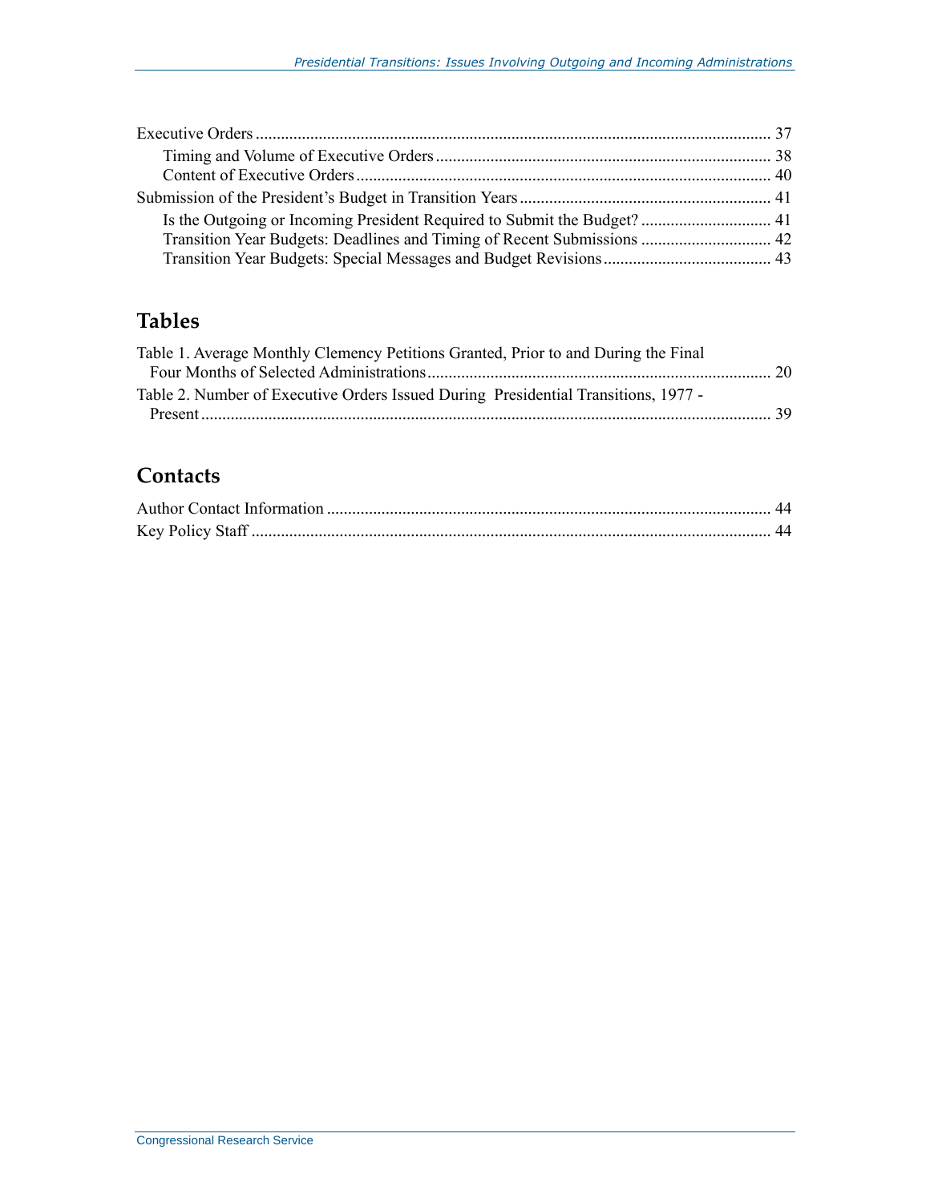Executive Orders ... 37
  Timing and Volume of Executive Orders ... 38
  Content of Executive Orders ... 40
Submission of the President's Budget in Transition Years ... 41
  Is the Outgoing or Incoming President Required to Submit the Budget? ... 41
  Transition Year Budgets: Deadlines and Timing of Recent Submissions ... 42
  Transition Year Budgets: Special Messages and Budget Revisions ... 43

## Tables

Table 1. Average Monthly Clemency Petitions Granted, Prior to and During the Final Four Months of Selected Administrations ... 20
Table 2. Number of Executive Orders Issued During Presidential Transitions, 1977 - Present ... 39

## Contacts

Author Contact Information ... 44
Key Policy Staff ... 44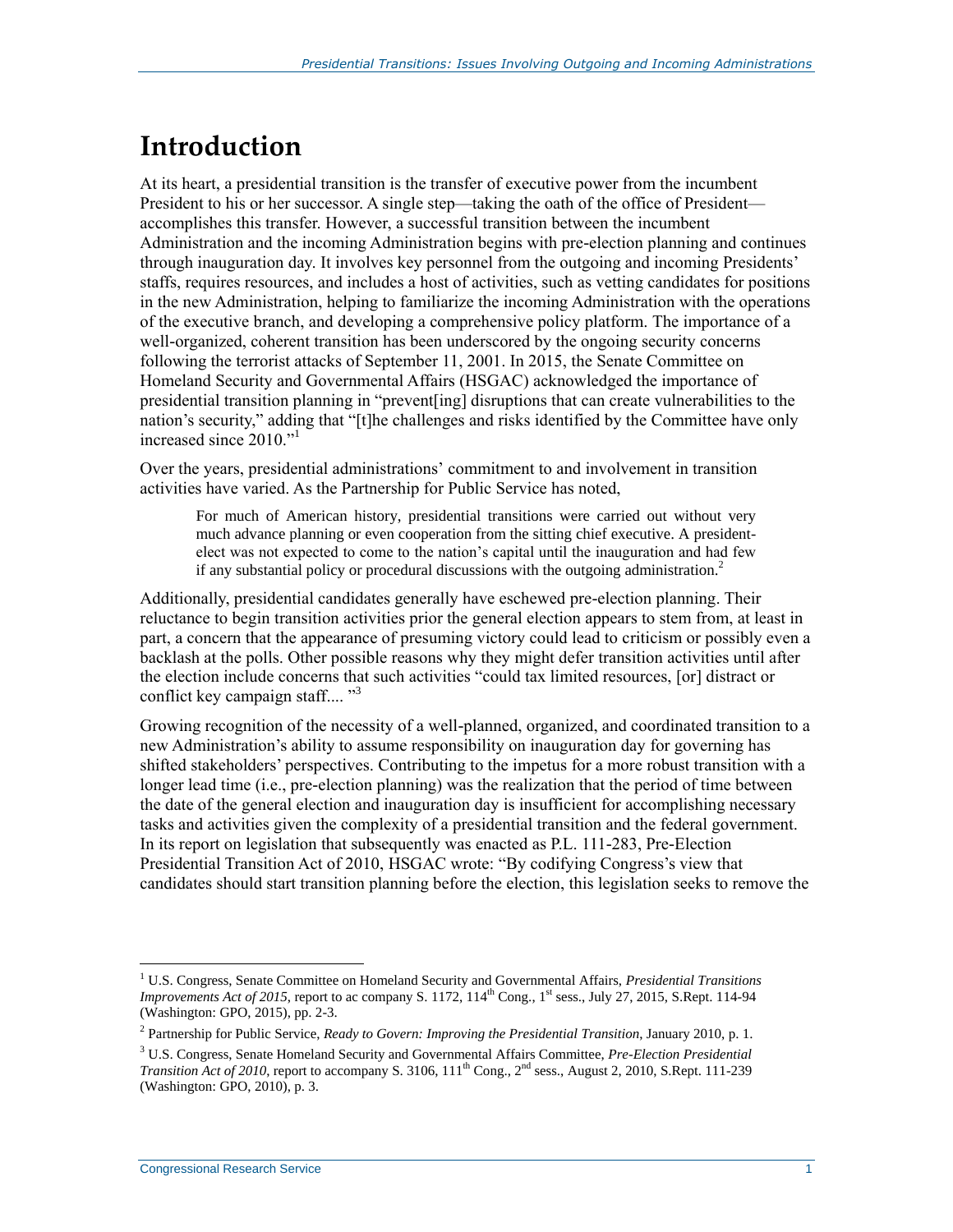# Introduction

At its heart, a presidential transition is the transfer of executive power from the incumbent President to his or her successor. A single step—taking the oath of the office of President—accomplishes this transfer. However, a successful transition between the incumbent Administration and the incoming Administration begins with pre-election planning and continues through inauguration day. It involves key personnel from the outgoing and incoming Presidents' staffs, requires resources, and includes a host of activities, such as vetting candidates for positions in the new Administration, helping to familiarize the incoming Administration with the operations of the executive branch, and developing a comprehensive policy platform. The importance of a well-organized, coherent transition has been underscored by the ongoing security concerns following the terrorist attacks of September 11, 2001. In 2015, the Senate Committee on Homeland Security and Governmental Affairs (HSGAC) acknowledged the importance of presidential transition planning in "prevent[ing] disruptions that can create vulnerabilities to the nation's security," adding that "[t]he challenges and risks identified by the Committee have only increased since 2010."[1]

Over the years, presidential administrations' commitment to and involvement in transition activities have varied. As the Partnership for Public Service has noted,

> For much of American history, presidential transitions were carried out without very much advance planning or even cooperation from the sitting chief executive. A president-elect was not expected to come to the nation's capital until the inauguration and had few if any substantial policy or procedural discussions with the outgoing administration.[2]

Additionally, presidential candidates generally have eschewed pre-election planning. Their reluctance to begin transition activities prior the general election appears to stem from, at least in part, a concern that the appearance of presuming victory could lead to criticism or possibly even a backlash at the polls. Other possible reasons why they might defer transition activities until after the election include concerns that such activities "could tax limited resources, [or] distract or conflict key campaign staff.... "[3]

Growing recognition of the necessity of a well-planned, organized, and coordinated transition to a new Administration's ability to assume responsibility on inauguration day for governing has shifted stakeholders' perspectives. Contributing to the impetus for a more robust transition with a longer lead time (i.e., pre-election planning) was the realization that the period of time between the date of the general election and inauguration day is insufficient for accomplishing necessary tasks and activities given the complexity of a presidential transition and the federal government. In its report on legislation that subsequently was enacted as P.L. 111-283, Pre-Election Presidential Transition Act of 2010, HSGAC wrote: "By codifying Congress's view that candidates should start transition planning before the election, this legislation seeks to remove the

---

[1] U.S. Congress, Senate Committee on Homeland Security and Governmental Affairs, *Presidential Transitions Improvements Act of 2015*, report to ac company S. 1172, 114th Cong., 1st sess., July 27, 2015, S.Rept. 114-94 (Washington: GPO, 2015), pp. 2-3.

[2] Partnership for Public Service, *Ready to Govern: Improving the Presidential Transition*, January 2010, p. 1.

[3] U.S. Congress, Senate Homeland Security and Governmental Affairs Committee, *Pre-Election Presidential Transition Act of 2010*, report to accompany S. 3106, 111th Cong., 2nd sess., August 2, 2010, S.Rept. 111-239 (Washington: GPO, 2010), p. 3.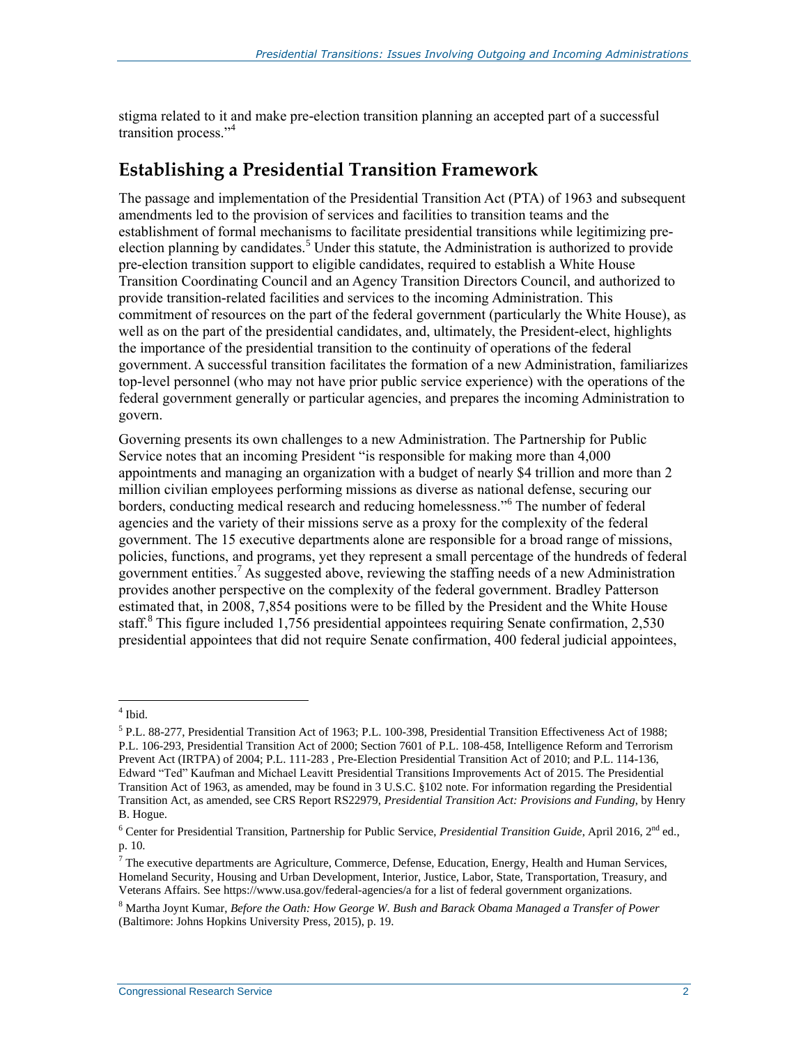stigma related to it and make pre-election transition planning an accepted part of a successful transition process."[4]

## Establishing a Presidential Transition Framework

The passage and implementation of the Presidential Transition Act (PTA) of 1963 and subsequent amendments led to the provision of services and facilities to transition teams and the establishment of formal mechanisms to facilitate presidential transitions while legitimizing pre-election planning by candidates.[5] Under this statute, the Administration is authorized to provide pre-election transition support to eligible candidates, required to establish a White House Transition Coordinating Council and an Agency Transition Directors Council, and authorized to provide transition-related facilities and services to the incoming Administration. This commitment of resources on the part of the federal government (particularly the White House), as well as on the part of the presidential candidates, and, ultimately, the President-elect, highlights the importance of the presidential transition to the continuity of operations of the federal government. A successful transition facilitates the formation of a new Administration, familiarizes top-level personnel (who may not have prior public service experience) with the operations of the federal government generally or particular agencies, and prepares the incoming Administration to govern.

Governing presents its own challenges to a new Administration. The Partnership for Public Service notes that an incoming President "is responsible for making more than 4,000 appointments and managing an organization with a budget of nearly $4 trillion and more than 2 million civilian employees performing missions as diverse as national defense, securing our borders, conducting medical research and reducing homelessness."[6] The number of federal agencies and the variety of their missions serve as a proxy for the complexity of the federal government. The 15 executive departments alone are responsible for a broad range of missions, policies, functions, and programs, yet they represent a small percentage of the hundreds of federal government entities.[7] As suggested above, reviewing the staffing needs of a new Administration provides another perspective on the complexity of the federal government. Bradley Patterson estimated that, in 2008, 7,854 positions were to be filled by the President and the White House staff.[8] This figure included 1,756 presidential appointees requiring Senate confirmation, 2,530 presidential appointees that did not require Senate confirmation, 400 federal judicial appointees,

---

[4] Ibid.

[5] P.L. 88-277, Presidential Transition Act of 1963; P.L. 100-398, Presidential Transition Effectiveness Act of 1988; P.L. 106-293, Presidential Transition Act of 2000; Section 7601 of P.L. 108-458, Intelligence Reform and Terrorism Prevent Act (IRTPA) of 2004; P.L. 111-283 , Pre-Election Presidential Transition Act of 2010; and P.L. 114-136, Edward "Ted" Kaufman and Michael Leavitt Presidential Transitions Improvements Act of 2015. The Presidential Transition Act of 1963, as amended, may be found in 3 U.S.C. §102 note. For information regarding the Presidential Transition Act, as amended, see CRS Report RS22979, *Presidential Transition Act: Provisions and Funding*, by Henry B. Hogue.

[6] Center for Presidential Transition, Partnership for Public Service, *Presidential Transition Guide*, April 2016, 2nd ed., p. 10.

[7] The executive departments are Agriculture, Commerce, Defense, Education, Energy, Health and Human Services, Homeland Security, Housing and Urban Development, Interior, Justice, Labor, State, Transportation, Treasury, and Veterans Affairs. See https://www.usa.gov/federal-agencies/a for a list of federal government organizations.

[8] Martha Joynt Kumar, *Before the Oath: How George W. Bush and Barack Obama Managed a Transfer of Power* (Baltimore: Johns Hopkins University Press, 2015), p. 19.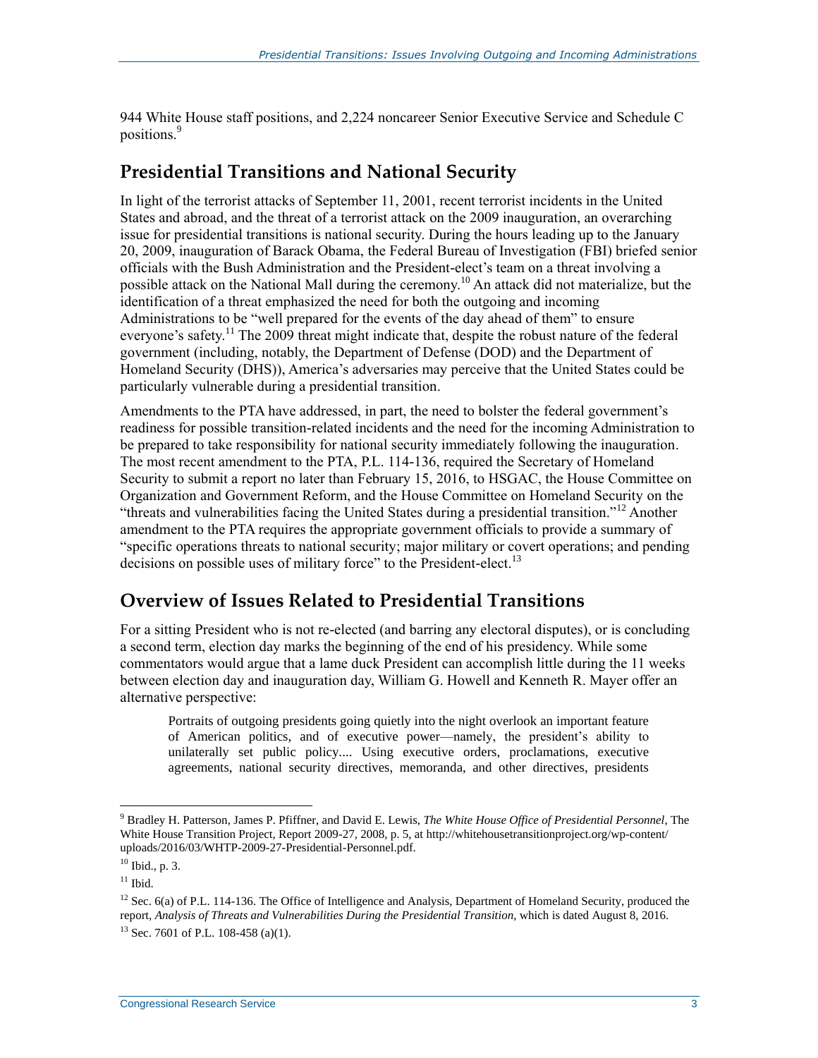944 White House staff positions, and 2,224 noncareer Senior Executive Service and Schedule C positions.[9]

## Presidential Transitions and National Security

In light of the terrorist attacks of September 11, 2001, recent terrorist incidents in the United States and abroad, and the threat of a terrorist attack on the 2009 inauguration, an overarching issue for presidential transitions is national security. During the hours leading up to the January 20, 2009, inauguration of Barack Obama, the Federal Bureau of Investigation (FBI) briefed senior officials with the Bush Administration and the President-elect's team on a threat involving a possible attack on the National Mall during the ceremony.[10] An attack did not materialize, but the identification of a threat emphasized the need for both the outgoing and incoming Administrations to be "well prepared for the events of the day ahead of them" to ensure everyone's safety.[11] The 2009 threat might indicate that, despite the robust nature of the federal government (including, notably, the Department of Defense (DOD) and the Department of Homeland Security (DHS)), America's adversaries may perceive that the United States could be particularly vulnerable during a presidential transition.

Amendments to the PTA have addressed, in part, the need to bolster the federal government's readiness for possible transition-related incidents and the need for the incoming Administration to be prepared to take responsibility for national security immediately following the inauguration. The most recent amendment to the PTA, P.L. 114-136, required the Secretary of Homeland Security to submit a report no later than February 15, 2016, to HSGAC, the House Committee on Oversight and Government Reform, and the House Committee on Homeland Security on the "threats and vulnerabilities facing the United States during a presidential transition."[12] Another amendment to the PTA requires the appropriate government officials to provide a summary of "specific operations threats to national security; major military or covert operations; and pending decisions on possible uses of military force" to the President-elect.[13]

## Overview of Issues Related to Presidential Transitions

For a sitting President who is not re-elected (and barring any electoral disputes), or is concluding a second term, election day marks the beginning of the end of his presidency. While some commentators would argue that a lame duck President can accomplish little during the 11 weeks between election day and inauguration day, William G. Howell and Kenneth R. Mayer offer an alternative perspective:

> Portraits of outgoing presidents going quietly into the night overlook an important feature of American politics, and of executive power—namely, the president's ability to unilaterally set public policy.... Using executive orders, proclamations, executive agreements, national security directives, memoranda, and other directives, presidents

---

[9] Bradley H. Patterson, James P. Pfiffner, and David E. Lewis, *The White House Office of Presidential Personnel*, The White House Transition Project, Report 2009-27, 2008, p. 5, at http://whitehousetransitionproject.org/wp-content/uploads/2016/03/WHTP-2009-27-Presidential-Personnel.pdf.

[10] Ibid., p. 3.

[11] Ibid.

[12] Sec. 6(a) of P.L. 114-136. The Office of Intelligence and Analysis, Department of Homeland Security, produced the report, *Analysis of Threats and Vulnerabilities During the Presidential Transition*, which is dated August 8, 2016.

[13] Sec. 7601 of P.L. 108-458 (a)(1).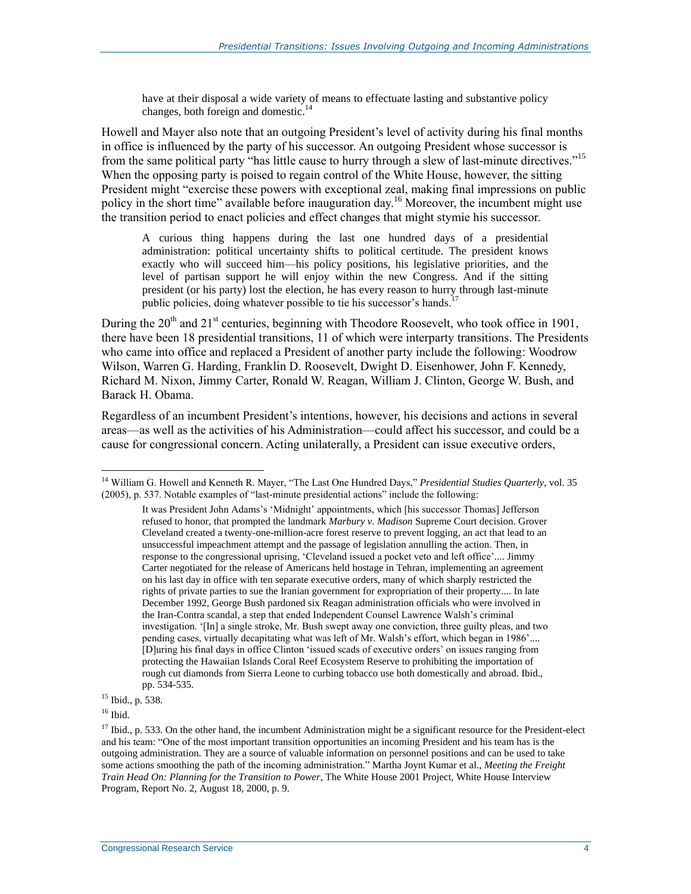> have at their disposal a wide variety of means to effectuate lasting and substantive policy changes, both foreign and domestic.[14]

Howell and Mayer also note that an outgoing President's level of activity during his final months in office is influenced by the party of his successor. An outgoing President whose successor is from the same political party "has little cause to hurry through a slew of last-minute directives."[15] When the opposing party is poised to regain control of the White House, however, the sitting President might "exercise these powers with exceptional zeal, making final impressions on public policy in the short time" available before inauguration day.[16] Moreover, the incumbent might use the transition period to enact policies and effect changes that might stymie his successor.

> A curious thing happens during the last one hundred days of a presidential administration: political uncertainty shifts to political certitude. The president knows exactly who will succeed him—his policy positions, his legislative priorities, and the level of partisan support he will enjoy within the new Congress. And if the sitting president (or his party) lost the election, he has every reason to hurry through last-minute public policies, doing whatever possible to tie his successor's hands.[17]

During the 20th and 21st centuries, beginning with Theodore Roosevelt, who took office in 1901, there have been 18 presidential transitions, 11 of which were interparty transitions. The Presidents who came into office and replaced a President of another party include the following: Woodrow Wilson, Warren G. Harding, Franklin D. Roosevelt, Dwight D. Eisenhower, John F. Kennedy, Richard M. Nixon, Jimmy Carter, Ronald W. Reagan, William J. Clinton, George W. Bush, and Barack H. Obama.

Regardless of an incumbent President's intentions, however, his decisions and actions in several areas—as well as the activities of his Administration—could affect his successor, and could be a cause for congressional concern. Acting unilaterally, a President can issue executive orders,

---

[14] William G. Howell and Kenneth R. Mayer, "The Last One Hundred Days," *Presidential Studies Quarterly*, vol. 35 (2005), p. 537. Notable examples of "last-minute presidential actions" include the following:

> It was President John Adams's 'Midnight' appointments, which [his successor Thomas] Jefferson refused to honor, that prompted the landmark *Marbury v. Madison* Supreme Court decision. Grover Cleveland created a twenty-one-million-acre forest reserve to prevent logging, an act that lead to an unsuccessful impeachment attempt and the passage of legislation annulling the action. Then, in response to the congressional uprising, 'Cleveland issued a pocket veto and left office'.... Jimmy Carter negotiated for the release of Americans held hostage in Tehran, implementing an agreement on his last day in office with ten separate executive orders, many of which sharply restricted the rights of private parties to sue the Iranian government for expropriation of their property.... In late December 1992, George Bush pardoned six Reagan administration officials who were involved in the Iran-Contra scandal, a step that ended Independent Counsel Lawrence Walsh's criminal investigation. '[In] a single stroke, Mr. Bush swept away one conviction, three guilty pleas, and two pending cases, virtually decapitating what was left of Mr. Walsh's effort, which began in 1986'.... [D]uring his final days in office Clinton 'issued scads of executive orders' on issues ranging from protecting the Hawaiian Islands Coral Reef Ecosystem Reserve to prohibiting the importation of rough cut diamonds from Sierra Leone to curbing tobacco use both domestically and abroad. Ibid., pp. 534-535.

[15] Ibid., p. 538.

[16] Ibid.

[17] Ibid., p. 533. On the other hand, the incumbent Administration might be a significant resource for the President-elect and his team: "One of the most important transition opportunities an incoming President and his team has is the outgoing administration. They are a source of valuable information on personnel positions and can be used to take some actions smoothing the path of the incoming administration." Martha Joynt Kumar et al., *Meeting the Freight Train Head On: Planning for the Transition to Power*, The White House 2001 Project, White House Interview Program, Report No. 2, August 18, 2000, p. 9.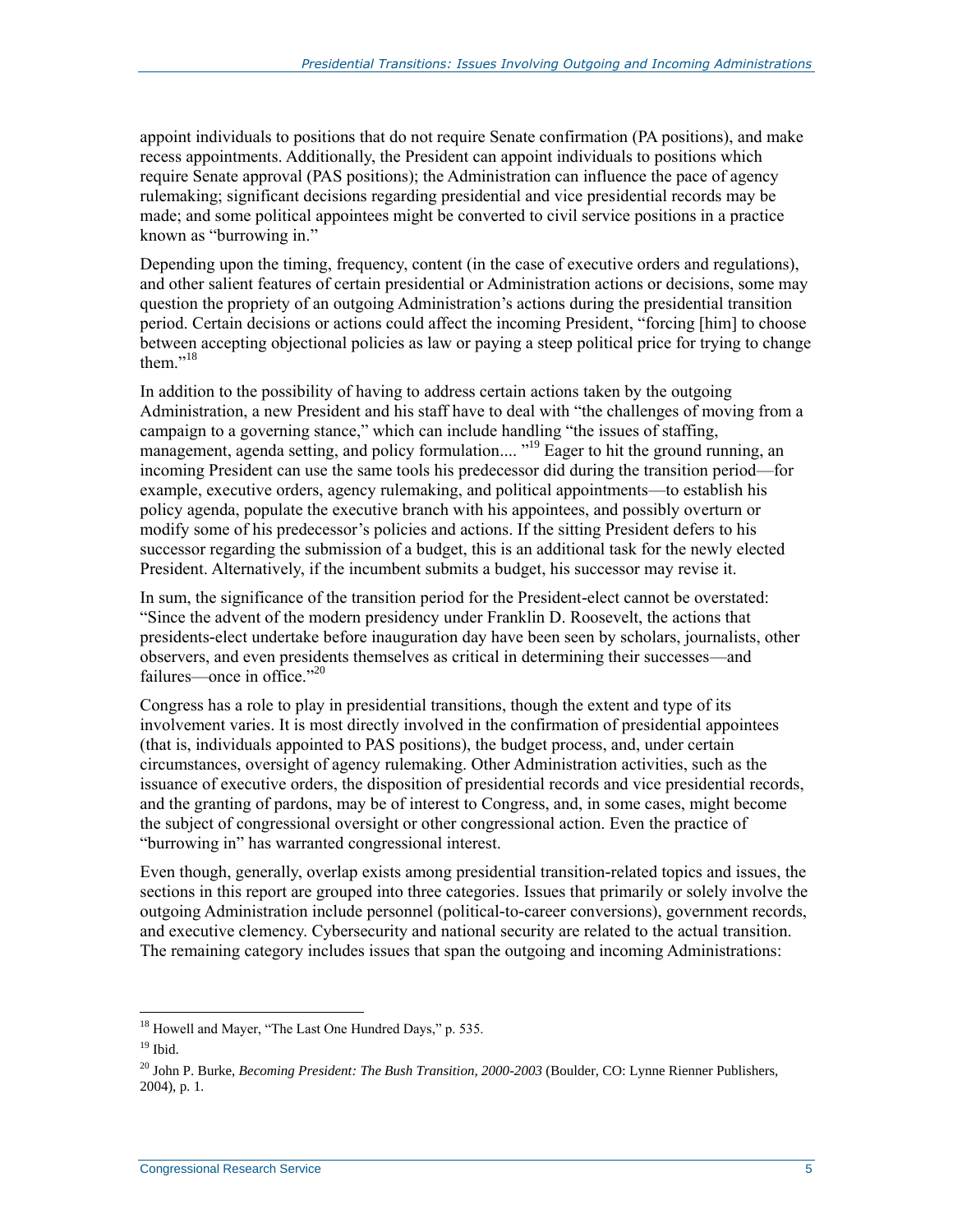appoint individuals to positions that do not require Senate confirmation (PA positions), and make recess appointments. Additionally, the President can appoint individuals to positions which require Senate approval (PAS positions); the Administration can influence the pace of agency rulemaking; significant decisions regarding presidential and vice presidential records may be made; and some political appointees might be converted to civil service positions in a practice known as "burrowing in."

Depending upon the timing, frequency, content (in the case of executive orders and regulations), and other salient features of certain presidential or Administration actions or decisions, some may question the propriety of an outgoing Administration's actions during the presidential transition period. Certain decisions or actions could affect the incoming President, "forcing [him] to choose between accepting objectional policies as law or paying a steep political price for trying to change them."[18]

In addition to the possibility of having to address certain actions taken by the outgoing Administration, a new President and his staff have to deal with "the challenges of moving from a campaign to a governing stance," which can include handling "the issues of staffing, management, agenda setting, and policy formulation.... "[19] Eager to hit the ground running, an incoming President can use the same tools his predecessor did during the transition period—for example, executive orders, agency rulemaking, and political appointments—to establish his policy agenda, populate the executive branch with his appointees, and possibly overturn or modify some of his predecessor's policies and actions. If the sitting President defers to his successor regarding the submission of a budget, this is an additional task for the newly elected President. Alternatively, if the incumbent submits a budget, his successor may revise it.

In sum, the significance of the transition period for the President-elect cannot be overstated: "Since the advent of the modern presidency under Franklin D. Roosevelt, the actions that presidents-elect undertake before inauguration day have been seen by scholars, journalists, other observers, and even presidents themselves as critical in determining their successes—and failures—once in office."[20]

Congress has a role to play in presidential transitions, though the extent and type of its involvement varies. It is most directly involved in the confirmation of presidential appointees (that is, individuals appointed to PAS positions), the budget process, and, under certain circumstances, oversight of agency rulemaking. Other Administration activities, such as the issuance of executive orders, the disposition of presidential records and vice presidential records, and the granting of pardons, may be of interest to Congress, and, in some cases, might become the subject of congressional oversight or other congressional action. Even the practice of "burrowing in" has warranted congressional interest.

Even though, generally, overlap exists among presidential transition-related topics and issues, the sections in this report are grouped into three categories. Issues that primarily or solely involve the outgoing Administration include personnel (political-to-career conversions), government records, and executive clemency. Cybersecurity and national security are related to the actual transition. The remaining category includes issues that span the outgoing and incoming Administrations:

---

[18] Howell and Mayer, "The Last One Hundred Days," p. 535.

[19] Ibid.

[20] John P. Burke, *Becoming President: The Bush Transition, 2000-2003* (Boulder, CO: Lynne Rienner Publishers, 2004), p. 1.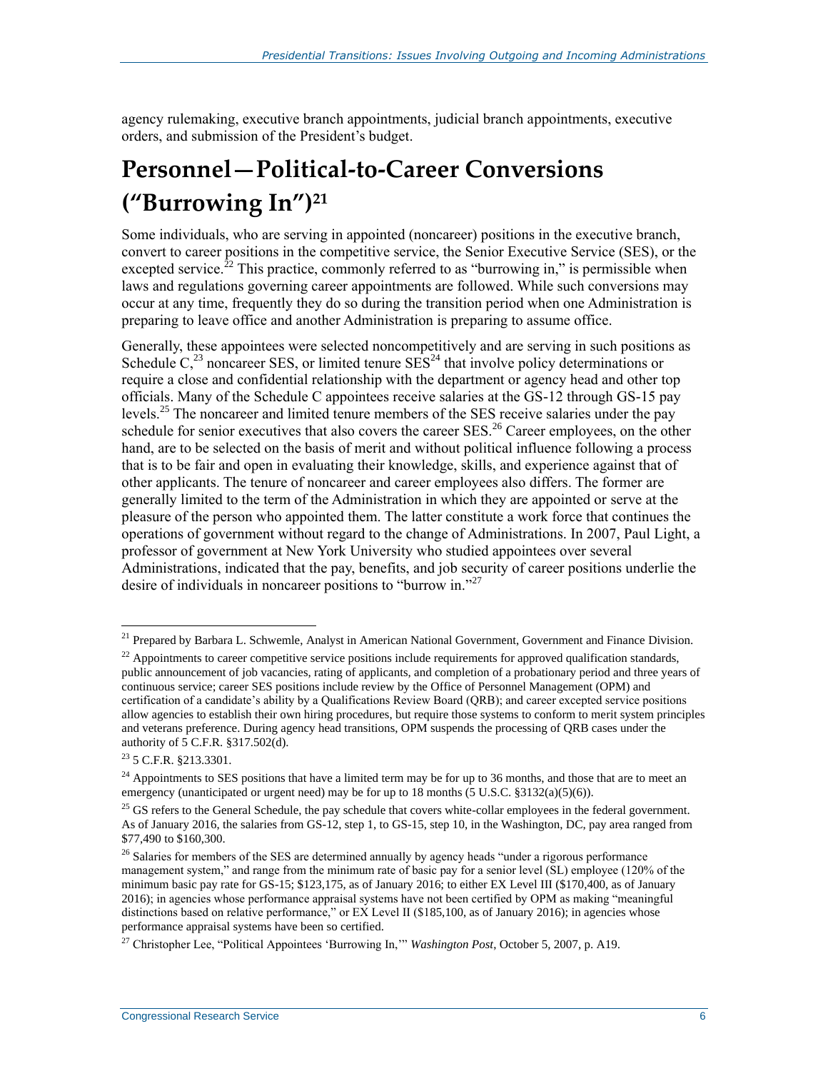agency rulemaking, executive branch appointments, judicial branch appointments, executive orders, and submission of the President's budget.

## Personnel—Political-to-Career Conversions ("Burrowing In")[21]

Some individuals, who are serving in appointed (noncareer) positions in the executive branch, convert to career positions in the competitive service, the Senior Executive Service (SES), or the excepted service.[22] This practice, commonly referred to as "burrowing in," is permissible when laws and regulations governing career appointments are followed. While such conversions may occur at any time, frequently they do so during the transition period when one Administration is preparing to leave office and another Administration is preparing to assume office.

Generally, these appointees were selected noncompetitively and are serving in such positions as Schedule C,[23] noncareer SES, or limited tenure SES[24] that involve policy determinations or require a close and confidential relationship with the department or agency head and other top officials. Many of the Schedule C appointees receive salaries at the GS-12 through GS-15 pay levels.[25] The noncareer and limited tenure members of the SES receive salaries under the pay schedule for senior executives that also covers the career SES.[26] Career employees, on the other hand, are to be selected on the basis of merit and without political influence following a process that is to be fair and open in evaluating their knowledge, skills, and experience against that of other applicants. The tenure of noncareer and career employees also differs. The former are generally limited to the term of the Administration in which they are appointed or serve at the pleasure of the person who appointed them. The latter constitute a work force that continues the operations of government without regard to the change of Administrations. In 2007, Paul Light, a professor of government at New York University who studied appointees over several Administrations, indicated that the pay, benefits, and job security of career positions underlie the desire of individuals in noncareer positions to "burrow in."[27]

---

[21] Prepared by Barbara L. Schwemle, Analyst in American National Government, Government and Finance Division.

[22] Appointments to career competitive service positions include requirements for approved qualification standards, public announcement of job vacancies, rating of applicants, and completion of a probationary period and three years of continuous service; career SES positions include review by the Office of Personnel Management (OPM) and certification of a candidate's ability by a Qualifications Review Board (QRB); and career excepted service positions allow agencies to establish their own hiring procedures, but require those systems to conform to merit system principles and veterans preference. During agency head transitions, OPM suspends the processing of QRB cases under the authority of 5 C.F.R. §317.502(d).

[23] 5 C.F.R. §213.3301.

[24] Appointments to SES positions that have a limited term may be for up to 36 months, and those that are to meet an emergency (unanticipated or urgent need) may be for up to 18 months (5 U.S.C. §3132(a)(5)(6)).

[25] GS refers to the General Schedule, the pay schedule that covers white-collar employees in the federal government. As of January 2016, the salaries from GS-12, step 1, to GS-15, step 10, in the Washington, DC, pay area ranged from $77,490 to $160,300.

[26] Salaries for members of the SES are determined annually by agency heads "under a rigorous performance management system," and range from the minimum rate of basic pay for a senior level (SL) employee (120% of the minimum basic pay rate for GS-15; $123,175, as of January 2016; to either EX Level III ($170,400, as of January 2016); in agencies whose performance appraisal systems have not been certified by OPM as making "meaningful distinctions based on relative performance," or EX Level II ($185,100, as of January 2016); in agencies whose performance appraisal systems have been so certified.

[27] Christopher Lee, "Political Appointees 'Burrowing In,'" *Washington Post*, October 5, 2007, p. A19.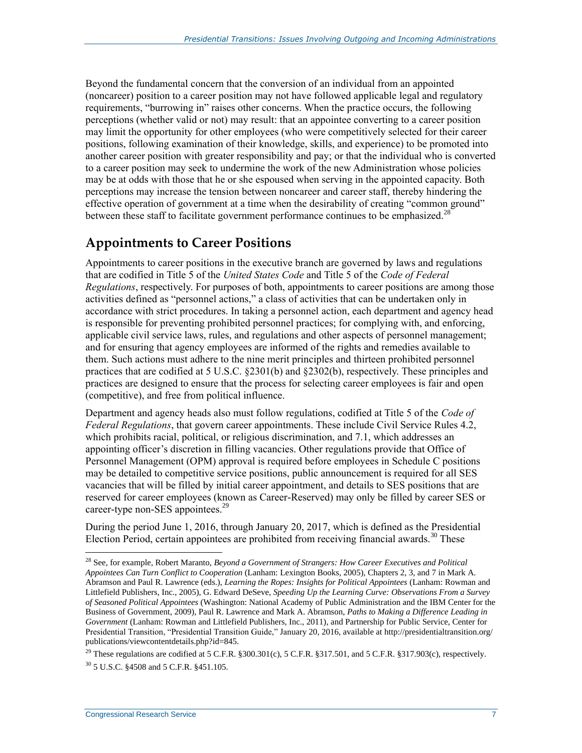Beyond the fundamental concern that the conversion of an individual from an appointed (noncareer) position to a career position may not have followed applicable legal and regulatory requirements, "burrowing in" raises other concerns. When the practice occurs, the following perceptions (whether valid or not) may result: that an appointee converting to a career position may limit the opportunity for other employees (who were competitively selected for their career positions, following examination of their knowledge, skills, and experience) to be promoted into another career position with greater responsibility and pay; or that the individual who is converted to a career position may seek to undermine the work of the new Administration whose policies may be at odds with those that he or she espoused when serving in the appointed capacity. Both perceptions may increase the tension between noncareer and career staff, thereby hindering the effective operation of government at a time when the desirability of creating "common ground" between these staff to facilitate government performance continues to be emphasized.[28]

## Appointments to Career Positions

Appointments to career positions in the executive branch are governed by laws and regulations that are codified in Title 5 of the *United States Code* and Title 5 of the *Code of Federal Regulations*, respectively. For purposes of both, appointments to career positions are among those activities defined as "personnel actions," a class of activities that can be undertaken only in accordance with strict procedures. In taking a personnel action, each department and agency head is responsible for preventing prohibited personnel practices; for complying with, and enforcing, applicable civil service laws, rules, and regulations and other aspects of personnel management; and for ensuring that agency employees are informed of the rights and remedies available to them. Such actions must adhere to the nine merit principles and thirteen prohibited personnel practices that are codified at 5 U.S.C. §2301(b) and §2302(b), respectively. These principles and practices are designed to ensure that the process for selecting career employees is fair and open (competitive), and free from political influence.

Department and agency heads also must follow regulations, codified at Title 5 of the *Code of Federal Regulations*, that govern career appointments. These include Civil Service Rules 4.2, which prohibits racial, political, or religious discrimination, and 7.1, which addresses an appointing officer's discretion in filling vacancies. Other regulations provide that Office of Personnel Management (OPM) approval is required before employees in Schedule C positions may be detailed to competitive service positions, public announcement is required for all SES vacancies that will be filled by initial career appointment, and details to SES positions that are reserved for career employees (known as Career-Reserved) may only be filled by career SES or career-type non-SES appointees.[29]

During the period June 1, 2016, through January 20, 2017, which is defined as the Presidential Election Period, certain appointees are prohibited from receiving financial awards.[30] These

---

[28] See, for example, Robert Maranto, *Beyond a Government of Strangers: How Career Executives and Political Appointees Can Turn Conflict to Cooperation* (Lanham: Lexington Books, 2005), Chapters 2, 3, and 7 in Mark A. Abramson and Paul R. Lawrence (eds.), *Learning the Ropes: Insights for Political Appointees* (Lanham: Rowman and Littlefield Publishers, Inc., 2005), G. Edward DeSeve, *Speeding Up the Learning Curve: Observations From a Survey of Seasoned Political Appointees* (Washington: National Academy of Public Administration and the IBM Center for the Business of Government, 2009), Paul R. Lawrence and Mark A. Abramson, *Paths to Making a Difference Leading in Government* (Lanham: Rowman and Littlefield Publishers, Inc., 2011), and Partnership for Public Service, Center for Presidential Transition, "Presidential Transition Guide," January 20, 2016, available at http://presidentialtransition.org/publications/viewcontentdetails.php?id=845.

[29] These regulations are codified at 5 C.F.R. §300.301(c), 5 C.F.R. §317.501, and 5 C.F.R. §317.903(c), respectively.

[30] 5 U.S.C. §4508 and 5 C.F.R. §451.105.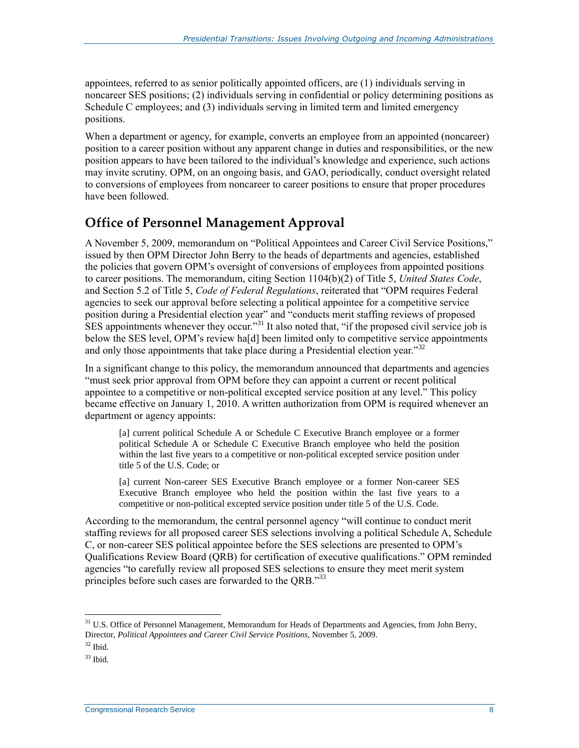appointees, referred to as senior politically appointed officers, are (1) individuals serving in noncareer SES positions; (2) individuals serving in confidential or policy determining positions as Schedule C employees; and (3) individuals serving in limited term and limited emergency positions.

When a department or agency, for example, converts an employee from an appointed (noncareer) position to a career position without any apparent change in duties and responsibilities, or the new position appears to have been tailored to the individual's knowledge and experience, such actions may invite scrutiny. OPM, on an ongoing basis, and GAO, periodically, conduct oversight related to conversions of employees from noncareer to career positions to ensure that proper procedures have been followed.

## Office of Personnel Management Approval

A November 5, 2009, memorandum on "Political Appointees and Career Civil Service Positions," issued by then OPM Director John Berry to the heads of departments and agencies, established the policies that govern OPM's oversight of conversions of employees from appointed positions to career positions. The memorandum, citing Section 1104(b)(2) of Title 5, *United States Code*, and Section 5.2 of Title 5, *Code of Federal Regulations*, reiterated that "OPM requires Federal agencies to seek our approval before selecting a political appointee for a competitive service position during a Presidential election year" and "conducts merit staffing reviews of proposed SES appointments whenever they occur."[31] It also noted that, "if the proposed civil service job is below the SES level, OPM's review ha[d] been limited only to competitive service appointments and only those appointments that take place during a Presidential election year."[32]

In a significant change to this policy, the memorandum announced that departments and agencies "must seek prior approval from OPM before they can appoint a current or recent political appointee to a competitive or non-political excepted service position at any level." This policy became effective on January 1, 2010. A written authorization from OPM is required whenever an department or agency appoints:

> [a] current political Schedule A or Schedule C Executive Branch employee or a former political Schedule A or Schedule C Executive Branch employee who held the position within the last five years to a competitive or non-political excepted service position under title 5 of the U.S. Code; or
>
> [a] current Non-career SES Executive Branch employee or a former Non-career SES Executive Branch employee who held the position within the last five years to a competitive or non-political excepted service position under title 5 of the U.S. Code.

According to the memorandum, the central personnel agency "will continue to conduct merit staffing reviews for all proposed career SES selections involving a political Schedule A, Schedule C, or non-career SES political appointee before the SES selections are presented to OPM's Qualifications Review Board (QRB) for certification of executive qualifications." OPM reminded agencies "to carefully review all proposed SES selections to ensure they meet merit system principles before such cases are forwarded to the QRB."[33]

---

[31] U.S. Office of Personnel Management, Memorandum for Heads of Departments and Agencies, from John Berry, Director, *Political Appointees and Career Civil Service Positions*, November 5, 2009.

[32] Ibid.

[33] Ibid.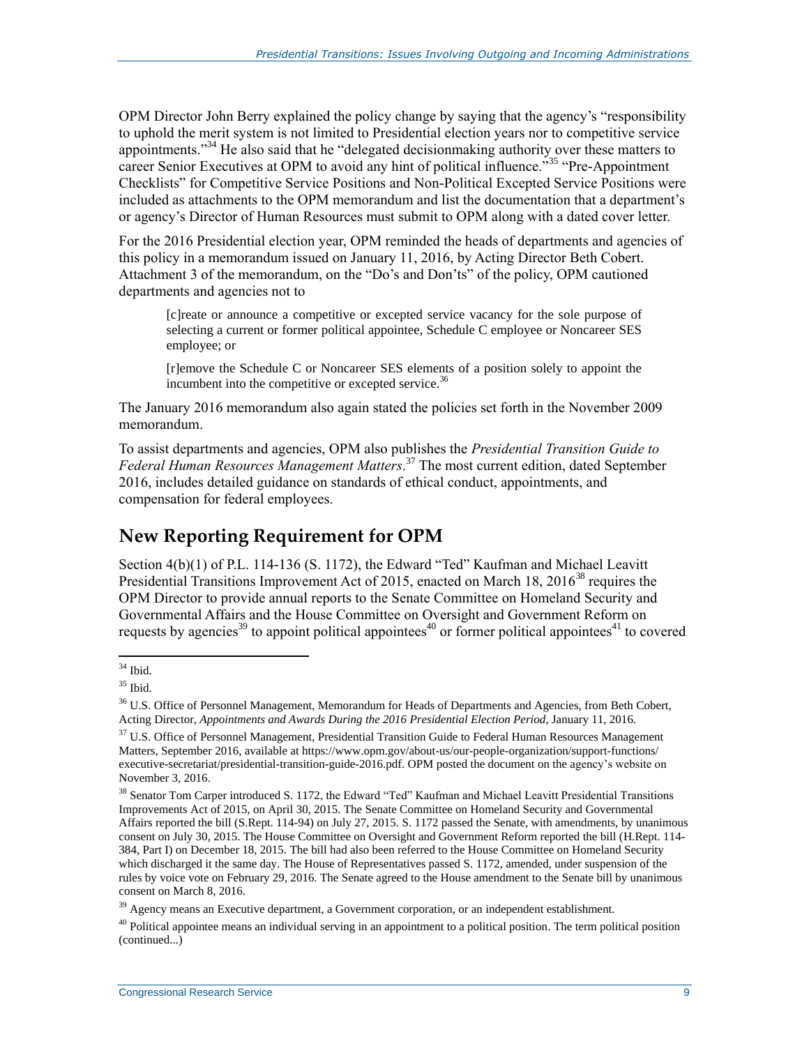OPM Director John Berry explained the policy change by saying that the agency's "responsibility to uphold the merit system is not limited to Presidential election years nor to competitive service appointments."[34] He also said that he "delegated decisionmaking authority over these matters to career Senior Executives at OPM to avoid any hint of political influence."[35] "Pre-Appointment Checklists" for Competitive Service Positions and Non-Political Excepted Service Positions were included as attachments to the OPM memorandum and list the documentation that a department's or agency's Director of Human Resources must submit to OPM along with a dated cover letter.

For the 2016 Presidential election year, OPM reminded the heads of departments and agencies of this policy in a memorandum issued on January 11, 2016, by Acting Director Beth Cobert. Attachment 3 of the memorandum, on the "Do's and Don'ts" of the policy, OPM cautioned departments and agencies not to

> [c]reate or announce a competitive or excepted service vacancy for the sole purpose of selecting a current or former political appointee, Schedule C employee or Noncareer SES employee; or
>
> [r]emove the Schedule C or Noncareer SES elements of a position solely to appoint the incumbent into the competitive or excepted service.[36]

The January 2016 memorandum also again stated the policies set forth in the November 2009 memorandum.

To assist departments and agencies, OPM also publishes the *Presidential Transition Guide to Federal Human Resources Management Matters*.[37] The most current edition, dated September 2016, includes detailed guidance on standards of ethical conduct, appointments, and compensation for federal employees.

## New Reporting Requirement for OPM

Section 4(b)(1) of P.L. 114-136 (S. 1172), the Edward "Ted" Kaufman and Michael Leavitt Presidential Transitions Improvement Act of 2015, enacted on March 18, 2016[38] requires the OPM Director to provide annual reports to the Senate Committee on Homeland Security and Governmental Affairs and the House Committee on Oversight and Government Reform on requests by agencies[39] to appoint political appointees[40] or former political appointees[41] to covered

---

[34] Ibid.

[35] Ibid.

[36] U.S. Office of Personnel Management, Memorandum for Heads of Departments and Agencies, from Beth Cobert, Acting Director, *Appointments and Awards During the 2016 Presidential Election Period*, January 11, 2016.

[37] U.S. Office of Personnel Management, Presidential Transition Guide to Federal Human Resources Management Matters, September 2016, available at https://www.opm.gov/about-us/our-people-organization/support-functions/executive-secretariat/presidential-transition-guide-2016.pdf. OPM posted the document on the agency's website on November 3, 2016.

[38] Senator Tom Carper introduced S. 1172, the Edward "Ted" Kaufman and Michael Leavitt Presidential Transitions Improvements Act of 2015, on April 30, 2015. The Senate Committee on Homeland Security and Governmental Affairs reported the bill (S.Rept. 114-94) on July 27, 2015. S. 1172 passed the Senate, with amendments, by unanimous consent on July 30, 2015. The House Committee on Oversight and Government Reform reported the bill (H.Rept. 114-384, Part I) on December 18, 2015. The bill had also been referred to the House Committee on Homeland Security which discharged it the same day. The House of Representatives passed S. 1172, amended, under suspension of the rules by voice vote on February 29, 2016. The Senate agreed to the House amendment to the Senate bill by unanimous consent on March 8, 2016.

[39] Agency means an Executive department, a Government corporation, or an independent establishment.

[40] Political appointee means an individual serving in an appointment to a political position. The term political position (continued...)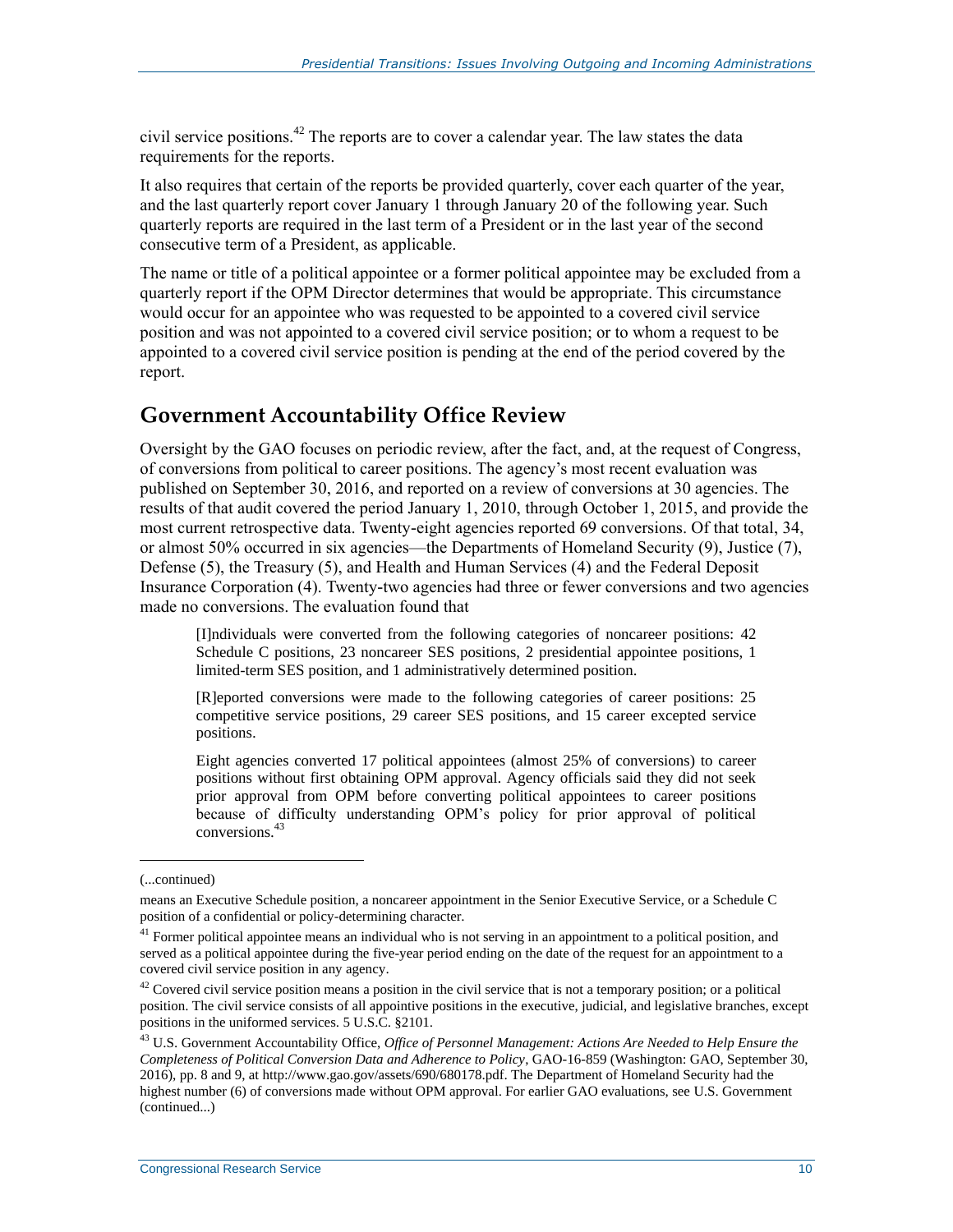civil service positions.[42] The reports are to cover a calendar year. The law states the data requirements for the reports.

It also requires that certain of the reports be provided quarterly, cover each quarter of the year, and the last quarterly report cover January 1 through January 20 of the following year. Such quarterly reports are required in the last term of a President or in the last year of the second consecutive term of a President, as applicable.

The name or title of a political appointee or a former political appointee may be excluded from a quarterly report if the OPM Director determines that would be appropriate. This circumstance would occur for an appointee who was requested to be appointed to a covered civil service position and was not appointed to a covered civil service position; or to whom a request to be appointed to a covered civil service position is pending at the end of the period covered by the report.

## Government Accountability Office Review

Oversight by the GAO focuses on periodic review, after the fact, and, at the request of Congress, of conversions from political to career positions. The agency's most recent evaluation was published on September 30, 2016, and reported on a review of conversions at 30 agencies. The results of that audit covered the period January 1, 2010, through October 1, 2015, and provide the most current retrospective data. Twenty-eight agencies reported 69 conversions. Of that total, 34, or almost 50% occurred in six agencies—the Departments of Homeland Security (9), Justice (7), Defense (5), the Treasury (5), and Health and Human Services (4) and the Federal Deposit Insurance Corporation (4). Twenty-two agencies had three or fewer conversions and two agencies made no conversions. The evaluation found that

> [I]ndividuals were converted from the following categories of noncareer positions: 42 Schedule C positions, 23 noncareer SES positions, 2 presidential appointee positions, 1 limited-term SES position, and 1 administratively determined position.
>
> [R]eported conversions were made to the following categories of career positions: 25 competitive service positions, 29 career SES positions, and 15 career excepted service positions.
>
> Eight agencies converted 17 political appointees (almost 25% of conversions) to career positions without first obtaining OPM approval. Agency officials said they did not seek prior approval from OPM before converting political appointees to career positions because of difficulty understanding OPM's policy for prior approval of political conversions.[43]

---

(...continued)

means an Executive Schedule position, a noncareer appointment in the Senior Executive Service, or a Schedule C position of a confidential or policy-determining character.

[41] Former political appointee means an individual who is not serving in an appointment to a political position, and served as a political appointee during the five-year period ending on the date of the request for an appointment to a covered civil service position in any agency.

[42] Covered civil service position means a position in the civil service that is not a temporary position; or a political position. The civil service consists of all appointive positions in the executive, judicial, and legislative branches, except positions in the uniformed services. 5 U.S.C. §2101.

[43] U.S. Government Accountability Office, *Office of Personnel Management: Actions Are Needed to Help Ensure the Completeness of Political Conversion Data and Adherence to Policy*, GAO-16-859 (Washington: GAO, September 30, 2016), pp. 8 and 9, at http://www.gao.gov/assets/690/680178.pdf. The Department of Homeland Security had the highest number (6) of conversions made without OPM approval. For earlier GAO evaluations, see U.S. Government (continued...)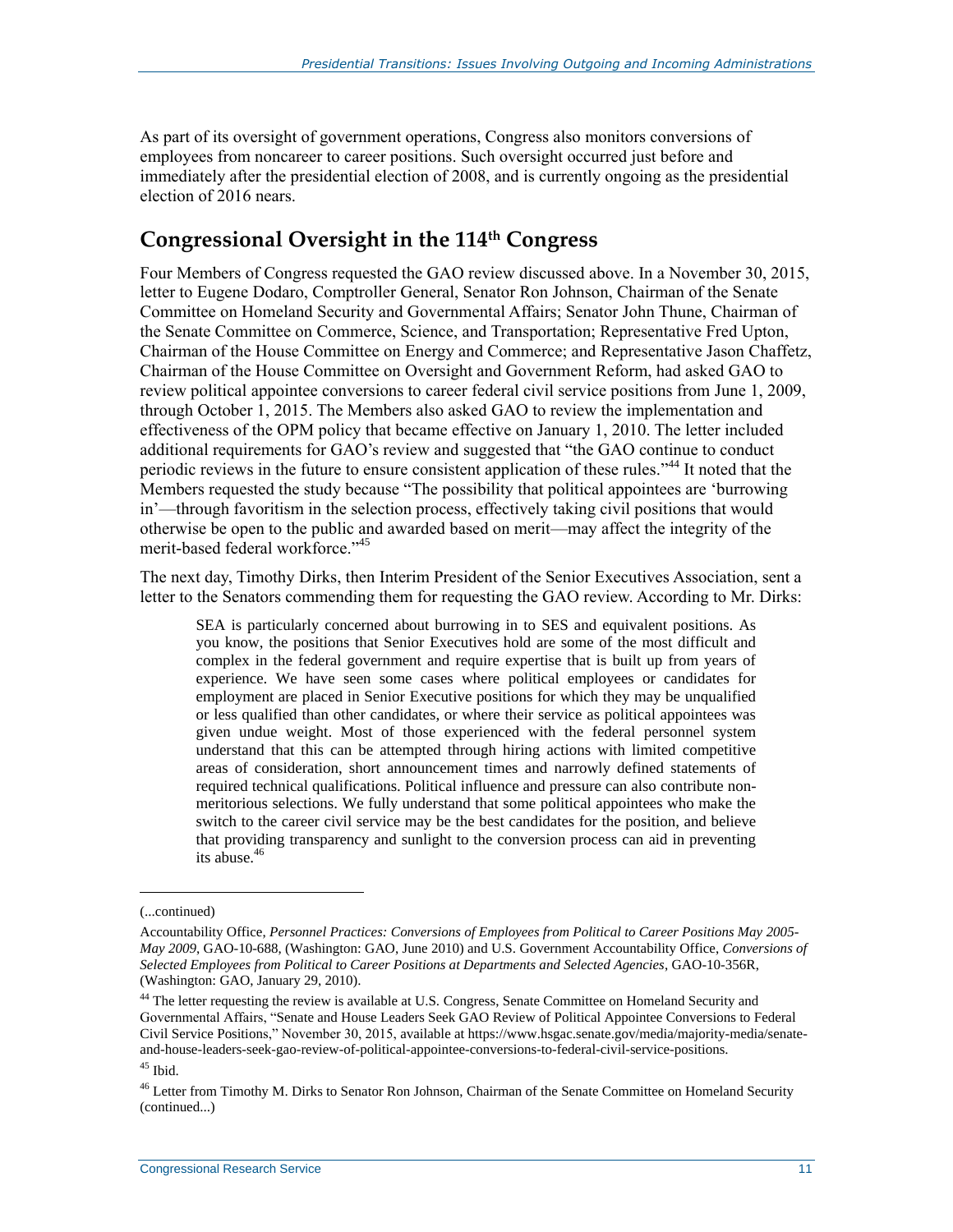As part of its oversight of government operations, Congress also monitors conversions of employees from noncareer to career positions. Such oversight occurred just before and immediately after the presidential election of 2008, and is currently ongoing as the presidential election of 2016 nears.

## Congressional Oversight in the 114th Congress

Four Members of Congress requested the GAO review discussed above. In a November 30, 2015, letter to Eugene Dodaro, Comptroller General, Senator Ron Johnson, Chairman of the Senate Committee on Homeland Security and Governmental Affairs; Senator John Thune, Chairman of the Senate Committee on Commerce, Science, and Transportation; Representative Fred Upton, Chairman of the House Committee on Energy and Commerce; and Representative Jason Chaffetz, Chairman of the House Committee on Oversight and Government Reform, had asked GAO to review political appointee conversions to career federal civil service positions from June 1, 2009, through October 1, 2015. The Members also asked GAO to review the implementation and effectiveness of the OPM policy that became effective on January 1, 2010. The letter included additional requirements for GAO's review and suggested that "the GAO continue to conduct periodic reviews in the future to ensure consistent application of these rules."[44] It noted that the Members requested the study because "The possibility that political appointees are 'burrowing in'—through favoritism in the selection process, effectively taking civil positions that would otherwise be open to the public and awarded based on merit—may affect the integrity of the merit-based federal workforce."[45]

The next day, Timothy Dirks, then Interim President of the Senior Executives Association, sent a letter to the Senators commending them for requesting the GAO review. According to Mr. Dirks:

> SEA is particularly concerned about burrowing in to SES and equivalent positions. As you know, the positions that Senior Executives hold are some of the most difficult and complex in the federal government and require expertise that is built up from years of experience. We have seen some cases where political employees or candidates for employment are placed in Senior Executive positions for which they may be unqualified or less qualified than other candidates, or where their service as political appointees was given undue weight. Most of those experienced with the federal personnel system understand that this can be attempted through hiring actions with limited competitive areas of consideration, short announcement times and narrowly defined statements of required technical qualifications. Political influence and pressure can also contribute non-meritorious selections. We fully understand that some political appointees who make the switch to the career civil service may be the best candidates for the position, and believe that providing transparency and sunlight to the conversion process can aid in preventing its abuse.[46]

---

(...continued)

Accountability Office, *Personnel Practices: Conversions of Employees from Political to Career Positions May 2005-May 2009*, GAO-10-688, (Washington: GAO, June 2010) and U.S. Government Accountability Office, *Conversions of Selected Employees from Political to Career Positions at Departments and Selected Agencies*, GAO-10-356R, (Washington: GAO, January 29, 2010).

[44] The letter requesting the review is available at U.S. Congress, Senate Committee on Homeland Security and Governmental Affairs, "Senate and House Leaders Seek GAO Review of Political Appointee Conversions to Federal Civil Service Positions," November 30, 2015, available at https://www.hsgac.senate.gov/media/majority-media/senate-and-house-leaders-seek-gao-review-of-political-appointee-conversions-to-federal-civil-service-positions.

[45] Ibid.

[46] Letter from Timothy M. Dirks to Senator Ron Johnson, Chairman of the Senate Committee on Homeland Security (continued...)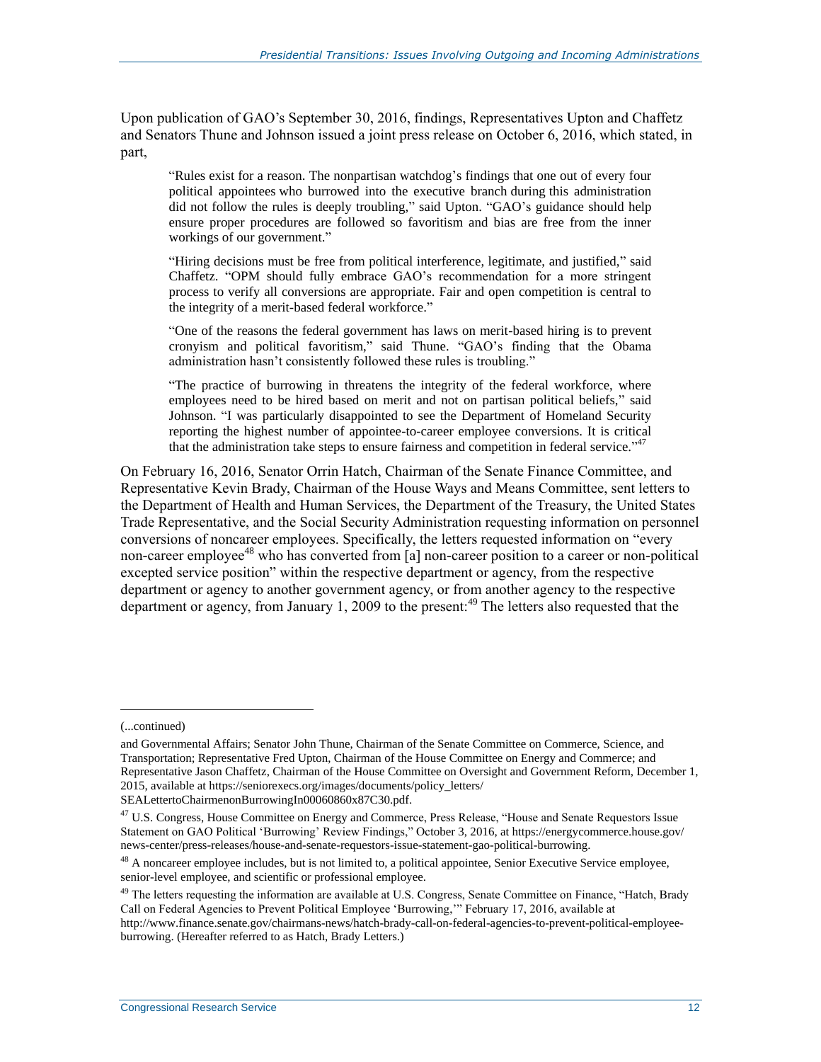Upon publication of GAO's September 30, 2016, findings, Representatives Upton and Chaffetz and Senators Thune and Johnson issued a joint press release on October 6, 2016, which stated, in part,

> "Rules exist for a reason. The nonpartisan watchdog's findings that one out of every four political appointees who burrowed into the executive branch during this administration did not follow the rules is deeply troubling," said Upton. "GAO's guidance should help ensure proper procedures are followed so favoritism and bias are free from the inner workings of our government."
>
> "Hiring decisions must be free from political interference, legitimate, and justified," said Chaffetz. "OPM should fully embrace GAO's recommendation for a more stringent process to verify all conversions are appropriate. Fair and open competition is central to the integrity of a merit-based federal workforce."
>
> "One of the reasons the federal government has laws on merit-based hiring is to prevent cronyism and political favoritism," said Thune. "GAO's finding that the Obama administration hasn't consistently followed these rules is troubling."
>
> "The practice of burrowing in threatens the integrity of the federal workforce, where employees need to be hired based on merit and not on partisan political beliefs," said Johnson. "I was particularly disappointed to see the Department of Homeland Security reporting the highest number of appointee-to-career employee conversions. It is critical that the administration take steps to ensure fairness and competition in federal service."[47]

On February 16, 2016, Senator Orrin Hatch, Chairman of the Senate Finance Committee, and Representative Kevin Brady, Chairman of the House Ways and Means Committee, sent letters to the Department of Health and Human Services, the Department of the Treasury, the United States Trade Representative, and the Social Security Administration requesting information on personnel conversions of noncareer employees. Specifically, the letters requested information on "every non-career employee[48] who has converted from [a] non-career position to a career or non-political excepted service position" within the respective department or agency, from the respective department or agency to another government agency, or from another agency to the respective department or agency, from January 1, 2009 to the present:[49] The letters also requested that the

---

(...continued)

and Governmental Affairs; Senator John Thune, Chairman of the Senate Committee on Commerce, Science, and Transportation; Representative Fred Upton, Chairman of the House Committee on Energy and Commerce; and Representative Jason Chaffetz, Chairman of the House Committee on Oversight and Government Reform, December 1, 2015, available at https://seniorexecs.org/images/documents/policy_letters/SEALettertoChairmenonBurrowingIn00060860x87C30.pdf.

[47] U.S. Congress, House Committee on Energy and Commerce, Press Release, "House and Senate Requestors Issue Statement on GAO Political 'Burrowing' Review Findings," October 3, 2016, at https://energycommerce.house.gov/news-center/press-releases/house-and-senate-requestors-issue-statement-gao-political-burrowing.

[48] A noncareer employee includes, but is not limited to, a political appointee, Senior Executive Service employee, senior-level employee, and scientific or professional employee.

[49] The letters requesting the information are available at U.S. Congress, Senate Committee on Finance, "Hatch, Brady Call on Federal Agencies to Prevent Political Employee 'Burrowing,'" February 17, 2016, available at http://www.finance.senate.gov/chairmans-news/hatch-brady-call-on-federal-agencies-to-prevent-political-employee-burrowing. (Hereafter referred to as Hatch, Brady Letters.)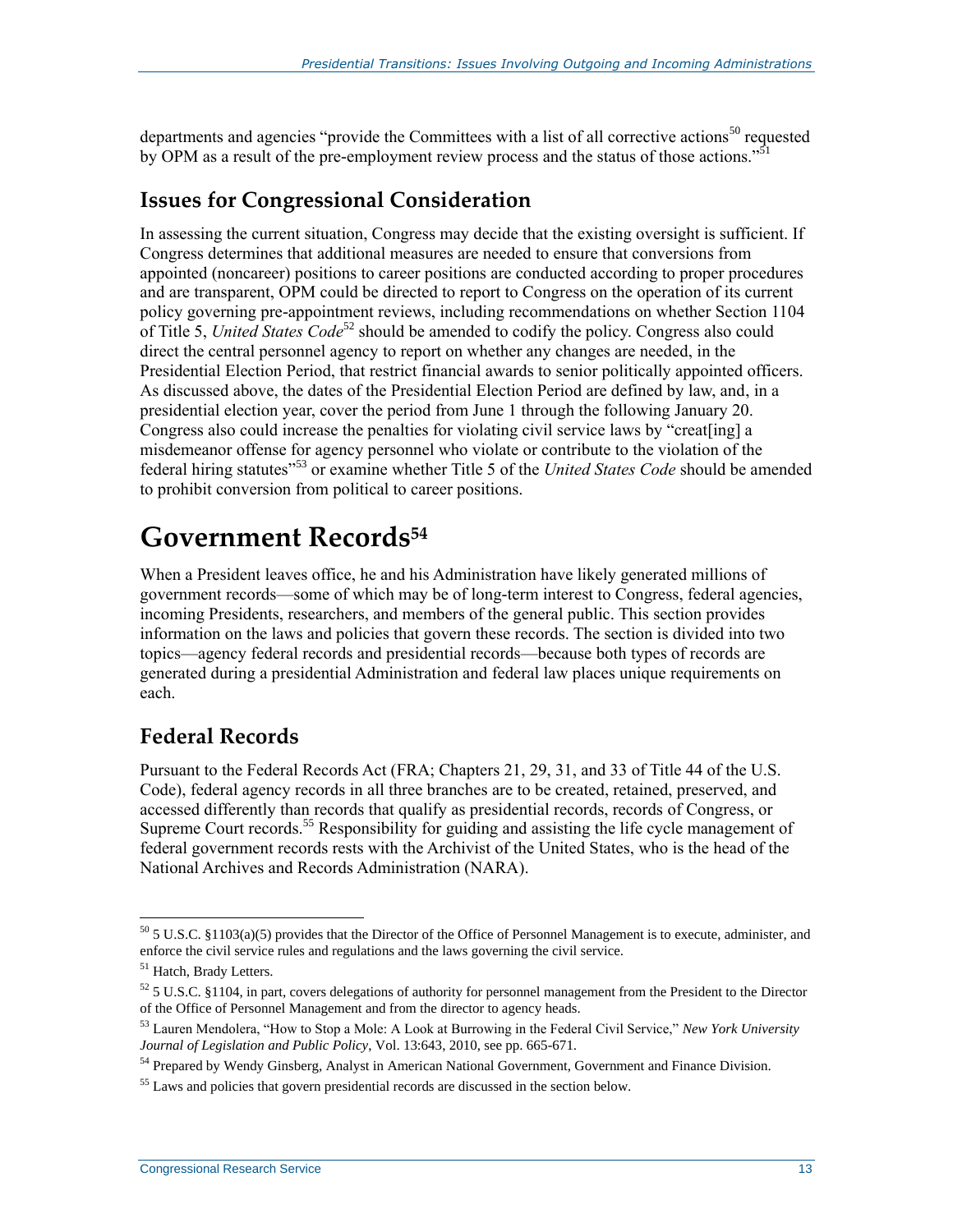departments and agencies "provide the Committees with a list of all corrective actions[50] requested by OPM as a result of the pre-employment review process and the status of those actions."[51]

## Issues for Congressional Consideration

In assessing the current situation, Congress may decide that the existing oversight is sufficient. If Congress determines that additional measures are needed to ensure that conversions from appointed (noncareer) positions to career positions are conducted according to proper procedures and are transparent, OPM could be directed to report to Congress on the operation of its current policy governing pre-appointment reviews, including recommendations on whether Section 1104 of Title 5, *United States Code*[52] should be amended to codify the policy. Congress also could direct the central personnel agency to report on whether any changes are needed, in the Presidential Election Period, that restrict financial awards to senior politically appointed officers. As discussed above, the dates of the Presidential Election Period are defined by law, and, in a presidential election year, cover the period from June 1 through the following January 20. Congress also could increase the penalties for violating civil service laws by "creat[ing] a misdemeanor offense for agency personnel who violate or contribute to the violation of the federal hiring statutes"[53] or examine whether Title 5 of the *United States Code* should be amended to prohibit conversion from political to career positions.

# Government Records[54]

When a President leaves office, he and his Administration have likely generated millions of government records—some of which may be of long-term interest to Congress, federal agencies, incoming Presidents, researchers, and members of the general public. This section provides information on the laws and policies that govern these records. The section is divided into two topics—agency federal records and presidential records—because both types of records are generated during a presidential Administration and federal law places unique requirements on each.

## Federal Records

Pursuant to the Federal Records Act (FRA; Chapters 21, 29, 31, and 33 of Title 44 of the U.S. Code), federal agency records in all three branches are to be created, retained, preserved, and accessed differently than records that qualify as presidential records, records of Congress, or Supreme Court records.[55] Responsibility for guiding and assisting the life cycle management of federal government records rests with the Archivist of the United States, who is the head of the National Archives and Records Administration (NARA).

---

[50] 5 U.S.C. §1103(a)(5) provides that the Director of the Office of Personnel Management is to execute, administer, and enforce the civil service rules and regulations and the laws governing the civil service.

[51] Hatch, Brady Letters.

[52] 5 U.S.C. §1104, in part, covers delegations of authority for personnel management from the President to the Director of the Office of Personnel Management and from the director to agency heads.

[53] Lauren Mendolera, "How to Stop a Mole: A Look at Burrowing in the Federal Civil Service," *New York University Journal of Legislation and Public Policy*, Vol. 13:643, 2010, see pp. 665-671.

[54] Prepared by Wendy Ginsberg, Analyst in American National Government, Government and Finance Division.

[55] Laws and policies that govern presidential records are discussed in the section below.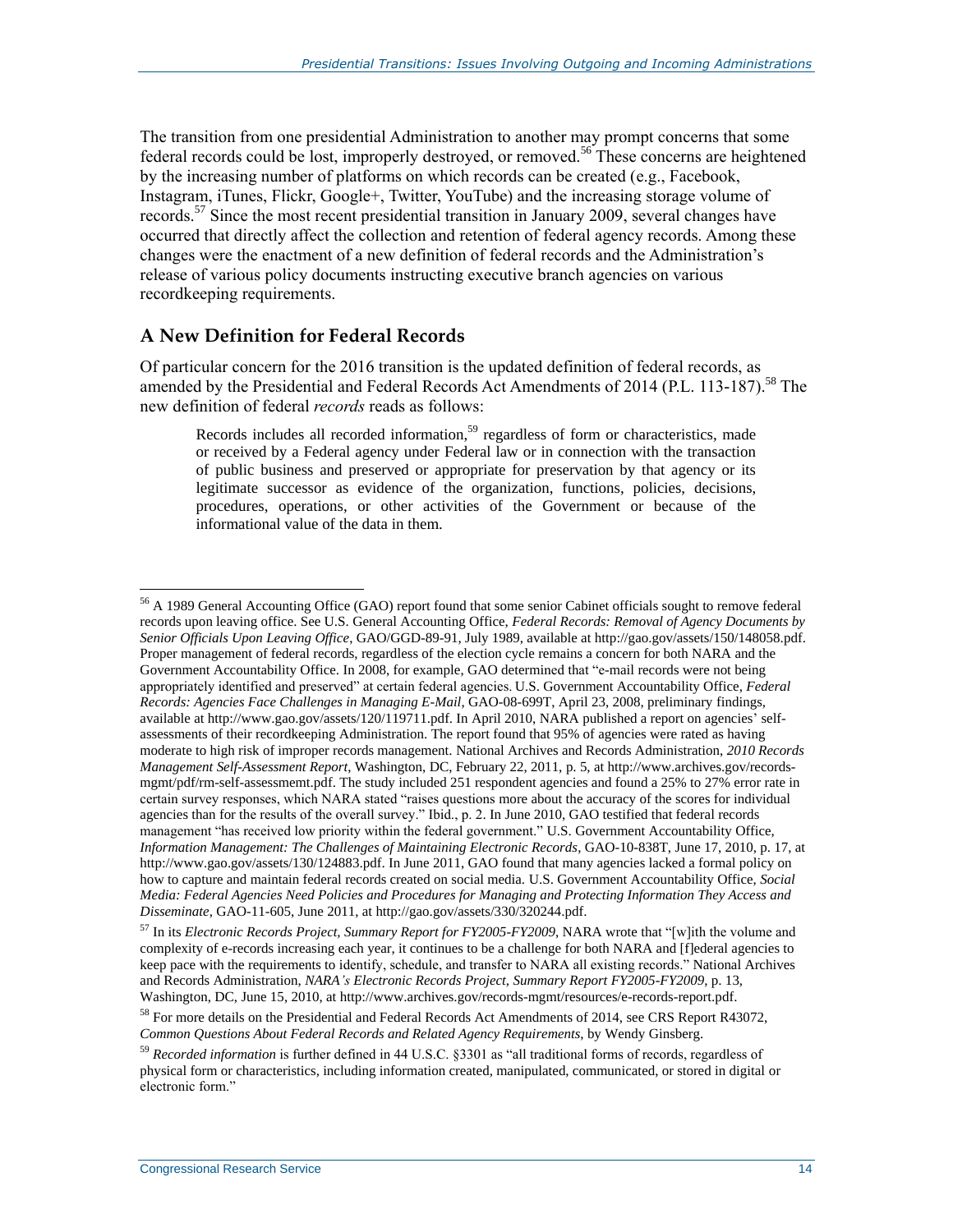The transition from one presidential Administration to another may prompt concerns that some federal records could be lost, improperly destroyed, or removed.[56] These concerns are heightened by the increasing number of platforms on which records can be created (e.g., Facebook, Instagram, iTunes, Flickr, Google+, Twitter, YouTube) and the increasing storage volume of records.[57] Since the most recent presidential transition in January 2009, several changes have occurred that directly affect the collection and retention of federal agency records. Among these changes were the enactment of a new definition of federal records and the Administration's release of various policy documents instructing executive branch agencies on various recordkeeping requirements.

## A New Definition for Federal Records

Of particular concern for the 2016 transition is the updated definition of federal records, as amended by the Presidential and Federal Records Act Amendments of 2014 (P.L. 113-187).[58] The new definition of federal *records* reads as follows:

> Records includes all recorded information,[59] regardless of form or characteristics, made or received by a Federal agency under Federal law or in connection with the transaction of public business and preserved or appropriate for preservation by that agency or its legitimate successor as evidence of the organization, functions, policies, decisions, procedures, operations, or other activities of the Government or because of the informational value of the data in them.

---

[56] A 1989 General Accounting Office (GAO) report found that some senior Cabinet officials sought to remove federal records upon leaving office. See U.S. General Accounting Office, *Federal Records: Removal of Agency Documents by Senior Officials Upon Leaving Office*, GAO/GGD-89-91, July 1989, available at http://gao.gov/assets/150/148058.pdf. Proper management of federal records, regardless of the election cycle remains a concern for both NARA and the Government Accountability Office. In 2008, for example, GAO determined that "e-mail records were not being appropriately identified and preserved" at certain federal agencies. U.S. Government Accountability Office, *Federal Records: Agencies Face Challenges in Managing E-Mail*, GAO-08-699T, April 23, 2008, preliminary findings, available at http://www.gao.gov/assets/120/119711.pdf. In April 2010, NARA published a report on agencies' self-assessments of their recordkeeping Administration. The report found that 95% of agencies were rated as having moderate to high risk of improper records management. National Archives and Records Administration, *2010 Records Management Self-Assessment Report*, Washington, DC, February 22, 2011, p. 5, at http://www.archives.gov/records-mgmt/pdf/rm-self-assessmemt.pdf. The study included 251 respondent agencies and found a 25% to 27% error rate in certain survey responses, which NARA stated "raises questions more about the accuracy of the scores for individual agencies than for the results of the overall survey." Ibid., p. 2. In June 2010, GAO testified that federal records management "has received low priority within the federal government." U.S. Government Accountability Office, *Information Management: The Challenges of Maintaining Electronic Records*, GAO-10-838T, June 17, 2010, p. 17, at http://www.gao.gov/assets/130/124883.pdf. In June 2011, GAO found that many agencies lacked a formal policy on how to capture and maintain federal records created on social media. U.S. Government Accountability Office, *Social Media: Federal Agencies Need Policies and Procedures for Managing and Protecting Information They Access and Disseminate*, GAO-11-605, June 2011, at http://gao.gov/assets/330/320244.pdf.

[57] In its *Electronic Records Project, Summary Report for FY2005-FY2009*, NARA wrote that "[w]ith the volume and complexity of e-records increasing each year, it continues to be a challenge for both NARA and [f]ederal agencies to keep pace with the requirements to identify, schedule, and transfer to NARA all existing records." National Archives and Records Administration, *NARA's Electronic Records Project, Summary Report FY2005-FY2009*, p. 13, Washington, DC, June 15, 2010, at http://www.archives.gov/records-mgmt/resources/e-records-report.pdf.

[58] For more details on the Presidential and Federal Records Act Amendments of 2014, see CRS Report R43072, *Common Questions About Federal Records and Related Agency Requirements*, by Wendy Ginsberg.

[59] *Recorded information* is further defined in 44 U.S.C. §3301 as "all traditional forms of records, regardless of physical form or characteristics, including information created, manipulated, communicated, or stored in digital or electronic form."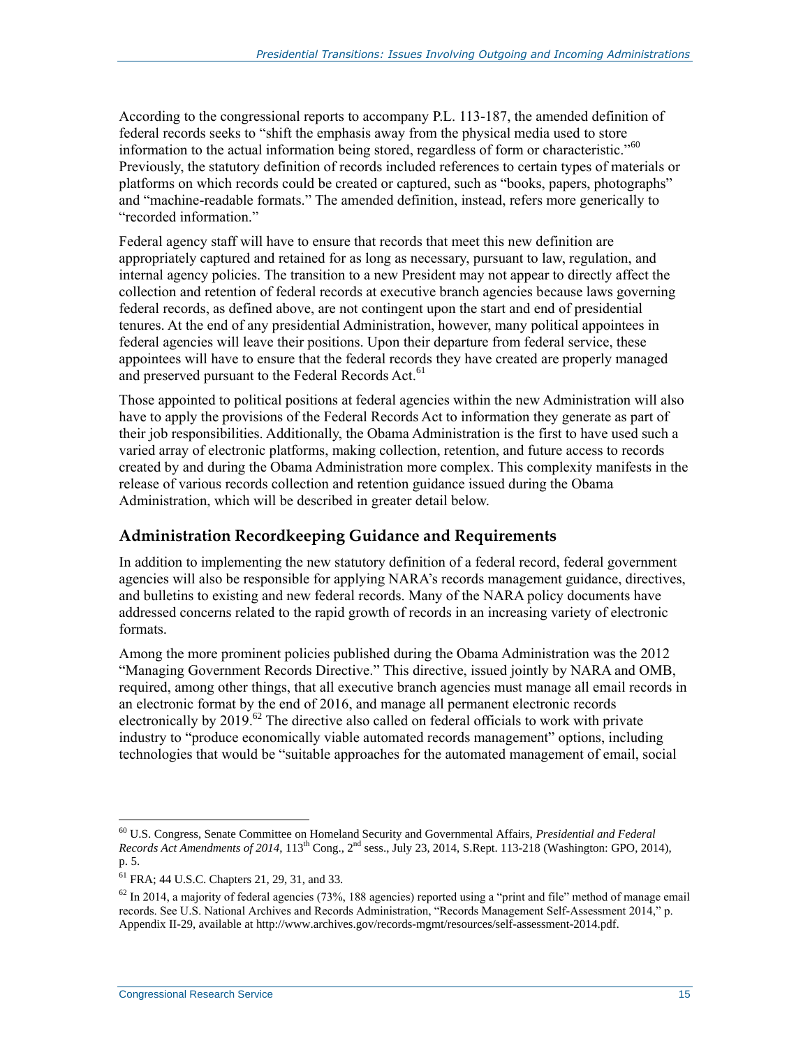According to the congressional reports to accompany P.L. 113-187, the amended definition of federal records seeks to "shift the emphasis away from the physical media used to store information to the actual information being stored, regardless of form or characteristic."[60] Previously, the statutory definition of records included references to certain types of materials or platforms on which records could be created or captured, such as "books, papers, photographs" and "machine-readable formats." The amended definition, instead, refers more generically to "recorded information."

Federal agency staff will have to ensure that records that meet this new definition are appropriately captured and retained for as long as necessary, pursuant to law, regulation, and internal agency policies. The transition to a new President may not appear to directly affect the collection and retention of federal records at executive branch agencies because laws governing federal records, as defined above, are not contingent upon the start and end of presidential tenures. At the end of any presidential Administration, however, many political appointees in federal agencies will leave their positions. Upon their departure from federal service, these appointees will have to ensure that the federal records they have created are properly managed and preserved pursuant to the Federal Records Act.[61]

Those appointed to political positions at federal agencies within the new Administration will also have to apply the provisions of the Federal Records Act to information they generate as part of their job responsibilities. Additionally, the Obama Administration is the first to have used such a varied array of electronic platforms, making collection, retention, and future access to records created by and during the Obama Administration more complex. This complexity manifests in the release of various records collection and retention guidance issued during the Obama Administration, which will be described in greater detail below.

## Administration Recordkeeping Guidance and Requirements

In addition to implementing the new statutory definition of a federal record, federal government agencies will also be responsible for applying NARA's records management guidance, directives, and bulletins to existing and new federal records. Many of the NARA policy documents have addressed concerns related to the rapid growth of records in an increasing variety of electronic formats.

Among the more prominent policies published during the Obama Administration was the 2012 "Managing Government Records Directive." This directive, issued jointly by NARA and OMB, required, among other things, that all executive branch agencies must manage all email records in an electronic format by the end of 2016, and manage all permanent electronic records electronically by 2019.[62] The directive also called on federal officials to work with private industry to "produce economically viable automated records management" options, including technologies that would be "suitable approaches for the automated management of email, social

---

[60] U.S. Congress, Senate Committee on Homeland Security and Governmental Affairs, *Presidential and Federal Records Act Amendments of 2014*, 113th Cong., 2nd sess., July 23, 2014, S.Rept. 113-218 (Washington: GPO, 2014), p. 5.

[61] FRA; 44 U.S.C. Chapters 21, 29, 31, and 33.

[62] In 2014, a majority of federal agencies (73%, 188 agencies) reported using a "print and file" method of manage email records. See U.S. National Archives and Records Administration, "Records Management Self-Assessment 2014," p. Appendix II-29, available at http://www.archives.gov/records-mgmt/resources/self-assessment-2014.pdf.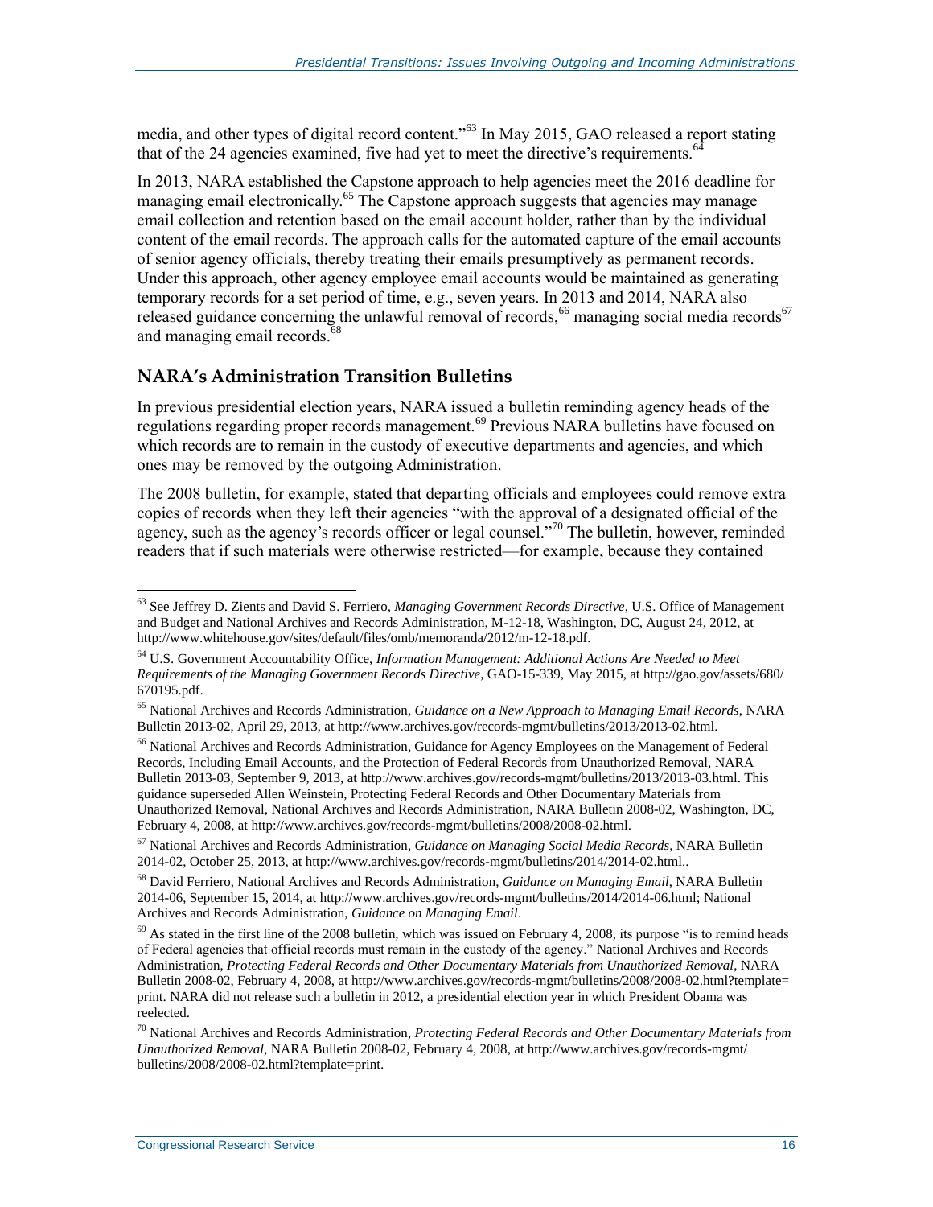media, and other types of digital record content."[63] In May 2015, GAO released a report stating that of the 24 agencies examined, five had yet to meet the directive's requirements.[64]

In 2013, NARA established the Capstone approach to help agencies meet the 2016 deadline for managing email electronically.[65] The Capstone approach suggests that agencies may manage email collection and retention based on the email account holder, rather than by the individual content of the email records. The approach calls for the automated capture of the email accounts of senior agency officials, thereby treating their emails presumptively as permanent records. Under this approach, other agency employee email accounts would be maintained as generating temporary records for a set period of time, e.g., seven years. In 2013 and 2014, NARA also released guidance concerning the unlawful removal of records,[66] managing social media records[67] and managing email records.[68]

## NARA's Administration Transition Bulletins

In previous presidential election years, NARA issued a bulletin reminding agency heads of the regulations regarding proper records management.[69] Previous NARA bulletins have focused on which records are to remain in the custody of executive departments and agencies, and which ones may be removed by the outgoing Administration.

The 2008 bulletin, for example, stated that departing officials and employees could remove extra copies of records when they left their agencies "with the approval of a designated official of the agency, such as the agency's records officer or legal counsel."[70] The bulletin, however, reminded readers that if such materials were otherwise restricted—for example, because they contained

---

[63] See Jeffrey D. Zients and David S. Ferriero, *Managing Government Records Directive*, U.S. Office of Management and Budget and National Archives and Records Administration, M-12-18, Washington, DC, August 24, 2012, at http://www.whitehouse.gov/sites/default/files/omb/memoranda/2012/m-12-18.pdf.

[64] U.S. Government Accountability Office, *Information Management: Additional Actions Are Needed to Meet Requirements of the Managing Government Records Directive*, GAO-15-339, May 2015, at http://gao.gov/assets/680/670195.pdf.

[65] National Archives and Records Administration, *Guidance on a New Approach to Managing Email Records*, NARA Bulletin 2013-02, April 29, 2013, at http://www.archives.gov/records-mgmt/bulletins/2013/2013-02.html.

[66] National Archives and Records Administration, Guidance for Agency Employees on the Management of Federal Records, Including Email Accounts, and the Protection of Federal Records from Unauthorized Removal, NARA Bulletin 2013-03, September 9, 2013, at http://www.archives.gov/records-mgmt/bulletins/2013/2013-03.html. This guidance superseded Allen Weinstein, Protecting Federal Records and Other Documentary Materials from Unauthorized Removal, National Archives and Records Administration, NARA Bulletin 2008-02, Washington, DC, February 4, 2008, at http://www.archives.gov/records-mgmt/bulletins/2008/2008-02.html.

[67] National Archives and Records Administration, *Guidance on Managing Social Media Records*, NARA Bulletin 2014-02, October 25, 2013, at http://www.archives.gov/records-mgmt/bulletins/2014/2014-02.html..

[68] David Ferriero, National Archives and Records Administration, *Guidance on Managing Email*, NARA Bulletin 2014-06, September 15, 2014, at http://www.archives.gov/records-mgmt/bulletins/2014/2014-06.html; National Archives and Records Administration, *Guidance on Managing Email*.

[69] As stated in the first line of the 2008 bulletin, which was issued on February 4, 2008, its purpose "is to remind heads of Federal agencies that official records must remain in the custody of the agency." National Archives and Records Administration, *Protecting Federal Records and Other Documentary Materials from Unauthorized Removal*, NARA Bulletin 2008-02, February 4, 2008, at http://www.archives.gov/records-mgmt/bulletins/2008/2008-02.html?template=print. NARA did not release such a bulletin in 2012, a presidential election year in which President Obama was reelected.

[70] National Archives and Records Administration, *Protecting Federal Records and Other Documentary Materials from Unauthorized Removal*, NARA Bulletin 2008-02, February 4, 2008, at http://www.archives.gov/records-mgmt/bulletins/2008/2008-02.html?template=print.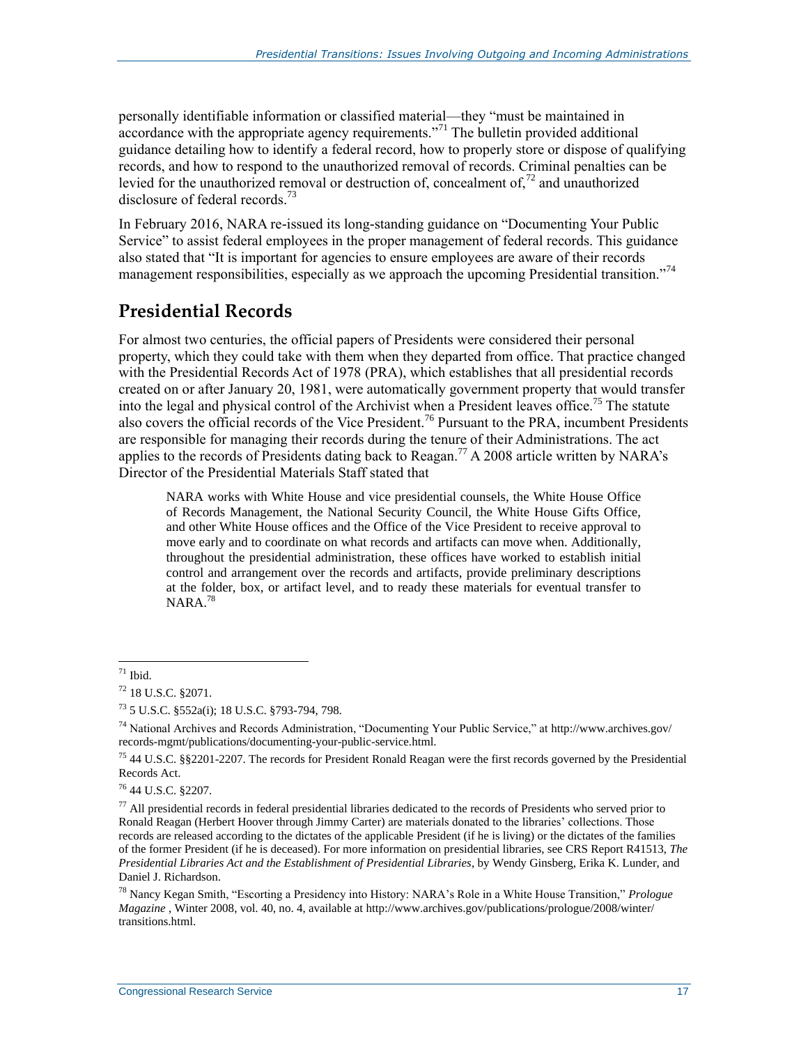personally identifiable information or classified material—they "must be maintained in accordance with the appropriate agency requirements."[71] The bulletin provided additional guidance detailing how to identify a federal record, how to properly store or dispose of qualifying records, and how to respond to the unauthorized removal of records. Criminal penalties can be levied for the unauthorized removal or destruction of, concealment of,[72] and unauthorized disclosure of federal records.[73]

In February 2016, NARA re-issued its long-standing guidance on "Documenting Your Public Service" to assist federal employees in the proper management of federal records. This guidance also stated that "It is important for agencies to ensure employees are aware of their records management responsibilities, especially as we approach the upcoming Presidential transition."[74]

## Presidential Records

For almost two centuries, the official papers of Presidents were considered their personal property, which they could take with them when they departed from office. That practice changed with the Presidential Records Act of 1978 (PRA), which establishes that all presidential records created on or after January 20, 1981, were automatically government property that would transfer into the legal and physical control of the Archivist when a President leaves office.[75] The statute also covers the official records of the Vice President.[76] Pursuant to the PRA, incumbent Presidents are responsible for managing their records during the tenure of their Administrations. The act applies to the records of Presidents dating back to Reagan.[77] A 2008 article written by NARA's Director of the Presidential Materials Staff stated that

> NARA works with White House and vice presidential counsels, the White House Office of Records Management, the National Security Council, the White House Gifts Office, and other White House offices and the Office of the Vice President to receive approval to move early and to coordinate on what records and artifacts can move when. Additionally, throughout the presidential administration, these offices have worked to establish initial control and arrangement over the records and artifacts, provide preliminary descriptions at the folder, box, or artifact level, and to ready these materials for eventual transfer to NARA.[78]

---

[71] Ibid.

[72] 18 U.S.C. §2071.

[73] 5 U.S.C. §552a(i); 18 U.S.C. §793-794, 798.

[74] National Archives and Records Administration, "Documenting Your Public Service," at http://www.archives.gov/records-mgmt/publications/documenting-your-public-service.html.

[75] 44 U.S.C. §§2201-2207. The records for President Ronald Reagan were the first records governed by the Presidential Records Act.

[76] 44 U.S.C. §2207.

[77] All presidential records in federal presidential libraries dedicated to the records of Presidents who served prior to Ronald Reagan (Herbert Hoover through Jimmy Carter) are materials donated to the libraries' collections. Those records are released according to the dictates of the applicable President (if he is living) or the dictates of the families of the former President (if he is deceased). For more information on presidential libraries, see CRS Report R41513, *The Presidential Libraries Act and the Establishment of Presidential Libraries*, by Wendy Ginsberg, Erika K. Lunder, and Daniel J. Richardson.

[78] Nancy Kegan Smith, "Escorting a Presidency into History: NARA's Role in a White House Transition," *Prologue Magazine* , Winter 2008, vol. 40, no. 4, available at http://www.archives.gov/publications/prologue/2008/winter/transitions.html.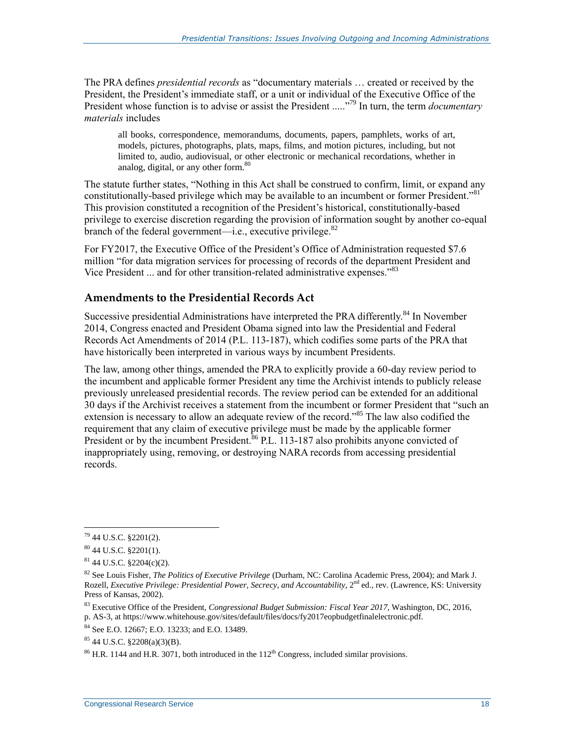The PRA defines *presidential records* as "documentary materials … created or received by the President, the President's immediate staff, or a unit or individual of the Executive Office of the President whose function is to advise or assist the President ....."[79] In turn, the term *documentary materials* includes

> all books, correspondence, memorandums, documents, papers, pamphlets, works of art, models, pictures, photographs, plats, maps, films, and motion pictures, including, but not limited to, audio, audiovisual, or other electronic or mechanical recordations, whether in analog, digital, or any other form.[80]

The statute further states, "Nothing in this Act shall be construed to confirm, limit, or expand any constitutionally-based privilege which may be available to an incumbent or former President."[81] This provision constituted a recognition of the President's historical, constitutionally-based privilege to exercise discretion regarding the provision of information sought by another co-equal branch of the federal government—i.e., executive privilege.[82]

For FY2017, the Executive Office of the President's Office of Administration requested $7.6 million "for data migration services for processing of records of the department President and Vice President ... and for other transition-related administrative expenses."[83]

## Amendments to the Presidential Records Act

Successive presidential Administrations have interpreted the PRA differently.[84] In November 2014, Congress enacted and President Obama signed into law the Presidential and Federal Records Act Amendments of 2014 (P.L. 113-187), which codifies some parts of the PRA that have historically been interpreted in various ways by incumbent Presidents.

The law, among other things, amended the PRA to explicitly provide a 60-day review period to the incumbent and applicable former President any time the Archivist intends to publicly release previously unreleased presidential records. The review period can be extended for an additional 30 days if the Archivist receives a statement from the incumbent or former President that "such an extension is necessary to allow an adequate review of the record."[85] The law also codified the requirement that any claim of executive privilege must be made by the applicable former President or by the incumbent President.[86] P.L. 113-187 also prohibits anyone convicted of inappropriately using, removing, or destroying NARA records from accessing presidential records.

---

[79] 44 U.S.C. §2201(2).

[80] 44 U.S.C. §2201(1).

[81] 44 U.S.C. §2204(c)(2).

[82] See Louis Fisher, *The Politics of Executive Privilege* (Durham, NC: Carolina Academic Press, 2004); and Mark J. Rozell, *Executive Privilege: Presidential Power, Secrecy, and Accountability*, 2nd ed., rev. (Lawrence, KS: University Press of Kansas, 2002).

[83] Executive Office of the President, *Congressional Budget Submission: Fiscal Year 2017*, Washington, DC, 2016, p. AS-3, at https://www.whitehouse.gov/sites/default/files/docs/fy2017eopbudgetfinalelectronic.pdf.

[84] See E.O. 12667; E.O. 13233; and E.O. 13489.

[85] 44 U.S.C. §2208(a)(3)(B).

[86] H.R. 1144 and H.R. 3071, both introduced in the 112th Congress, included similar provisions.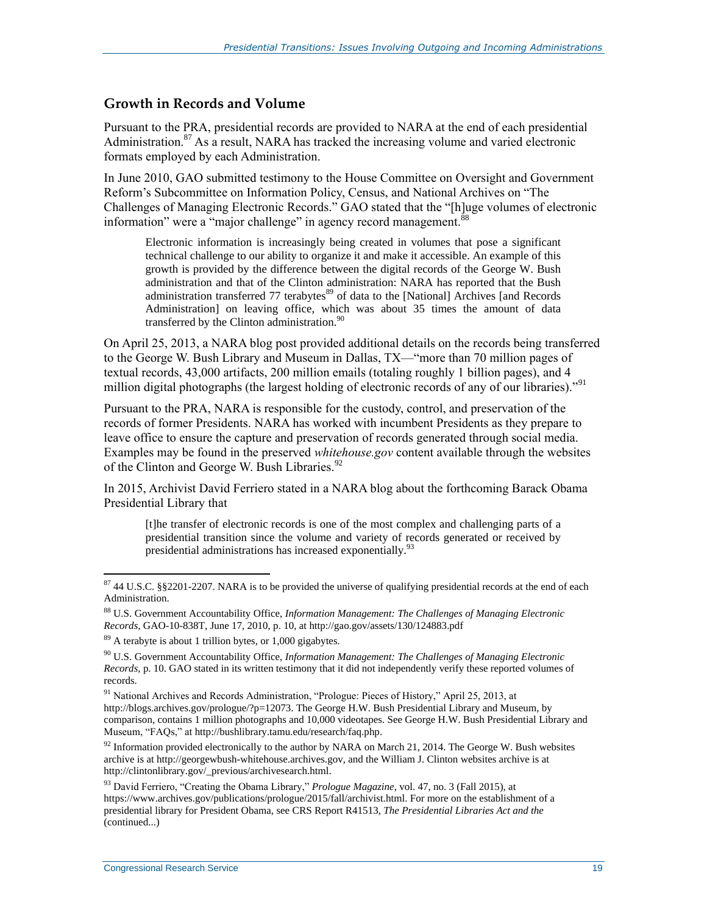## Growth in Records and Volume

Pursuant to the PRA, presidential records are provided to NARA at the end of each presidential Administration.[87] As a result, NARA has tracked the increasing volume and varied electronic formats employed by each Administration.

In June 2010, GAO submitted testimony to the House Committee on Oversight and Government Reform's Subcommittee on Information Policy, Census, and National Archives on "The Challenges of Managing Electronic Records." GAO stated that the "[h]uge volumes of electronic information" were a "major challenge" in agency record management.[88]

> Electronic information is increasingly being created in volumes that pose a significant technical challenge to our ability to organize it and make it accessible. An example of this growth is provided by the difference between the digital records of the George W. Bush administration and that of the Clinton administration: NARA has reported that the Bush administration transferred 77 terabytes[89] of data to the [National] Archives [and Records Administration] on leaving office, which was about 35 times the amount of data transferred by the Clinton administration.[90]

On April 25, 2013, a NARA blog post provided additional details on the records being transferred to the George W. Bush Library and Museum in Dallas, TX—"more than 70 million pages of textual records, 43,000 artifacts, 200 million emails (totaling roughly 1 billion pages), and 4 million digital photographs (the largest holding of electronic records of any of our libraries)."[91]

Pursuant to the PRA, NARA is responsible for the custody, control, and preservation of the records of former Presidents. NARA has worked with incumbent Presidents as they prepare to leave office to ensure the capture and preservation of records generated through social media. Examples may be found in the preserved *whitehouse.gov* content available through the websites of the Clinton and George W. Bush Libraries.[92]

In 2015, Archivist David Ferriero stated in a NARA blog about the forthcoming Barack Obama Presidential Library that

> [t]he transfer of electronic records is one of the most complex and challenging parts of a presidential transition since the volume and variety of records generated or received by presidential administrations has increased exponentially.[93]

---

[87] 44 U.S.C. §§2201-2207. NARA is to be provided the universe of qualifying presidential records at the end of each Administration.

[88] U.S. Government Accountability Office, *Information Management: The Challenges of Managing Electronic Records*, GAO-10-838T, June 17, 2010, p. 10, at http://gao.gov/assets/130/124883.pdf

[89] A terabyte is about 1 trillion bytes, or 1,000 gigabytes.

[90] U.S. Government Accountability Office, *Information Management: The Challenges of Managing Electronic Records*, p. 10. GAO stated in its written testimony that it did not independently verify these reported volumes of records.

[91] National Archives and Records Administration, "Prologue: Pieces of History," April 25, 2013, at http://blogs.archives.gov/prologue/?p=12073. The George H.W. Bush Presidential Library and Museum, by comparison, contains 1 million photographs and 10,000 videotapes. See George H.W. Bush Presidential Library and Museum, "FAQs," at http://bushlibrary.tamu.edu/research/faq.php.

[92] Information provided electronically to the author by NARA on March 21, 2014. The George W. Bush websites archive is at http://georgewbush-whitehouse.archives.gov, and the William J. Clinton websites archive is at http://clintonlibrary.gov/_previous/archivesearch.html.

[93] David Ferriero, "Creating the Obama Library," *Prologue Magazine*, vol. 47, no. 3 (Fall 2015), at https://www.archives.gov/publications/prologue/2015/fall/archivist.html. For more on the establishment of a presidential library for President Obama, see CRS Report R41513, *The Presidential Libraries Act and the* (continued...)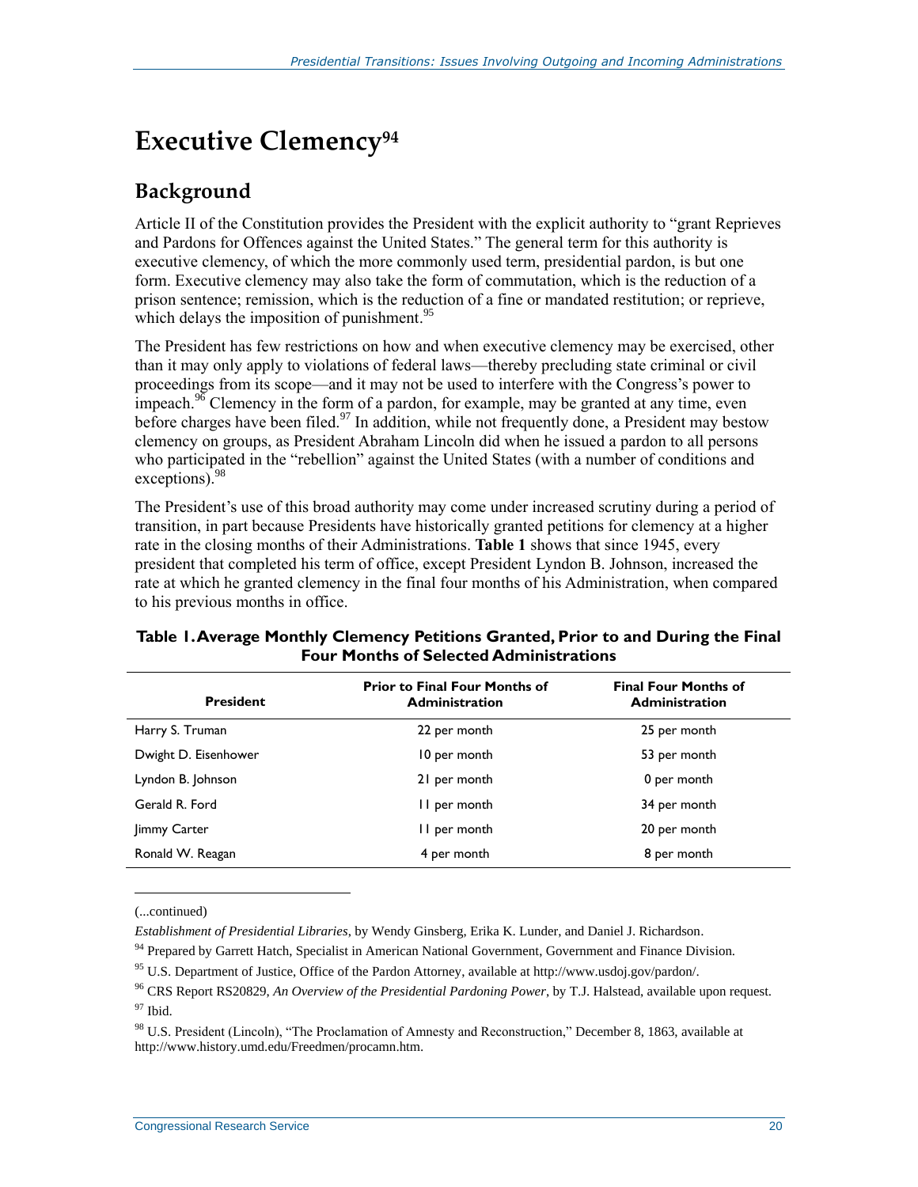# Executive Clemency[94]

## Background

Article II of the Constitution provides the President with the explicit authority to "grant Reprieves and Pardons for Offences against the United States." The general term for this authority is executive clemency, of which the more commonly used term, presidential pardon, is but one form. Executive clemency may also take the form of commutation, which is the reduction of a prison sentence; remission, which is the reduction of a fine or mandated restitution; or reprieve, which delays the imposition of punishment.[95]

The President has few restrictions on how and when executive clemency may be exercised, other than it may only apply to violations of federal laws—thereby precluding state criminal or civil proceedings from its scope—and it may not be used to interfere with the Congress's power to impeach.[96] Clemency in the form of a pardon, for example, may be granted at any time, even before charges have been filed.[97] In addition, while not frequently done, a President may bestow clemency on groups, as President Abraham Lincoln did when he issued a pardon to all persons who participated in the "rebellion" against the United States (with a number of conditions and exceptions).[98]

The President's use of this broad authority may come under increased scrutiny during a period of transition, in part because Presidents have historically granted petitions for clemency at a higher rate in the closing months of their Administrations. **Table 1** shows that since 1945, every president that completed his term of office, except President Lyndon B. Johnson, increased the rate at which he granted clemency in the final four months of his Administration, when compared to his previous months in office.

**Table 1. Average Monthly Clemency Petitions Granted, Prior to and During the Final Four Months of Selected Administrations**

| President | Prior to Final Four Months of Administration | Final Four Months of Administration |
|---|---|---|
| Harry S. Truman | 22 per month | 25 per month |
| Dwight D. Eisenhower | 10 per month | 53 per month |
| Lyndon B. Johnson | 21 per month | 0 per month |
| Gerald R. Ford | 11 per month | 34 per month |
| Jimmy Carter | 11 per month | 20 per month |
| Ronald W. Reagan | 4 per month | 8 per month |

(...continued)

*Establishment of Presidential Libraries*, by Wendy Ginsberg, Erika K. Lunder, and Daniel J. Richardson.

[94] Prepared by Garrett Hatch, Specialist in American National Government, Government and Finance Division.

[95] U.S. Department of Justice, Office of the Pardon Attorney, available at http://www.usdoj.gov/pardon/.

[96] CRS Report RS20829, *An Overview of the Presidential Pardoning Power*, by T.J. Halstead, available upon request.

[97] Ibid.

[98] U.S. President (Lincoln), "The Proclamation of Amnesty and Reconstruction," December 8, 1863, available at http://www.history.umd.edu/Freedmen/procamn.htm.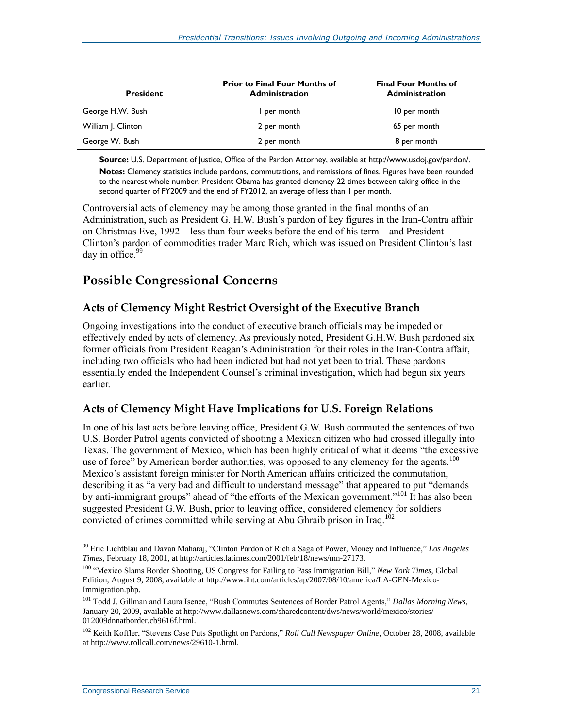| President | Prior to Final Four Months of Administration | Final Four Months of Administration |
| --- | --- | --- |
| George H.W. Bush | 1 per month | 10 per month |
| William J. Clinton | 2 per month | 65 per month |
| George W. Bush | 2 per month | 8 per month |

**Source:** U.S. Department of Justice, Office of the Pardon Attorney, available at http://www.usdoj.gov/pardon/.

**Notes:** Clemency statistics include pardons, commutations, and remissions of fines. Figures have been rounded to the nearest whole number. President Obama has granted clemency 22 times between taking office in the second quarter of FY2009 and the end of FY2012, an average of less than 1 per month.

Controversial acts of clemency may be among those granted in the final months of an Administration, such as President G. H.W. Bush's pardon of key figures in the Iran-Contra affair on Christmas Eve, 1992—less than four weeks before the end of his term—and President Clinton's pardon of commodities trader Marc Rich, which was issued on President Clinton's last day in office.[99]

## Possible Congressional Concerns

### Acts of Clemency Might Restrict Oversight of the Executive Branch

Ongoing investigations into the conduct of executive branch officials may be impeded or effectively ended by acts of clemency. As previously noted, President G.H.W. Bush pardoned six former officials from President Reagan's Administration for their roles in the Iran-Contra affair, including two officials who had been indicted but had not yet been to trial. These pardons essentially ended the Independent Counsel's criminal investigation, which had begun six years earlier.

### Acts of Clemency Might Have Implications for U.S. Foreign Relations

In one of his last acts before leaving office, President G.W. Bush commuted the sentences of two U.S. Border Patrol agents convicted of shooting a Mexican citizen who had crossed illegally into Texas. The government of Mexico, which has been highly critical of what it deems "the excessive use of force" by American border authorities, was opposed to any clemency for the agents.[100] Mexico's assistant foreign minister for North American affairs criticized the commutation, describing it as "a very bad and difficult to understand message" that appeared to put "demands by anti-immigrant groups" ahead of "the efforts of the Mexican government."[101] It has also been suggested President G.W. Bush, prior to leaving office, considered clemency for soldiers convicted of crimes committed while serving at Abu Ghraib prison in Iraq.[102]

---

[99] Eric Lichtblau and Davan Maharaj, "Clinton Pardon of Rich a Saga of Power, Money and Influence," *Los Angeles Times*, February 18, 2001, at http://articles.latimes.com/2001/feb/18/news/mn-27173.

[100] "Mexico Slams Border Shooting, US Congress for Failing to Pass Immigration Bill," *New York Times*, Global Edition, August 9, 2008, available at http://www.iht.com/articles/ap/2007/08/10/america/LA-GEN-Mexico-Immigration.php.

[101] Todd J. Gillman and Laura Isenee, "Bush Commutes Sentences of Border Patrol Agents," *Dallas Morning News*, January 20, 2009, available at http://www.dallasnews.com/sharedcontent/dws/news/world/mexico/stories/012009dnnatborder.cb9616f.html.

[102] Keith Koffler, "Stevens Case Puts Spotlight on Pardons," *Roll Call Newspaper Online*, October 28, 2008, available at http://www.rollcall.com/news/29610-1.html.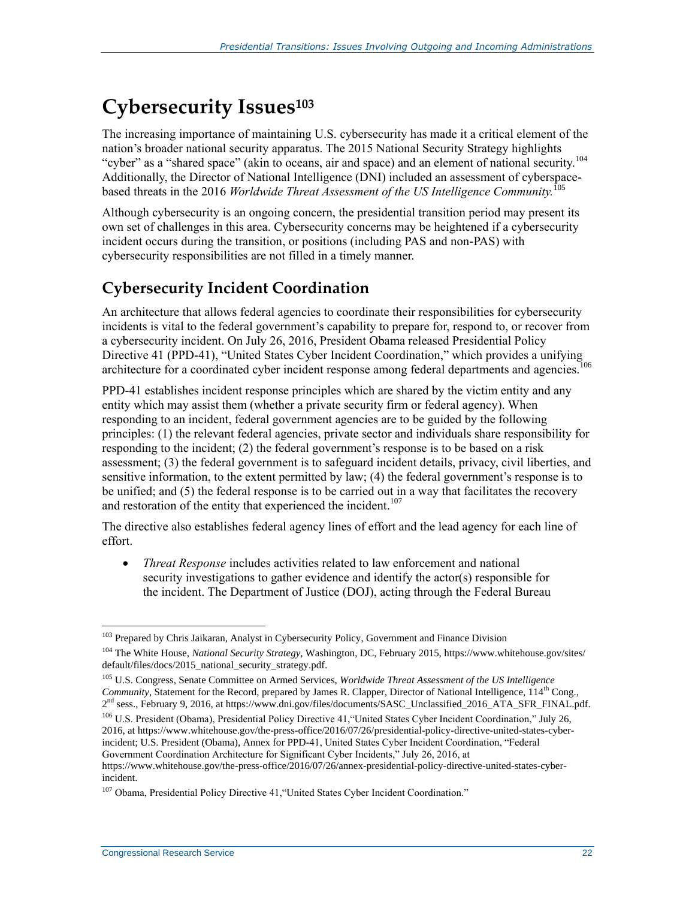# Cybersecurity Issues[103]

The increasing importance of maintaining U.S. cybersecurity has made it a critical element of the nation's broader national security apparatus. The 2015 National Security Strategy highlights "cyber" as a "shared space" (akin to oceans, air and space) and an element of national security.[104] Additionally, the Director of National Intelligence (DNI) included an assessment of cyberspace-based threats in the 2016 *Worldwide Threat Assessment of the US Intelligence Community.*[105]

Although cybersecurity is an ongoing concern, the presidential transition period may present its own set of challenges in this area. Cybersecurity concerns may be heightened if a cybersecurity incident occurs during the transition, or positions (including PAS and non-PAS) with cybersecurity responsibilities are not filled in a timely manner.

## Cybersecurity Incident Coordination

An architecture that allows federal agencies to coordinate their responsibilities for cybersecurity incidents is vital to the federal government's capability to prepare for, respond to, or recover from a cybersecurity incident. On July 26, 2016, President Obama released Presidential Policy Directive 41 (PPD-41), "United States Cyber Incident Coordination," which provides a unifying architecture for a coordinated cyber incident response among federal departments and agencies.[106]

PPD-41 establishes incident response principles which are shared by the victim entity and any entity which may assist them (whether a private security firm or federal agency). When responding to an incident, federal government agencies are to be guided by the following principles: (1) the relevant federal agencies, private sector and individuals share responsibility for responding to the incident; (2) the federal government's response is to be based on a risk assessment; (3) the federal government is to safeguard incident details, privacy, civil liberties, and sensitive information, to the extent permitted by law; (4) the federal government's response is to be unified; and (5) the federal response is to be carried out in a way that facilitates the recovery and restoration of the entity that experienced the incident.[107]

The directive also establishes federal agency lines of effort and the lead agency for each line of effort.

- *Threat Response* includes activities related to law enforcement and national security investigations to gather evidence and identify the actor(s) responsible for the incident. The Department of Justice (DOJ), acting through the Federal Bureau

---

[103] Prepared by Chris Jaikaran, Analyst in Cybersecurity Policy, Government and Finance Division

[104] The White House, *National Security Strategy*, Washington, DC, February 2015, https://www.whitehouse.gov/sites/default/files/docs/2015_national_security_strategy.pdf.

[105] U.S. Congress, Senate Committee on Armed Services, *Worldwide Threat Assessment of the US Intelligence Community*, Statement for the Record, prepared by James R. Clapper, Director of National Intelligence, 114th Cong., 2nd sess., February 9, 2016, at https://www.dni.gov/files/documents/SASC_Unclassified_2016_ATA_SFR_FINAL.pdf.

[106] U.S. President (Obama), Presidential Policy Directive 41,"United States Cyber Incident Coordination," July 26, 2016, at https://www.whitehouse.gov/the-press-office/2016/07/26/presidential-policy-directive-united-states-cyber-incident; U.S. President (Obama), Annex for PPD-41, United States Cyber Incident Coordination, "Federal Government Coordination Architecture for Significant Cyber Incidents," July 26, 2016, at https://www.whitehouse.gov/the-press-office/2016/07/26/annex-presidential-policy-directive-united-states-cyber-incident.

[107] Obama, Presidential Policy Directive 41,"United States Cyber Incident Coordination."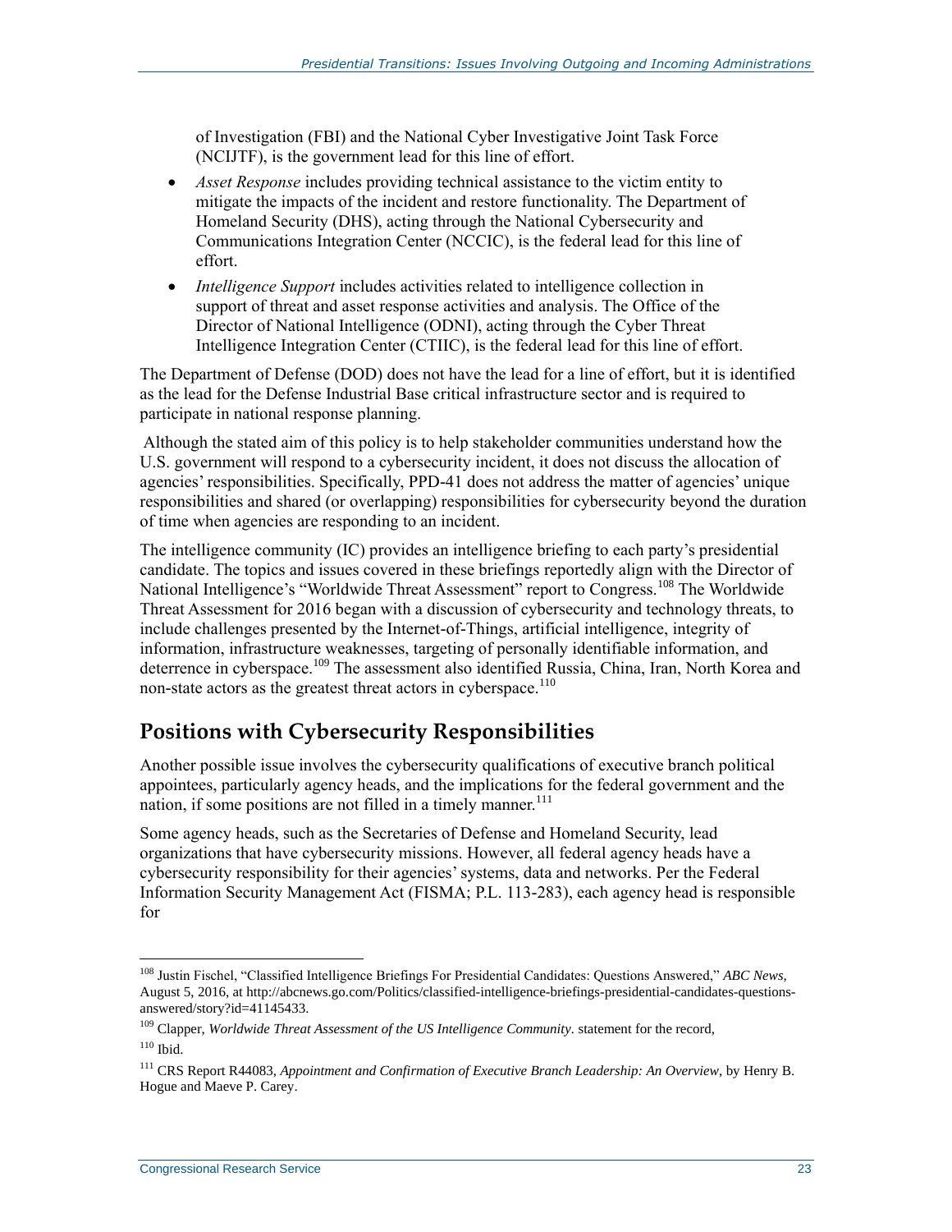of Investigation (FBI) and the National Cyber Investigative Joint Task Force (NCIJTF), is the government lead for this line of effort.

- *Asset Response* includes providing technical assistance to the victim entity to mitigate the impacts of the incident and restore functionality. The Department of Homeland Security (DHS), acting through the National Cybersecurity and Communications Integration Center (NCCIC), is the federal lead for this line of effort.
- *Intelligence Support* includes activities related to intelligence collection in support of threat and asset response activities and analysis. The Office of the Director of National Intelligence (ODNI), acting through the Cyber Threat Intelligence Integration Center (CTIIC), is the federal lead for this line of effort.

The Department of Defense (DOD) does not have the lead for a line of effort, but it is identified as the lead for the Defense Industrial Base critical infrastructure sector and is required to participate in national response planning.

Although the stated aim of this policy is to help stakeholder communities understand how the U.S. government will respond to a cybersecurity incident, it does not discuss the allocation of agencies' responsibilities. Specifically, PPD-41 does not address the matter of agencies' unique responsibilities and shared (or overlapping) responsibilities for cybersecurity beyond the duration of time when agencies are responding to an incident.

The intelligence community (IC) provides an intelligence briefing to each party's presidential candidate. The topics and issues covered in these briefings reportedly align with the Director of National Intelligence's "Worldwide Threat Assessment" report to Congress.[108] The Worldwide Threat Assessment for 2016 began with a discussion of cybersecurity and technology threats, to include challenges presented by the Internet-of-Things, artificial intelligence, integrity of information, infrastructure weaknesses, targeting of personally identifiable information, and deterrence in cyberspace.[109] The assessment also identified Russia, China, Iran, North Korea and non-state actors as the greatest threat actors in cyberspace.[110]

## Positions with Cybersecurity Responsibilities

Another possible issue involves the cybersecurity qualifications of executive branch political appointees, particularly agency heads, and the implications for the federal government and the nation, if some positions are not filled in a timely manner.[111]

Some agency heads, such as the Secretaries of Defense and Homeland Security, lead organizations that have cybersecurity missions. However, all federal agency heads have a cybersecurity responsibility for their agencies' systems, data and networks. Per the Federal Information Security Management Act (FISMA; P.L. 113-283), each agency head is responsible for

---

[108] Justin Fischel, "Classified Intelligence Briefings For Presidential Candidates: Questions Answered," *ABC News*, August 5, 2016, at http://abcnews.go.com/Politics/classified-intelligence-briefings-presidential-candidates-questions-answered/story?id=41145433.

[109] Clapper, *Worldwide Threat Assessment of the US Intelligence Community*. statement for the record,

[110] Ibid.

[111] CRS Report R44083, *Appointment and Confirmation of Executive Branch Leadership: An Overview*, by Henry B. Hogue and Maeve P. Carey.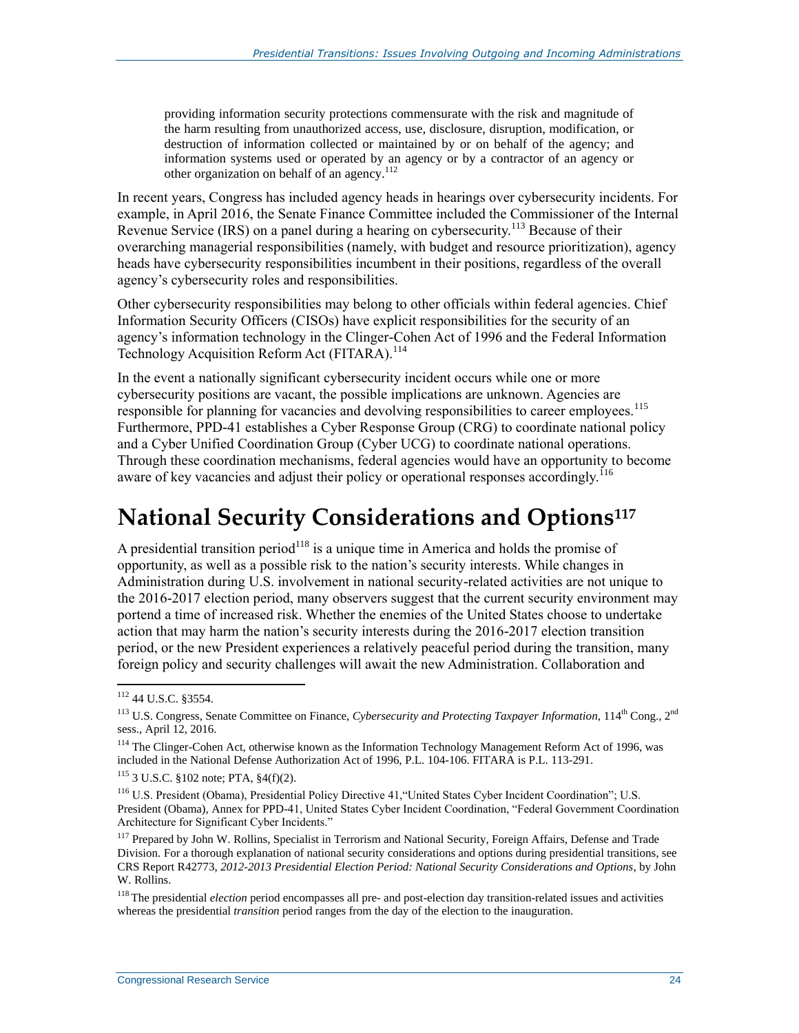> providing information security protections commensurate with the risk and magnitude of the harm resulting from unauthorized access, use, disclosure, disruption, modification, or destruction of information collected or maintained by or on behalf of the agency; and information systems used or operated by an agency or by a contractor of an agency or other organization on behalf of an agency.[112]

In recent years, Congress has included agency heads in hearings over cybersecurity incidents. For example, in April 2016, the Senate Finance Committee included the Commissioner of the Internal Revenue Service (IRS) on a panel during a hearing on cybersecurity.[113] Because of their overarching managerial responsibilities (namely, with budget and resource prioritization), agency heads have cybersecurity responsibilities incumbent in their positions, regardless of the overall agency's cybersecurity roles and responsibilities.

Other cybersecurity responsibilities may belong to other officials within federal agencies. Chief Information Security Officers (CISOs) have explicit responsibilities for the security of an agency's information technology in the Clinger-Cohen Act of 1996 and the Federal Information Technology Acquisition Reform Act (FITARA).[114]

In the event a nationally significant cybersecurity incident occurs while one or more cybersecurity positions are vacant, the possible implications are unknown. Agencies are responsible for planning for vacancies and devolving responsibilities to career employees.[115] Furthermore, PPD-41 establishes a Cyber Response Group (CRG) to coordinate national policy and a Cyber Unified Coordination Group (Cyber UCG) to coordinate national operations. Through these coordination mechanisms, federal agencies would have an opportunity to become aware of key vacancies and adjust their policy or operational responses accordingly.[116]

# National Security Considerations and Options[117]

A presidential transition period[118] is a unique time in America and holds the promise of opportunity, as well as a possible risk to the nation's security interests. While changes in Administration during U.S. involvement in national security-related activities are not unique to the 2016-2017 election period, many observers suggest that the current security environment may portend a time of increased risk. Whether the enemies of the United States choose to undertake action that may harm the nation's security interests during the 2016-2017 election transition period, or the new President experiences a relatively peaceful period during the transition, many foreign policy and security challenges will await the new Administration. Collaboration and

---

[112] 44 U.S.C. §3554.

[113] U.S. Congress, Senate Committee on Finance, *Cybersecurity and Protecting Taxpayer Information*, 114th Cong., 2nd sess., April 12, 2016.

[114] The Clinger-Cohen Act, otherwise known as the Information Technology Management Reform Act of 1996, was included in the National Defense Authorization Act of 1996, P.L. 104-106. FITARA is P.L. 113-291.

[115] 3 U.S.C. §102 note; PTA, §4(f)(2).

[116] U.S. President (Obama), Presidential Policy Directive 41,"United States Cyber Incident Coordination"; U.S. President (Obama), Annex for PPD-41, United States Cyber Incident Coordination, "Federal Government Coordination Architecture for Significant Cyber Incidents."

[117] Prepared by John W. Rollins, Specialist in Terrorism and National Security, Foreign Affairs, Defense and Trade Division. For a thorough explanation of national security considerations and options during presidential transitions, see CRS Report R42773, *2012-2013 Presidential Election Period: National Security Considerations and Options*, by John W. Rollins.

[118] The presidential *election* period encompasses all pre- and post-election day transition-related issues and activities whereas the presidential *transition* period ranges from the day of the election to the inauguration.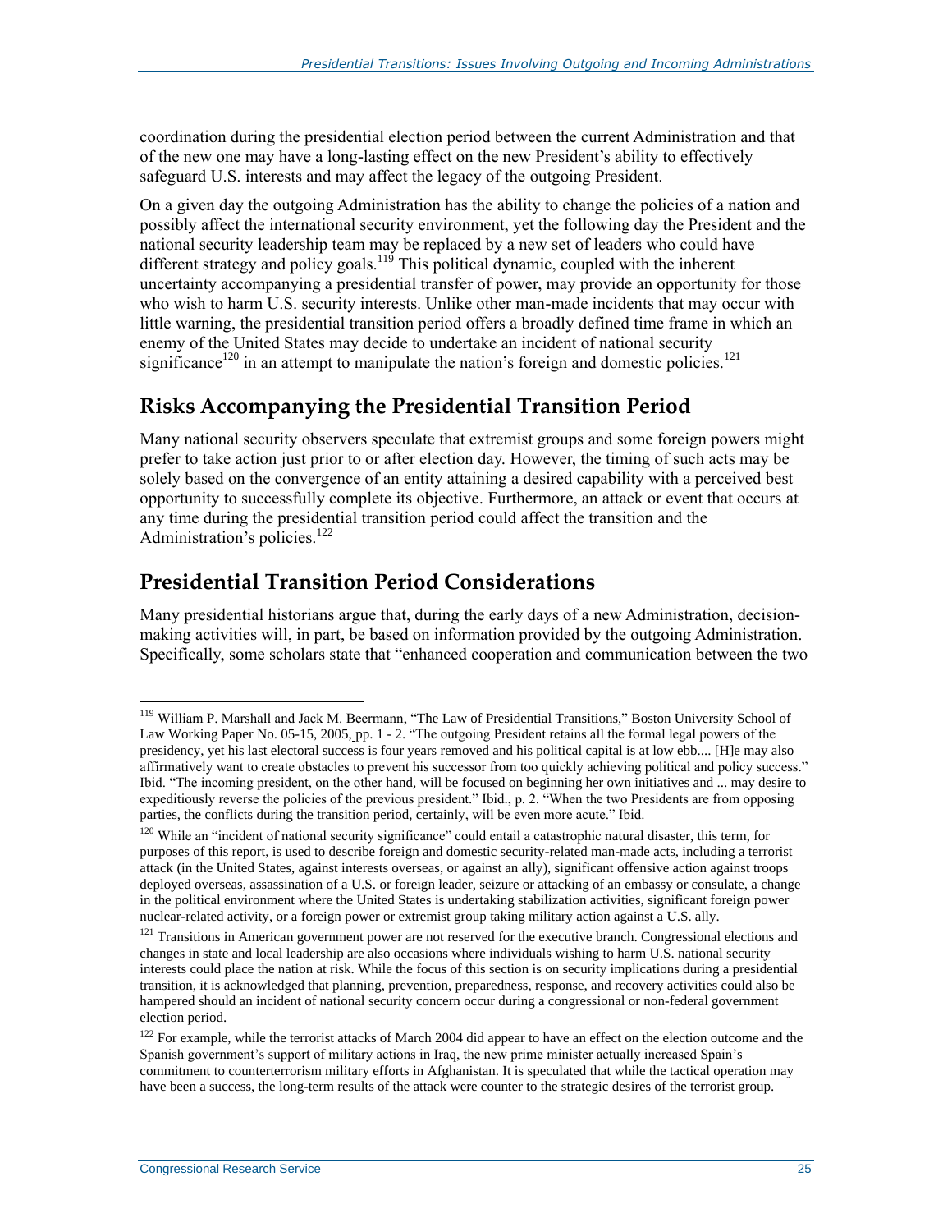coordination during the presidential election period between the current Administration and that of the new one may have a long-lasting effect on the new President's ability to effectively safeguard U.S. interests and may affect the legacy of the outgoing President.

On a given day the outgoing Administration has the ability to change the policies of a nation and possibly affect the international security environment, yet the following day the President and the national security leadership team may be replaced by a new set of leaders who could have different strategy and policy goals.[119] This political dynamic, coupled with the inherent uncertainty accompanying a presidential transfer of power, may provide an opportunity for those who wish to harm U.S. security interests. Unlike other man-made incidents that may occur with little warning, the presidential transition period offers a broadly defined time frame in which an enemy of the United States may decide to undertake an incident of national security significance[120] in an attempt to manipulate the nation's foreign and domestic policies.[121]

## Risks Accompanying the Presidential Transition Period

Many national security observers speculate that extremist groups and some foreign powers might prefer to take action just prior to or after election day. However, the timing of such acts may be solely based on the convergence of an entity attaining a desired capability with a perceived best opportunity to successfully complete its objective. Furthermore, an attack or event that occurs at any time during the presidential transition period could affect the transition and the Administration's policies.[122]

## Presidential Transition Period Considerations

Many presidential historians argue that, during the early days of a new Administration, decision-making activities will, in part, be based on information provided by the outgoing Administration. Specifically, some scholars state that "enhanced cooperation and communication between the two

---

[119] William P. Marshall and Jack M. Beermann, "The Law of Presidential Transitions," Boston University School of Law Working Paper No. 05-15, 2005, pp. 1 - 2. "The outgoing President retains all the formal legal powers of the presidency, yet his last electoral success is four years removed and his political capital is at low ebb.... [H]e may also affirmatively want to create obstacles to prevent his successor from too quickly achieving political and policy success." Ibid. "The incoming president, on the other hand, will be focused on beginning her own initiatives and ... may desire to expeditiously reverse the policies of the previous president." Ibid., p. 2. "When the two Presidents are from opposing parties, the conflicts during the transition period, certainly, will be even more acute." Ibid.

[120] While an "incident of national security significance" could entail a catastrophic natural disaster, this term, for purposes of this report, is used to describe foreign and domestic security-related man-made acts, including a terrorist attack (in the United States, against interests overseas, or against an ally), significant offensive action against troops deployed overseas, assassination of a U.S. or foreign leader, seizure or attacking of an embassy or consulate, a change in the political environment where the United States is undertaking stabilization activities, significant foreign power nuclear-related activity, or a foreign power or extremist group taking military action against a U.S. ally.

[121] Transitions in American government power are not reserved for the executive branch. Congressional elections and changes in state and local leadership are also occasions where individuals wishing to harm U.S. national security interests could place the nation at risk. While the focus of this section is on security implications during a presidential transition, it is acknowledged that planning, prevention, preparedness, response, and recovery activities could also be hampered should an incident of national security concern occur during a congressional or non-federal government election period.

[122] For example, while the terrorist attacks of March 2004 did appear to have an effect on the election outcome and the Spanish government's support of military actions in Iraq, the new prime minister actually increased Spain's commitment to counterterrorism military efforts in Afghanistan. It is speculated that while the tactical operation may have been a success, the long-term results of the attack were counter to the strategic desires of the terrorist group.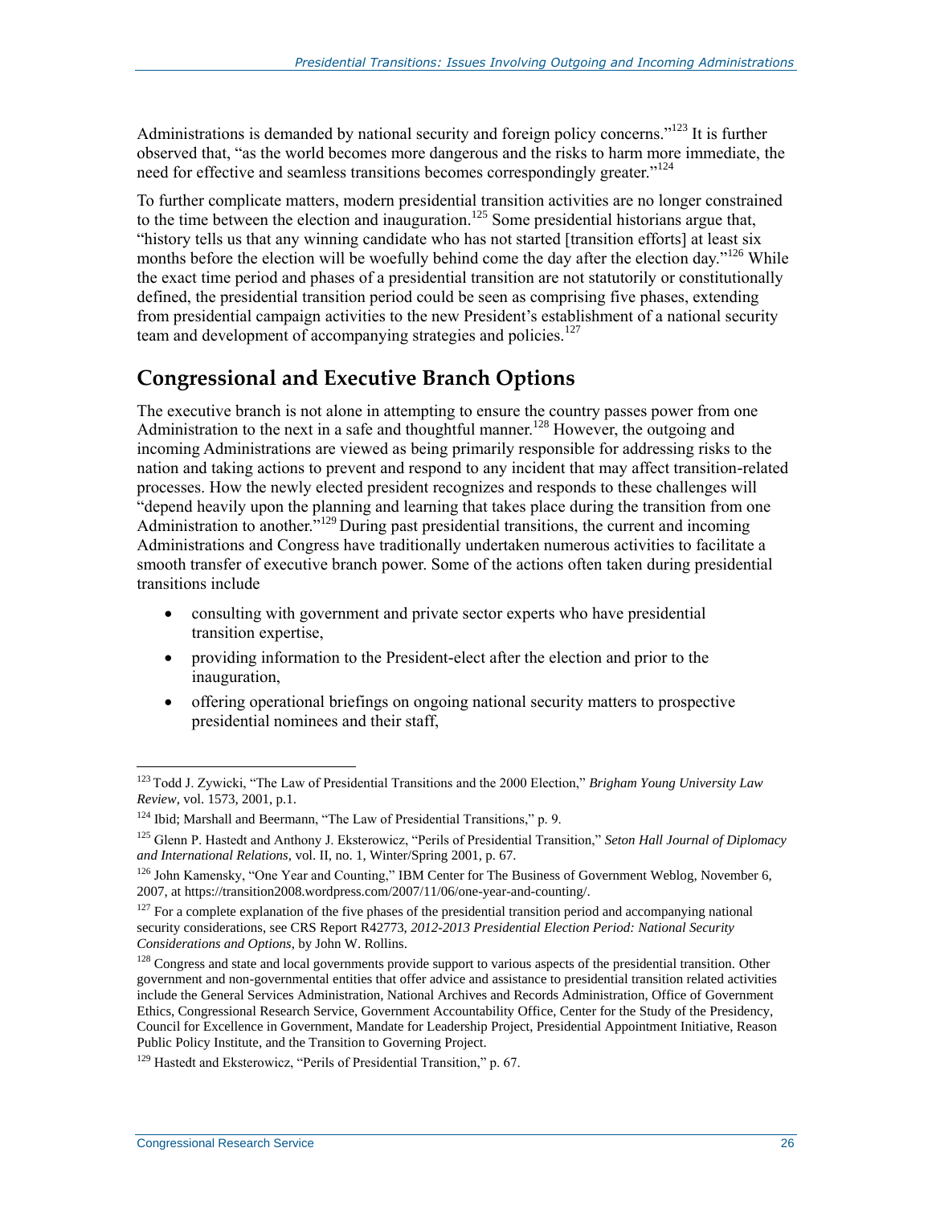Administrations is demanded by national security and foreign policy concerns."[123] It is further observed that, "as the world becomes more dangerous and the risks to harm more immediate, the need for effective and seamless transitions becomes correspondingly greater."[124]

To further complicate matters, modern presidential transition activities are no longer constrained to the time between the election and inauguration.[125] Some presidential historians argue that, "history tells us that any winning candidate who has not started [transition efforts] at least six months before the election will be woefully behind come the day after the election day."[126] While the exact time period and phases of a presidential transition are not statutorily or constitutionally defined, the presidential transition period could be seen as comprising five phases, extending from presidential campaign activities to the new President's establishment of a national security team and development of accompanying strategies and policies.[127]

## Congressional and Executive Branch Options

The executive branch is not alone in attempting to ensure the country passes power from one Administration to the next in a safe and thoughtful manner.[128] However, the outgoing and incoming Administrations are viewed as being primarily responsible for addressing risks to the nation and taking actions to prevent and respond to any incident that may affect transition-related processes. How the newly elected president recognizes and responds to these challenges will "depend heavily upon the planning and learning that takes place during the transition from one Administration to another."[129] During past presidential transitions, the current and incoming Administrations and Congress have traditionally undertaken numerous activities to facilitate a smooth transfer of executive branch power. Some of the actions often taken during presidential transitions include

- consulting with government and private sector experts who have presidential transition expertise,
- providing information to the President-elect after the election and prior to the inauguration,
- offering operational briefings on ongoing national security matters to prospective presidential nominees and their staff,

---

[123] Todd J. Zywicki, "The Law of Presidential Transitions and the 2000 Election," *Brigham Young University Law Review*, vol. 1573, 2001, p.1.

[124] Ibid; Marshall and Beermann, "The Law of Presidential Transitions," p. 9.

[125] Glenn P. Hastedt and Anthony J. Eksterowicz, "Perils of Presidential Transition," *Seton Hall Journal of Diplomacy and International Relations*, vol. II, no. 1, Winter/Spring 2001, p. 67.

[126] John Kamensky, "One Year and Counting," IBM Center for The Business of Government Weblog, November 6, 2007, at https://transition2008.wordpress.com/2007/11/06/one-year-and-counting/.

[127] For a complete explanation of the five phases of the presidential transition period and accompanying national security considerations, see CRS Report R42773, *2012-2013 Presidential Election Period: National Security Considerations and Options*, by John W. Rollins.

[128] Congress and state and local governments provide support to various aspects of the presidential transition. Other government and non-governmental entities that offer advice and assistance to presidential transition related activities include the General Services Administration, National Archives and Records Administration, Office of Government Ethics, Congressional Research Service, Government Accountability Office, Center for the Study of the Presidency, Council for Excellence in Government, Mandate for Leadership Project, Presidential Appointment Initiative, Reason Public Policy Institute, and the Transition to Governing Project.

[129] Hastedt and Eksterowicz, "Perils of Presidential Transition," p. 67.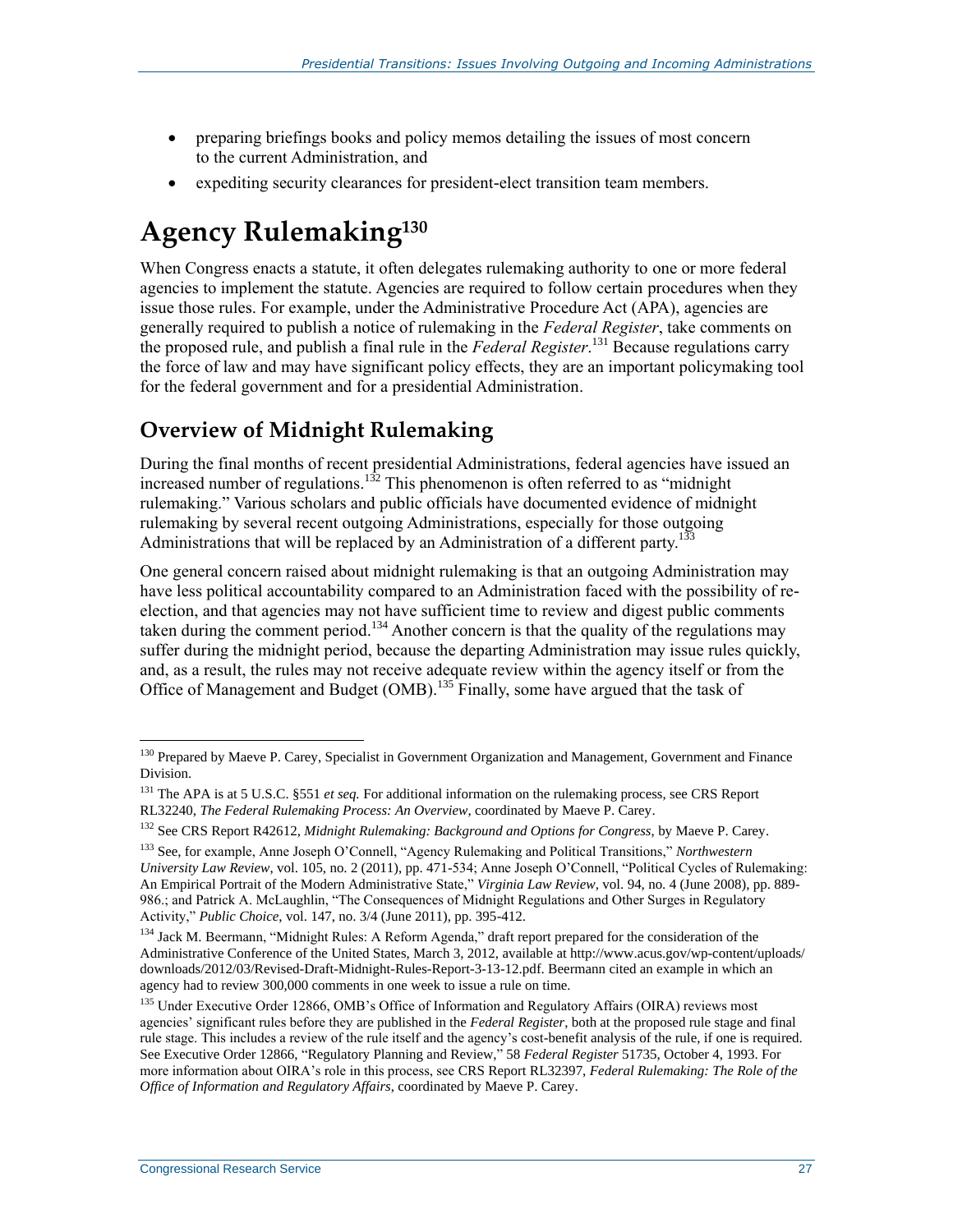- preparing briefings books and policy memos detailing the issues of most concern to the current Administration, and
- expediting security clearances for president-elect transition team members.

# Agency Rulemaking[130]

When Congress enacts a statute, it often delegates rulemaking authority to one or more federal agencies to implement the statute. Agencies are required to follow certain procedures when they issue those rules. For example, under the Administrative Procedure Act (APA), agencies are generally required to publish a notice of rulemaking in the *Federal Register*, take comments on the proposed rule, and publish a final rule in the *Federal Register*.[131] Because regulations carry the force of law and may have significant policy effects, they are an important policymaking tool for the federal government and for a presidential Administration.

## Overview of Midnight Rulemaking

During the final months of recent presidential Administrations, federal agencies have issued an increased number of regulations.[132] This phenomenon is often referred to as "midnight rulemaking." Various scholars and public officials have documented evidence of midnight rulemaking by several recent outgoing Administrations, especially for those outgoing Administrations that will be replaced by an Administration of a different party.[133]

One general concern raised about midnight rulemaking is that an outgoing Administration may have less political accountability compared to an Administration faced with the possibility of re-election, and that agencies may not have sufficient time to review and digest public comments taken during the comment period.[134] Another concern is that the quality of the regulations may suffer during the midnight period, because the departing Administration may issue rules quickly, and, as a result, the rules may not receive adequate review within the agency itself or from the Office of Management and Budget (OMB).[135] Finally, some have argued that the task of

---

[130] Prepared by Maeve P. Carey, Specialist in Government Organization and Management, Government and Finance Division.

[131] The APA is at 5 U.S.C. §551 *et seq.* For additional information on the rulemaking process, see CRS Report RL32240, *The Federal Rulemaking Process: An Overview*, coordinated by Maeve P. Carey.

[132] See CRS Report R42612, *Midnight Rulemaking: Background and Options for Congress*, by Maeve P. Carey.

[133] See, for example, Anne Joseph O'Connell, "Agency Rulemaking and Political Transitions," *Northwestern University Law Review*, vol. 105, no. 2 (2011), pp. 471-534; Anne Joseph O'Connell, "Political Cycles of Rulemaking: An Empirical Portrait of the Modern Administrative State," *Virginia Law Review*, vol. 94, no. 4 (June 2008), pp. 889-986.; and Patrick A. McLaughlin, "The Consequences of Midnight Regulations and Other Surges in Regulatory Activity," *Public Choice*, vol. 147, no. 3/4 (June 2011), pp. 395-412.

[134] Jack M. Beermann, "Midnight Rules: A Reform Agenda," draft report prepared for the consideration of the Administrative Conference of the United States, March 3, 2012, available at http://www.acus.gov/wp-content/uploads/downloads/2012/03/Revised-Draft-Midnight-Rules-Report-3-13-12.pdf. Beermann cited an example in which an agency had to review 300,000 comments in one week to issue a rule on time.

[135] Under Executive Order 12866, OMB's Office of Information and Regulatory Affairs (OIRA) reviews most agencies' significant rules before they are published in the *Federal Register*, both at the proposed rule stage and final rule stage. This includes a review of the rule itself and the agency's cost-benefit analysis of the rule, if one is required. See Executive Order 12866, "Regulatory Planning and Review," 58 *Federal Register* 51735, October 4, 1993. For more information about OIRA's role in this process, see CRS Report RL32397, *Federal Rulemaking: The Role of the Office of Information and Regulatory Affairs*, coordinated by Maeve P. Carey.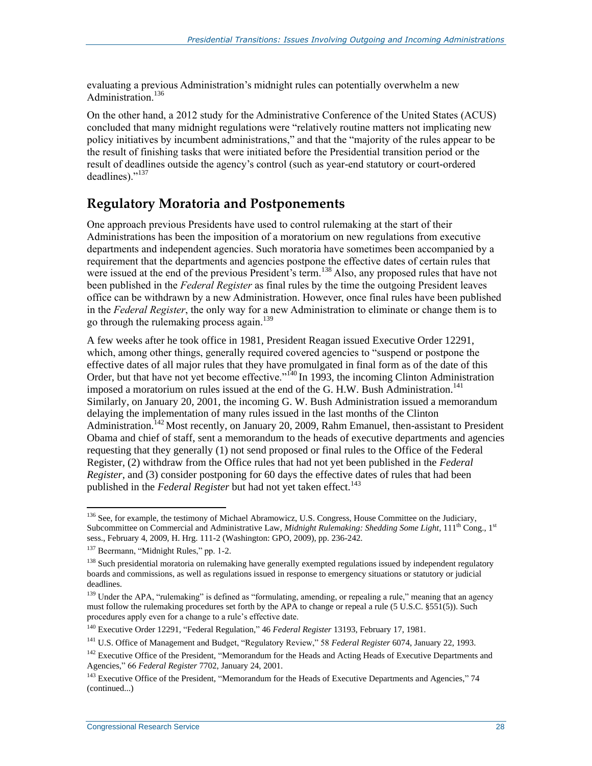evaluating a previous Administration's midnight rules can potentially overwhelm a new Administration.[136]

On the other hand, a 2012 study for the Administrative Conference of the United States (ACUS) concluded that many midnight regulations were "relatively routine matters not implicating new policy initiatives by incumbent administrations," and that the "majority of the rules appear to be the result of finishing tasks that were initiated before the Presidential transition period or the result of deadlines outside the agency's control (such as year-end statutory or court-ordered deadlines)."[137]

## Regulatory Moratoria and Postponements

One approach previous Presidents have used to control rulemaking at the start of their Administrations has been the imposition of a moratorium on new regulations from executive departments and independent agencies. Such moratoria have sometimes been accompanied by a requirement that the departments and agencies postpone the effective dates of certain rules that were issued at the end of the previous President's term.[138] Also, any proposed rules that have not been published in the *Federal Register* as final rules by the time the outgoing President leaves office can be withdrawn by a new Administration. However, once final rules have been published in the *Federal Register*, the only way for a new Administration to eliminate or change them is to go through the rulemaking process again.[139]

A few weeks after he took office in 1981, President Reagan issued Executive Order 12291, which, among other things, generally required covered agencies to "suspend or postpone the effective dates of all major rules that they have promulgated in final form as of the date of this Order, but that have not yet become effective."[140] In 1993, the incoming Clinton Administration imposed a moratorium on rules issued at the end of the G. H.W. Bush Administration.[141] Similarly, on January 20, 2001, the incoming G. W. Bush Administration issued a memorandum delaying the implementation of many rules issued in the last months of the Clinton Administration.[142] Most recently, on January 20, 2009, Rahm Emanuel, then-assistant to President Obama and chief of staff, sent a memorandum to the heads of executive departments and agencies requesting that they generally (1) not send proposed or final rules to the Office of the Federal Register, (2) withdraw from the Office rules that had not yet been published in the *Federal Register*, and (3) consider postponing for 60 days the effective dates of rules that had been published in the *Federal Register* but had not yet taken effect.[143]

---

[136] See, for example, the testimony of Michael Abramowicz, U.S. Congress, House Committee on the Judiciary, Subcommittee on Commercial and Administrative Law, *Midnight Rulemaking: Shedding Some Light*, 111th Cong., 1st sess., February 4, 2009, H. Hrg. 111-2 (Washington: GPO, 2009), pp. 236-242.

[137] Beermann, "Midnight Rules," pp. 1-2.

[138] Such presidential moratoria on rulemaking have generally exempted regulations issued by independent regulatory boards and commissions, as well as regulations issued in response to emergency situations or statutory or judicial deadlines.

[139] Under the APA, "rulemaking" is defined as "formulating, amending, or repealing a rule," meaning that an agency must follow the rulemaking procedures set forth by the APA to change or repeal a rule (5 U.S.C. §551(5)). Such procedures apply even for a change to a rule's effective date.

[140] Executive Order 12291, "Federal Regulation," 46 *Federal Register* 13193, February 17, 1981.

[141] U.S. Office of Management and Budget, "Regulatory Review," 58 *Federal Register* 6074, January 22, 1993.

[142] Executive Office of the President, "Memorandum for the Heads and Acting Heads of Executive Departments and Agencies," 66 *Federal Register* 7702, January 24, 2001.

[143] Executive Office of the President, "Memorandum for the Heads of Executive Departments and Agencies," 74 (continued...)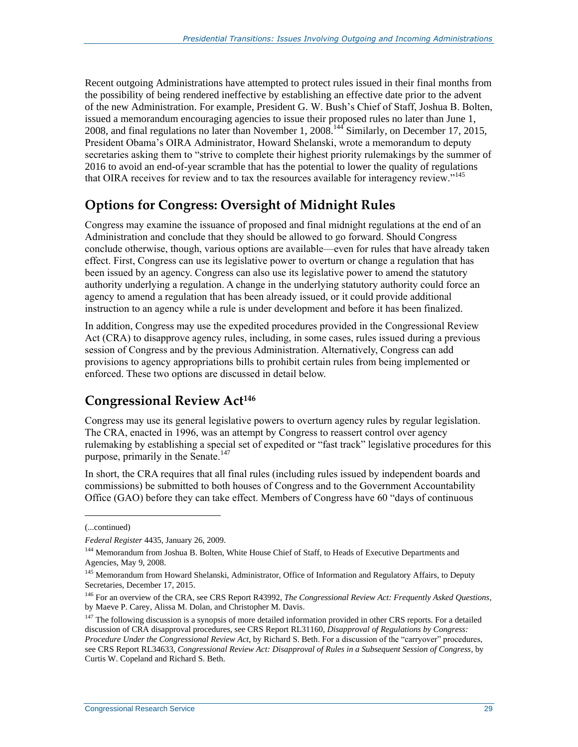Recent outgoing Administrations have attempted to protect rules issued in their final months from the possibility of being rendered ineffective by establishing an effective date prior to the advent of the new Administration. For example, President G. W. Bush's Chief of Staff, Joshua B. Bolten, issued a memorandum encouraging agencies to issue their proposed rules no later than June 1, 2008, and final regulations no later than November 1, 2008.[144] Similarly, on December 17, 2015, President Obama's OIRA Administrator, Howard Shelanski, wrote a memorandum to deputy secretaries asking them to "strive to complete their highest priority rulemakings by the summer of 2016 to avoid an end-of-year scramble that has the potential to lower the quality of regulations that OIRA receives for review and to tax the resources available for interagency review."[145]

## Options for Congress: Oversight of Midnight Rules

Congress may examine the issuance of proposed and final midnight regulations at the end of an Administration and conclude that they should be allowed to go forward. Should Congress conclude otherwise, though, various options are available—even for rules that have already taken effect. First, Congress can use its legislative power to overturn or change a regulation that has been issued by an agency. Congress can also use its legislative power to amend the statutory authority underlying a regulation. A change in the underlying statutory authority could force an agency to amend a regulation that has been already issued, or it could provide additional instruction to an agency while a rule is under development and before it has been finalized.

In addition, Congress may use the expedited procedures provided in the Congressional Review Act (CRA) to disapprove agency rules, including, in some cases, rules issued during a previous session of Congress and by the previous Administration. Alternatively, Congress can add provisions to agency appropriations bills to prohibit certain rules from being implemented or enforced. These two options are discussed in detail below.

## Congressional Review Act[146]

Congress may use its general legislative powers to overturn agency rules by regular legislation. The CRA, enacted in 1996, was an attempt by Congress to reassert control over agency rulemaking by establishing a special set of expedited or "fast track" legislative procedures for this purpose, primarily in the Senate.[147]

In short, the CRA requires that all final rules (including rules issued by independent boards and commissions) be submitted to both houses of Congress and to the Government Accountability Office (GAO) before they can take effect. Members of Congress have 60 "days of continuous

---

(...continued)

*Federal Register* 4435, January 26, 2009.

[144] Memorandum from Joshua B. Bolten, White House Chief of Staff, to Heads of Executive Departments and Agencies, May 9, 2008.

[145] Memorandum from Howard Shelanski, Administrator, Office of Information and Regulatory Affairs, to Deputy Secretaries, December 17, 2015.

[146] For an overview of the CRA, see CRS Report R43992, *The Congressional Review Act: Frequently Asked Questions*, by Maeve P. Carey, Alissa M. Dolan, and Christopher M. Davis.

[147] The following discussion is a synopsis of more detailed information provided in other CRS reports. For a detailed discussion of CRA disapproval procedures, see CRS Report RL31160, *Disapproval of Regulations by Congress: Procedure Under the Congressional Review Act*, by Richard S. Beth. For a discussion of the "carryover" procedures, see CRS Report RL34633, *Congressional Review Act: Disapproval of Rules in a Subsequent Session of Congress*, by Curtis W. Copeland and Richard S. Beth.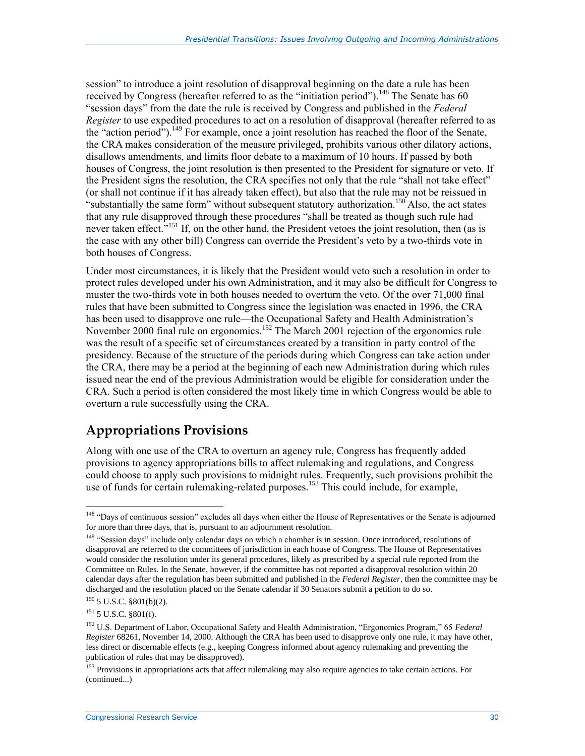session" to introduce a joint resolution of disapproval beginning on the date a rule has been received by Congress (hereafter referred to as the "initiation period").[148] The Senate has 60 "session days" from the date the rule is received by Congress and published in the *Federal Register* to use expedited procedures to act on a resolution of disapproval (hereafter referred to as the "action period").[149] For example, once a joint resolution has reached the floor of the Senate, the CRA makes consideration of the measure privileged, prohibits various other dilatory actions, disallows amendments, and limits floor debate to a maximum of 10 hours. If passed by both houses of Congress, the joint resolution is then presented to the President for signature or veto. If the President signs the resolution, the CRA specifies not only that the rule "shall not take effect" (or shall not continue if it has already taken effect), but also that the rule may not be reissued in "substantially the same form" without subsequent statutory authorization.[150] Also, the act states that any rule disapproved through these procedures "shall be treated as though such rule had never taken effect."[151] If, on the other hand, the President vetoes the joint resolution, then (as is the case with any other bill) Congress can override the President's veto by a two-thirds vote in both houses of Congress.

Under most circumstances, it is likely that the President would veto such a resolution in order to protect rules developed under his own Administration, and it may also be difficult for Congress to muster the two-thirds vote in both houses needed to overturn the veto. Of the over 71,000 final rules that have been submitted to Congress since the legislation was enacted in 1996, the CRA has been used to disapprove one rule—the Occupational Safety and Health Administration's November 2000 final rule on ergonomics.[152] The March 2001 rejection of the ergonomics rule was the result of a specific set of circumstances created by a transition in party control of the presidency. Because of the structure of the periods during which Congress can take action under the CRA, there may be a period at the beginning of each new Administration during which rules issued near the end of the previous Administration would be eligible for consideration under the CRA. Such a period is often considered the most likely time in which Congress would be able to overturn a rule successfully using the CRA.

## Appropriations Provisions

Along with one use of the CRA to overturn an agency rule, Congress has frequently added provisions to agency appropriations bills to affect rulemaking and regulations, and Congress could choose to apply such provisions to midnight rules. Frequently, such provisions prohibit the use of funds for certain rulemaking-related purposes.[153] This could include, for example,

---

[148] "Days of continuous session" excludes all days when either the House of Representatives or the Senate is adjourned for more than three days, that is, pursuant to an adjournment resolution.

[149] "Session days" include only calendar days on which a chamber is in session. Once introduced, resolutions of disapproval are referred to the committees of jurisdiction in each house of Congress. The House of Representatives would consider the resolution under its general procedures, likely as prescribed by a special rule reported from the Committee on Rules. In the Senate, however, if the committee has not reported a disapproval resolution within 20 calendar days after the regulation has been submitted and published in the *Federal Register*, then the committee may be discharged and the resolution placed on the Senate calendar if 30 Senators submit a petition to do so.

[150] 5 U.S.C. §801(b)(2).

[151] 5 U.S.C. §801(f).

[152] U.S. Department of Labor, Occupational Safety and Health Administration, "Ergonomics Program," 65 *Federal Register* 68261, November 14, 2000. Although the CRA has been used to disapprove only one rule, it may have other, less direct or discernable effects (e.g., keeping Congress informed about agency rulemaking and preventing the publication of rules that may be disapproved).

[153] Provisions in appropriations acts that affect rulemaking may also require agencies to take certain actions. For (continued...)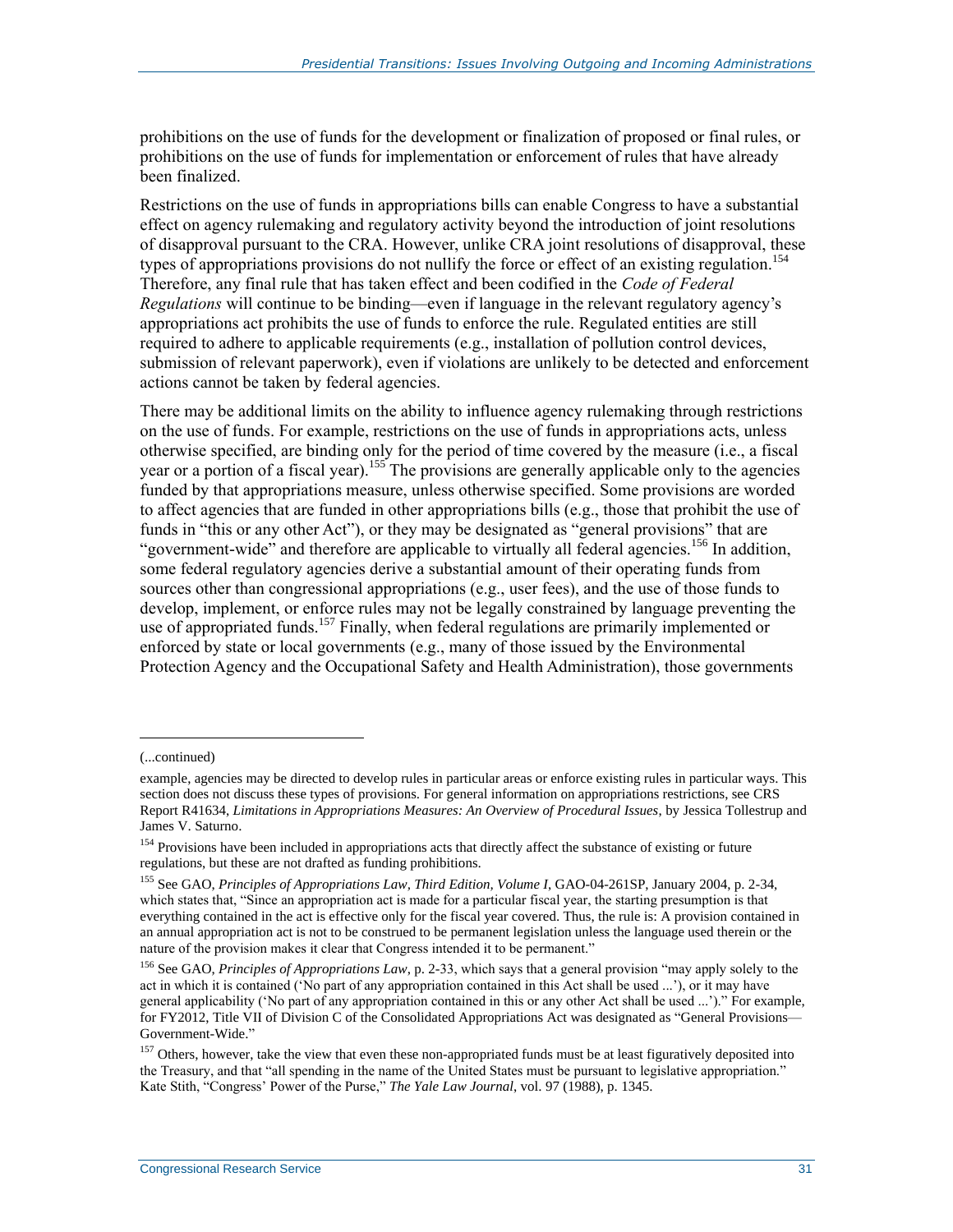prohibitions on the use of funds for the development or finalization of proposed or final rules, or prohibitions on the use of funds for implementation or enforcement of rules that have already been finalized.

Restrictions on the use of funds in appropriations bills can enable Congress to have a substantial effect on agency rulemaking and regulatory activity beyond the introduction of joint resolutions of disapproval pursuant to the CRA. However, unlike CRA joint resolutions of disapproval, these types of appropriations provisions do not nullify the force or effect of an existing regulation.[154] Therefore, any final rule that has taken effect and been codified in the *Code of Federal Regulations* will continue to be binding—even if language in the relevant regulatory agency's appropriations act prohibits the use of funds to enforce the rule. Regulated entities are still required to adhere to applicable requirements (e.g., installation of pollution control devices, submission of relevant paperwork), even if violations are unlikely to be detected and enforcement actions cannot be taken by federal agencies.

There may be additional limits on the ability to influence agency rulemaking through restrictions on the use of funds. For example, restrictions on the use of funds in appropriations acts, unless otherwise specified, are binding only for the period of time covered by the measure (i.e., a fiscal year or a portion of a fiscal year).[155] The provisions are generally applicable only to the agencies funded by that appropriations measure, unless otherwise specified. Some provisions are worded to affect agencies that are funded in other appropriations bills (e.g., those that prohibit the use of funds in "this or any other Act"), or they may be designated as "general provisions" that are "government-wide" and therefore are applicable to virtually all federal agencies.[156] In addition, some federal regulatory agencies derive a substantial amount of their operating funds from sources other than congressional appropriations (e.g., user fees), and the use of those funds to develop, implement, or enforce rules may not be legally constrained by language preventing the use of appropriated funds.[157] Finally, when federal regulations are primarily implemented or enforced by state or local governments (e.g., many of those issued by the Environmental Protection Agency and the Occupational Safety and Health Administration), those governments

---

(...continued)

example, agencies may be directed to develop rules in particular areas or enforce existing rules in particular ways. This section does not discuss these types of provisions. For general information on appropriations restrictions, see CRS Report R41634, *Limitations in Appropriations Measures: An Overview of Procedural Issues*, by Jessica Tollestrup and James V. Saturno.

[154] Provisions have been included in appropriations acts that directly affect the substance of existing or future regulations, but these are not drafted as funding prohibitions.

[155] See GAO, *Principles of Appropriations Law, Third Edition, Volume I*, GAO-04-261SP, January 2004, p. 2-34, which states that, "Since an appropriation act is made for a particular fiscal year, the starting presumption is that everything contained in the act is effective only for the fiscal year covered. Thus, the rule is: A provision contained in an annual appropriation act is not to be construed to be permanent legislation unless the language used therein or the nature of the provision makes it clear that Congress intended it to be permanent."

[156] See GAO, *Principles of Appropriations Law*, p. 2-33, which says that a general provision "may apply solely to the act in which it is contained ('No part of any appropriation contained in this Act shall be used ...'), or it may have general applicability ('No part of any appropriation contained in this or any other Act shall be used ...')." For example, for FY2012, Title VII of Division C of the Consolidated Appropriations Act was designated as "General Provisions—Government-Wide."

[157] Others, however, take the view that even these non-appropriated funds must be at least figuratively deposited into the Treasury, and that "all spending in the name of the United States must be pursuant to legislative appropriation." Kate Stith, "Congress' Power of the Purse," *The Yale Law Journal*, vol. 97 (1988), p. 1345.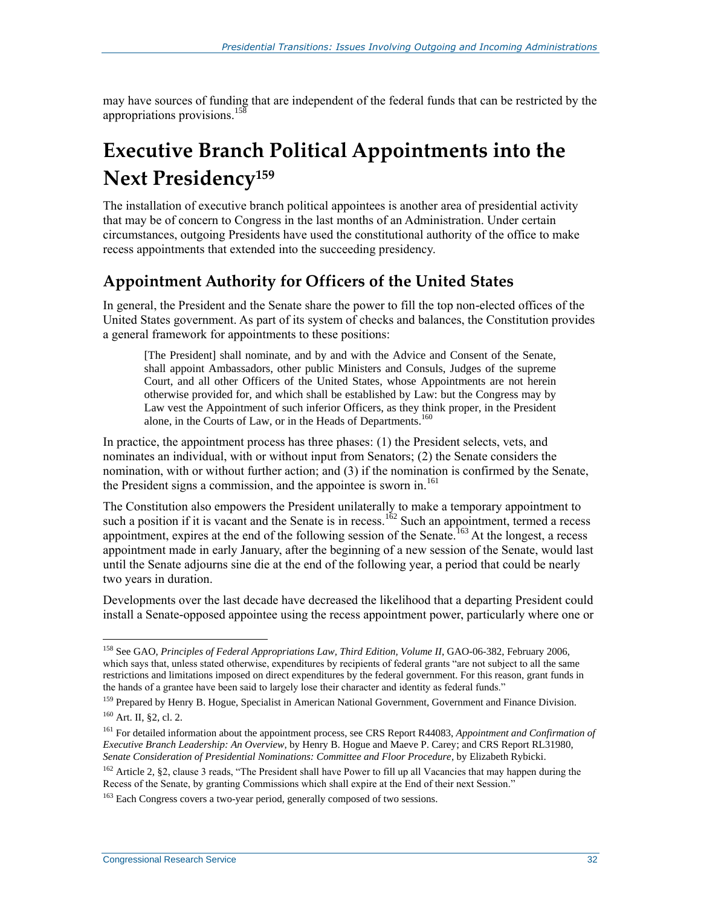may have sources of funding that are independent of the federal funds that can be restricted by the appropriations provisions.[158]

# Executive Branch Political Appointments into the Next Presidency[159]

The installation of executive branch political appointees is another area of presidential activity that may be of concern to Congress in the last months of an Administration. Under certain circumstances, outgoing Presidents have used the constitutional authority of the office to make recess appointments that extended into the succeeding presidency.

## Appointment Authority for Officers of the United States

In general, the President and the Senate share the power to fill the top non-elected offices of the United States government. As part of its system of checks and balances, the Constitution provides a general framework for appointments to these positions:

> [The President] shall nominate, and by and with the Advice and Consent of the Senate, shall appoint Ambassadors, other public Ministers and Consuls, Judges of the supreme Court, and all other Officers of the United States, whose Appointments are not herein otherwise provided for, and which shall be established by Law: but the Congress may by Law vest the Appointment of such inferior Officers, as they think proper, in the President alone, in the Courts of Law, or in the Heads of Departments.[160]

In practice, the appointment process has three phases: (1) the President selects, vets, and nominates an individual, with or without input from Senators; (2) the Senate considers the nomination, with or without further action; and (3) if the nomination is confirmed by the Senate, the President signs a commission, and the appointee is sworn in.[161]

The Constitution also empowers the President unilaterally to make a temporary appointment to such a position if it is vacant and the Senate is in recess.[162] Such an appointment, termed a recess appointment, expires at the end of the following session of the Senate.[163] At the longest, a recess appointment made in early January, after the beginning of a new session of the Senate, would last until the Senate adjourns sine die at the end of the following year, a period that could be nearly two years in duration.

Developments over the last decade have decreased the likelihood that a departing President could install a Senate-opposed appointee using the recess appointment power, particularly where one or

---

[158] See GAO, *Principles of Federal Appropriations Law, Third Edition, Volume II*, GAO-06-382, February 2006, which says that, unless stated otherwise, expenditures by recipients of federal grants "are not subject to all the same restrictions and limitations imposed on direct expenditures by the federal government. For this reason, grant funds in the hands of a grantee have been said to largely lose their character and identity as federal funds."

[159] Prepared by Henry B. Hogue, Specialist in American National Government, Government and Finance Division.

[160] Art. II, §2, cl. 2.

[161] For detailed information about the appointment process, see CRS Report R44083, *Appointment and Confirmation of Executive Branch Leadership: An Overview*, by Henry B. Hogue and Maeve P. Carey; and CRS Report RL31980, *Senate Consideration of Presidential Nominations: Committee and Floor Procedure*, by Elizabeth Rybicki.

[162] Article 2, §2, clause 3 reads, "The President shall have Power to fill up all Vacancies that may happen during the Recess of the Senate, by granting Commissions which shall expire at the End of their next Session."

[163] Each Congress covers a two-year period, generally composed of two sessions.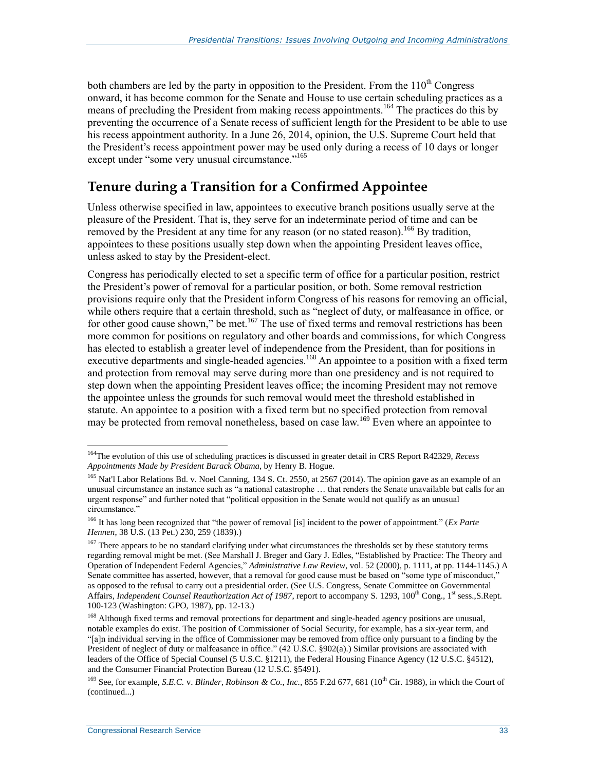both chambers are led by the party in opposition to the President. From the 110th Congress onward, it has become common for the Senate and House to use certain scheduling practices as a means of precluding the President from making recess appointments.[164] The practices do this by preventing the occurrence of a Senate recess of sufficient length for the President to be able to use his recess appointment authority. In a June 26, 2014, opinion, the U.S. Supreme Court held that the President's recess appointment power may be used only during a recess of 10 days or longer except under "some very unusual circumstance."[165]

## Tenure during a Transition for a Confirmed Appointee

Unless otherwise specified in law, appointees to executive branch positions usually serve at the pleasure of the President. That is, they serve for an indeterminate period of time and can be removed by the President at any time for any reason (or no stated reason).[166] By tradition, appointees to these positions usually step down when the appointing President leaves office, unless asked to stay by the President-elect.

Congress has periodically elected to set a specific term of office for a particular position, restrict the President's power of removal for a particular position, or both. Some removal restriction provisions require only that the President inform Congress of his reasons for removing an official, while others require that a certain threshold, such as "neglect of duty, or malfeasance in office, or for other good cause shown," be met.[167] The use of fixed terms and removal restrictions has been more common for positions on regulatory and other boards and commissions, for which Congress has elected to establish a greater level of independence from the President, than for positions in executive departments and single-headed agencies.[168] An appointee to a position with a fixed term and protection from removal may serve during more than one presidency and is not required to step down when the appointing President leaves office; the incoming President may not remove the appointee unless the grounds for such removal would meet the threshold established in statute. An appointee to a position with a fixed term but no specified protection from removal may be protected from removal nonetheless, based on case law.[169] Even where an appointee to

---

[164] The evolution of this use of scheduling practices is discussed in greater detail in CRS Report R42329, *Recess Appointments Made by President Barack Obama*, by Henry B. Hogue.

[165] Nat'l Labor Relations Bd. v. Noel Canning, 134 S. Ct. 2550, at 2567 (2014). The opinion gave as an example of an unusual circumstance an instance such as "a national catastrophe … that renders the Senate unavailable but calls for an urgent response" and further noted that "political opposition in the Senate would not qualify as an unusual circumstance."

[166] It has long been recognized that "the power of removal [is] incident to the power of appointment." (*Ex Parte Hennen*, 38 U.S. (13 Pet.) 230, 259 (1839).)

[167] There appears to be no standard clarifying under what circumstances the thresholds set by these statutory terms regarding removal might be met. (See Marshall J. Breger and Gary J. Edles, "Established by Practice: The Theory and Operation of Independent Federal Agencies," *Administrative Law Review*, vol. 52 (2000), p. 1111, at pp. 1144-1145.) A Senate committee has asserted, however, that a removal for good cause must be based on "some type of misconduct," as opposed to the refusal to carry out a presidential order. (See U.S. Congress, Senate Committee on Governmental Affairs, *Independent Counsel Reauthorization Act of 1987*, report to accompany S. 1293, 100th Cong., 1st sess.,S.Rept. 100-123 (Washington: GPO, 1987), pp. 12-13.)

[168] Although fixed terms and removal protections for department and single-headed agency positions are unusual, notable examples do exist. The position of Commissioner of Social Security, for example, has a six-year term, and "[a]n individual serving in the office of Commissioner may be removed from office only pursuant to a finding by the President of neglect of duty or malfeasance in office." (42 U.S.C. §902(a).) Similar provisions are associated with leaders of the Office of Special Counsel (5 U.S.C. §1211), the Federal Housing Finance Agency (12 U.S.C. §4512), and the Consumer Financial Protection Bureau (12 U.S.C. §5491).

[169] See, for example, *S.E.C.* v. *Blinder, Robinson & Co., Inc.*, 855 F.2d 677, 681 (10th Cir. 1988), in which the Court of (continued...)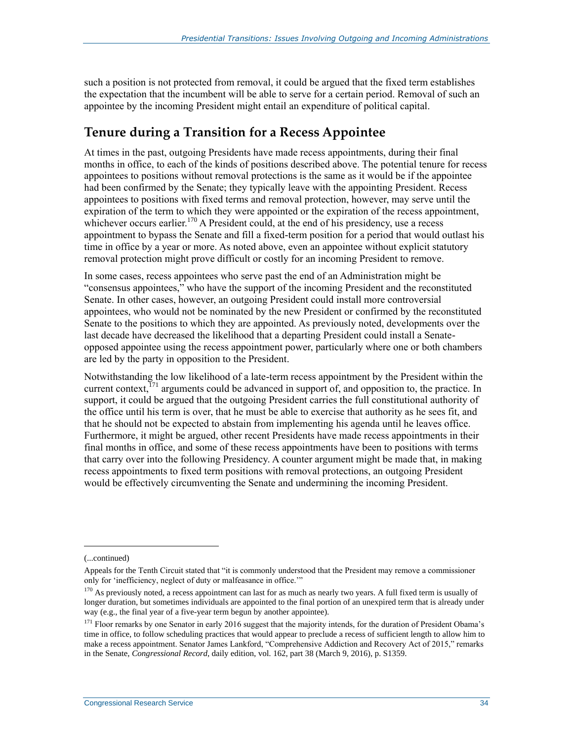such a position is not protected from removal, it could be argued that the fixed term establishes the expectation that the incumbent will be able to serve for a certain period. Removal of such an appointee by the incoming President might entail an expenditure of political capital.

## Tenure during a Transition for a Recess Appointee

At times in the past, outgoing Presidents have made recess appointments, during their final months in office, to each of the kinds of positions described above. The potential tenure for recess appointees to positions without removal protections is the same as it would be if the appointee had been confirmed by the Senate; they typically leave with the appointing President. Recess appointees to positions with fixed terms and removal protection, however, may serve until the expiration of the term to which they were appointed or the expiration of the recess appointment, whichever occurs earlier.[170] A President could, at the end of his presidency, use a recess appointment to bypass the Senate and fill a fixed-term position for a period that would outlast his time in office by a year or more. As noted above, even an appointee without explicit statutory removal protection might prove difficult or costly for an incoming President to remove.

In some cases, recess appointees who serve past the end of an Administration might be "consensus appointees," who have the support of the incoming President and the reconstituted Senate. In other cases, however, an outgoing President could install more controversial appointees, who would not be nominated by the new President or confirmed by the reconstituted Senate to the positions to which they are appointed. As previously noted, developments over the last decade have decreased the likelihood that a departing President could install a Senate-opposed appointee using the recess appointment power, particularly where one or both chambers are led by the party in opposition to the President.

Notwithstanding the low likelihood of a late-term recess appointment by the President within the current context,[171] arguments could be advanced in support of, and opposition to, the practice. In support, it could be argued that the outgoing President carries the full constitutional authority of the office until his term is over, that he must be able to exercise that authority as he sees fit, and that he should not be expected to abstain from implementing his agenda until he leaves office. Furthermore, it might be argued, other recent Presidents have made recess appointments in their final months in office, and some of these recess appointments have been to positions with terms that carry over into the following Presidency. A counter argument might be made that, in making recess appointments to fixed term positions with removal protections, an outgoing President would be effectively circumventing the Senate and undermining the incoming President.

---

(...continued)

Appeals for the Tenth Circuit stated that "it is commonly understood that the President may remove a commissioner only for 'inefficiency, neglect of duty or malfeasance in office.'"

[170] As previously noted, a recess appointment can last for as much as nearly two years. A full fixed term is usually of longer duration, but sometimes individuals are appointed to the final portion of an unexpired term that is already under way (e.g., the final year of a five-year term begun by another appointee).

[171] Floor remarks by one Senator in early 2016 suggest that the majority intends, for the duration of President Obama's time in office, to follow scheduling practices that would appear to preclude a recess of sufficient length to allow him to make a recess appointment. Senator James Lankford, "Comprehensive Addiction and Recovery Act of 2015," remarks in the Senate, *Congressional Record*, daily edition, vol. 162, part 38 (March 9, 2016), p. S1359.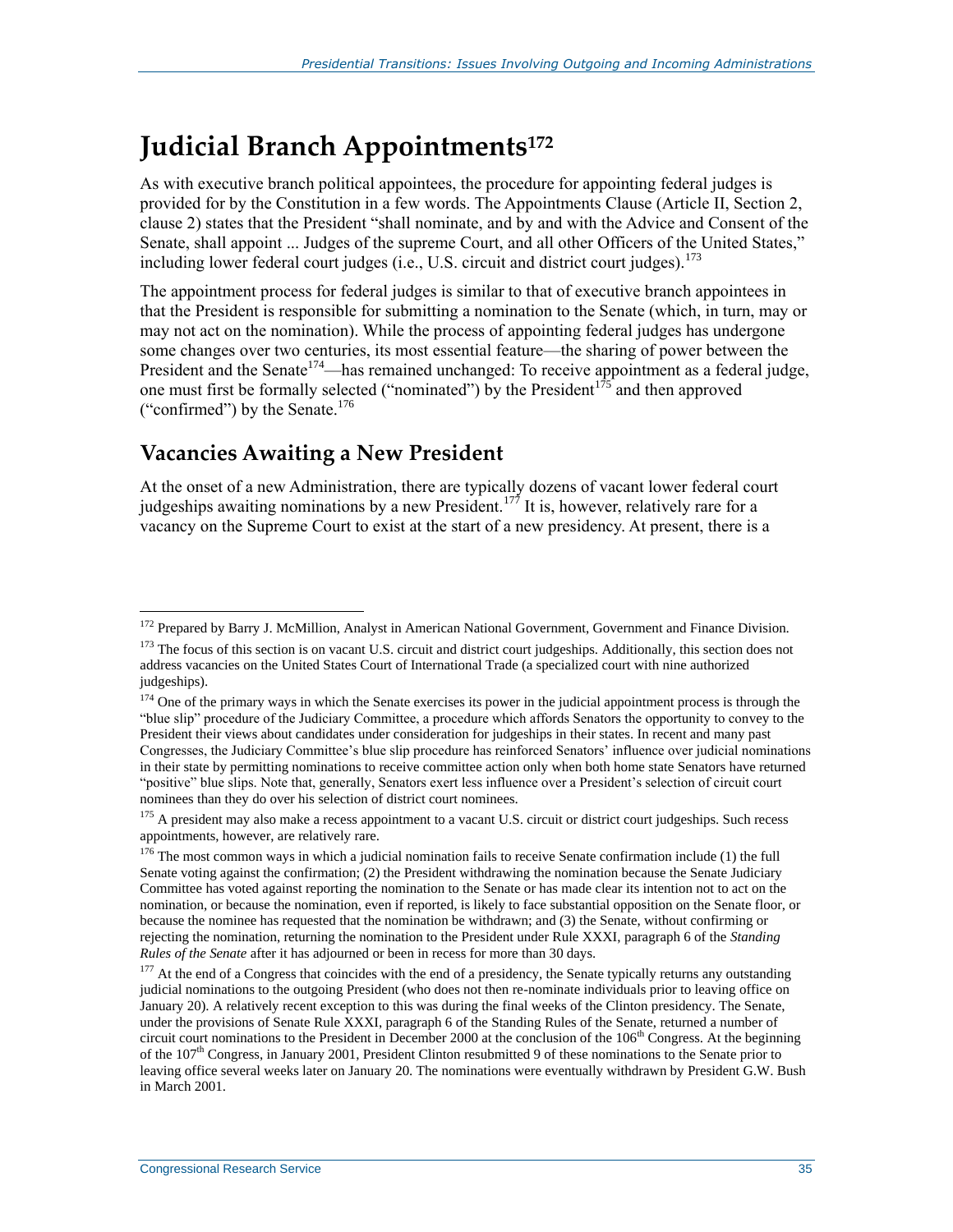# Judicial Branch Appointments[172]

As with executive branch political appointees, the procedure for appointing federal judges is provided for by the Constitution in a few words. The Appointments Clause (Article II, Section 2, clause 2) states that the President "shall nominate, and by and with the Advice and Consent of the Senate, shall appoint ... Judges of the supreme Court, and all other Officers of the United States," including lower federal court judges (i.e., U.S. circuit and district court judges).[173]

The appointment process for federal judges is similar to that of executive branch appointees in that the President is responsible for submitting a nomination to the Senate (which, in turn, may or may not act on the nomination). While the process of appointing federal judges has undergone some changes over two centuries, its most essential feature—the sharing of power between the President and the Senate[174]—has remained unchanged: To receive appointment as a federal judge, one must first be formally selected ("nominated") by the President[175] and then approved ("confirmed") by the Senate.[176]

## Vacancies Awaiting a New President

At the onset of a new Administration, there are typically dozens of vacant lower federal court judgeships awaiting nominations by a new President.[177] It is, however, relatively rare for a vacancy on the Supreme Court to exist at the start of a new presidency. At present, there is a

---

[172] Prepared by Barry J. McMillion, Analyst in American National Government, Government and Finance Division.

[173] The focus of this section is on vacant U.S. circuit and district court judgeships. Additionally, this section does not address vacancies on the United States Court of International Trade (a specialized court with nine authorized judgeships).

[174] One of the primary ways in which the Senate exercises its power in the judicial appointment process is through the "blue slip" procedure of the Judiciary Committee, a procedure which affords Senators the opportunity to convey to the President their views about candidates under consideration for judgeships in their states. In recent and many past Congresses, the Judiciary Committee's blue slip procedure has reinforced Senators' influence over judicial nominations in their state by permitting nominations to receive committee action only when both home state Senators have returned "positive" blue slips. Note that, generally, Senators exert less influence over a President's selection of circuit court nominees than they do over his selection of district court nominees.

[175] A president may also make a recess appointment to a vacant U.S. circuit or district court judgeships. Such recess appointments, however, are relatively rare.

[176] The most common ways in which a judicial nomination fails to receive Senate confirmation include (1) the full Senate voting against the confirmation; (2) the President withdrawing the nomination because the Senate Judiciary Committee has voted against reporting the nomination to the Senate or has made clear its intention not to act on the nomination, or because the nomination, even if reported, is likely to face substantial opposition on the Senate floor, or because the nominee has requested that the nomination be withdrawn; and (3) the Senate, without confirming or rejecting the nomination, returning the nomination to the President under Rule XXXI, paragraph 6 of the *Standing Rules of the Senate* after it has adjourned or been in recess for more than 30 days.

[177] At the end of a Congress that coincides with the end of a presidency, the Senate typically returns any outstanding judicial nominations to the outgoing President (who does not then re-nominate individuals prior to leaving office on January 20). A relatively recent exception to this was during the final weeks of the Clinton presidency. The Senate, under the provisions of Senate Rule XXXI, paragraph 6 of the Standing Rules of the Senate, returned a number of circuit court nominations to the President in December 2000 at the conclusion of the 106th Congress. At the beginning of the 107th Congress, in January 2001, President Clinton resubmitted 9 of these nominations to the Senate prior to leaving office several weeks later on January 20. The nominations were eventually withdrawn by President G.W. Bush in March 2001.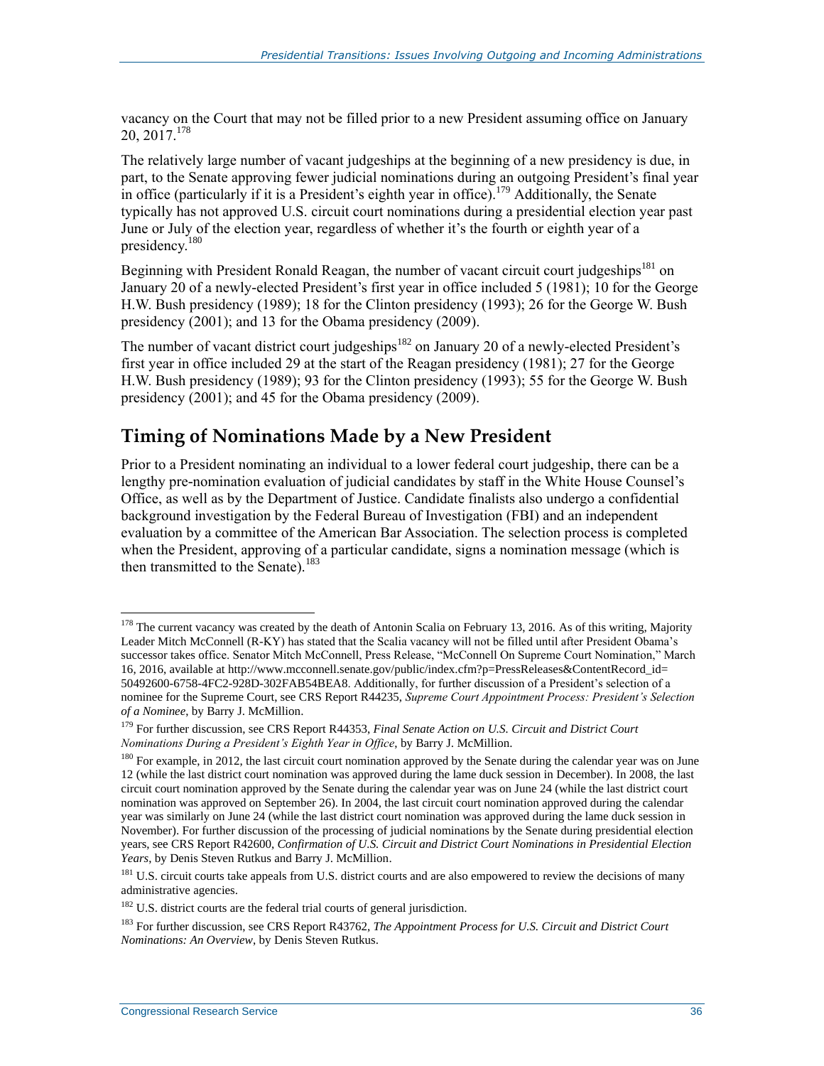vacancy on the Court that may not be filled prior to a new President assuming office on January 20, 2017.[178]

The relatively large number of vacant judgeships at the beginning of a new presidency is due, in part, to the Senate approving fewer judicial nominations during an outgoing President's final year in office (particularly if it is a President's eighth year in office).[179] Additionally, the Senate typically has not approved U.S. circuit court nominations during a presidential election year past June or July of the election year, regardless of whether it's the fourth or eighth year of a presidency.[180]

Beginning with President Ronald Reagan, the number of vacant circuit court judgeships[181] on January 20 of a newly-elected President's first year in office included 5 (1981); 10 for the George H.W. Bush presidency (1989); 18 for the Clinton presidency (1993); 26 for the George W. Bush presidency (2001); and 13 for the Obama presidency (2009).

The number of vacant district court judgeships[182] on January 20 of a newly-elected President's first year in office included 29 at the start of the Reagan presidency (1981); 27 for the George H.W. Bush presidency (1989); 93 for the Clinton presidency (1993); 55 for the George W. Bush presidency (2001); and 45 for the Obama presidency (2009).

## Timing of Nominations Made by a New President

Prior to a President nominating an individual to a lower federal court judgeship, there can be a lengthy pre-nomination evaluation of judicial candidates by staff in the White House Counsel's Office, as well as by the Department of Justice. Candidate finalists also undergo a confidential background investigation by the Federal Bureau of Investigation (FBI) and an independent evaluation by a committee of the American Bar Association. The selection process is completed when the President, approving of a particular candidate, signs a nomination message (which is then transmitted to the Senate).[183]

---

[178] The current vacancy was created by the death of Antonin Scalia on February 13, 2016. As of this writing, Majority Leader Mitch McConnell (R-KY) has stated that the Scalia vacancy will not be filled until after President Obama's successor takes office. Senator Mitch McConnell, Press Release, "McConnell On Supreme Court Nomination," March 16, 2016, available at http://www.mcconnell.senate.gov/public/index.cfm?p=PressReleases&ContentRecord_id=50492600-6758-4FC2-928D-302FAB54BEA8. Additionally, for further discussion of a President's selection of a nominee for the Supreme Court, see CRS Report R44235, *Supreme Court Appointment Process: President's Selection of a Nominee*, by Barry J. McMillion.

[179] For further discussion, see CRS Report R44353, *Final Senate Action on U.S. Circuit and District Court Nominations During a President's Eighth Year in Office*, by Barry J. McMillion.

[180] For example, in 2012, the last circuit court nomination approved by the Senate during the calendar year was on June 12 (while the last district court nomination was approved during the lame duck session in December). In 2008, the last circuit court nomination approved by the Senate during the calendar year was on June 24 (while the last district court nomination was approved on September 26). In 2004, the last circuit court nomination approved during the calendar year was similarly on June 24 (while the last district court nomination was approved during the lame duck session in November). For further discussion of the processing of judicial nominations by the Senate during presidential election years, see CRS Report R42600, *Confirmation of U.S. Circuit and District Court Nominations in Presidential Election Years*, by Denis Steven Rutkus and Barry J. McMillion.

[181] U.S. circuit courts take appeals from U.S. district courts and are also empowered to review the decisions of many administrative agencies.

[182] U.S. district courts are the federal trial courts of general jurisdiction.

[183] For further discussion, see CRS Report R43762, *The Appointment Process for U.S. Circuit and District Court Nominations: An Overview*, by Denis Steven Rutkus.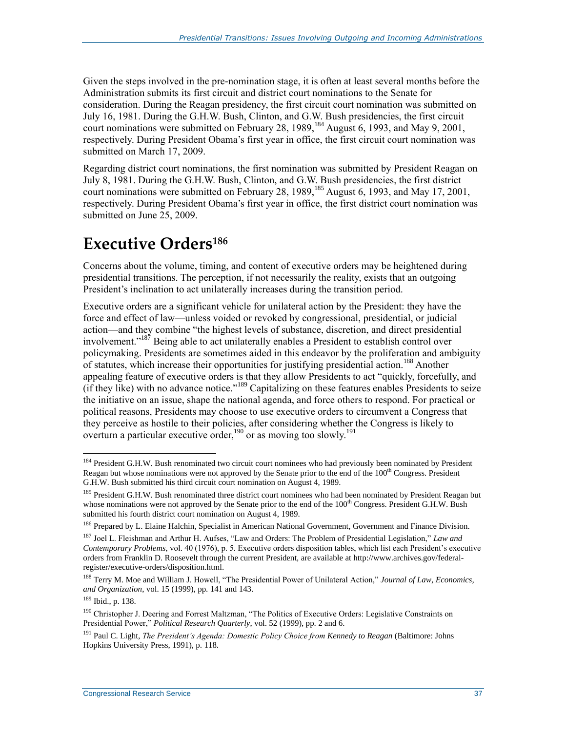Given the steps involved in the pre-nomination stage, it is often at least several months before the Administration submits its first circuit and district court nominations to the Senate for consideration. During the Reagan presidency, the first circuit court nomination was submitted on July 16, 1981. During the G.H.W. Bush, Clinton, and G.W. Bush presidencies, the first circuit court nominations were submitted on February 28, 1989,[184] August 6, 1993, and May 9, 2001, respectively. During President Obama's first year in office, the first circuit court nomination was submitted on March 17, 2009.

Regarding district court nominations, the first nomination was submitted by President Reagan on July 8, 1981. During the G.H.W. Bush, Clinton, and G.W. Bush presidencies, the first district court nominations were submitted on February 28, 1989,[185] August 6, 1993, and May 17, 2001, respectively. During President Obama's first year in office, the first district court nomination was submitted on June 25, 2009.

# Executive Orders[186]

Concerns about the volume, timing, and content of executive orders may be heightened during presidential transitions. The perception, if not necessarily the reality, exists that an outgoing President's inclination to act unilaterally increases during the transition period.

Executive orders are a significant vehicle for unilateral action by the President: they have the force and effect of law—unless voided or revoked by congressional, presidential, or judicial action—and they combine "the highest levels of substance, discretion, and direct presidential involvement."[187] Being able to act unilaterally enables a President to establish control over policymaking. Presidents are sometimes aided in this endeavor by the proliferation and ambiguity of statutes, which increase their opportunities for justifying presidential action.[188] Another appealing feature of executive orders is that they allow Presidents to act "quickly, forcefully, and (if they like) with no advance notice."[189] Capitalizing on these features enables Presidents to seize the initiative on an issue, shape the national agenda, and force others to respond. For practical or political reasons, Presidents may choose to use executive orders to circumvent a Congress that they perceive as hostile to their policies, after considering whether the Congress is likely to overturn a particular executive order,[190] or as moving too slowly.[191]

---

[184] President G.H.W. Bush renominated two circuit court nominees who had previously been nominated by President Reagan but whose nominations were not approved by the Senate prior to the end of the 100th Congress. President G.H.W. Bush submitted his third circuit court nomination on August 4, 1989.

[185] President G.H.W. Bush renominated three district court nominees who had been nominated by President Reagan but whose nominations were not approved by the Senate prior to the end of the 100th Congress. President G.H.W. Bush submitted his fourth district court nomination on August 4, 1989.

[186] Prepared by L. Elaine Halchin, Specialist in American National Government, Government and Finance Division.

[187] Joel L. Fleishman and Arthur H. Aufses, "Law and Orders: The Problem of Presidential Legislation," *Law and Contemporary Problems*, vol. 40 (1976), p. 5. Executive orders disposition tables, which list each President's executive orders from Franklin D. Roosevelt through the current President, are available at http://www.archives.gov/federal-register/executive-orders/disposition.html.

[188] Terry M. Moe and William J. Howell, "The Presidential Power of Unilateral Action," *Journal of Law, Economics, and Organization*, vol. 15 (1999), pp. 141 and 143.

[189] Ibid., p. 138.

[190] Christopher J. Deering and Forrest Maltzman, "The Politics of Executive Orders: Legislative Constraints on Presidential Power," *Political Research Quarterly*, vol. 52 (1999), pp. 2 and 6.

[191] Paul C. Light, *The President's Agenda: Domestic Policy Choice from Kennedy to Reagan* (Baltimore: Johns Hopkins University Press, 1991), p. 118.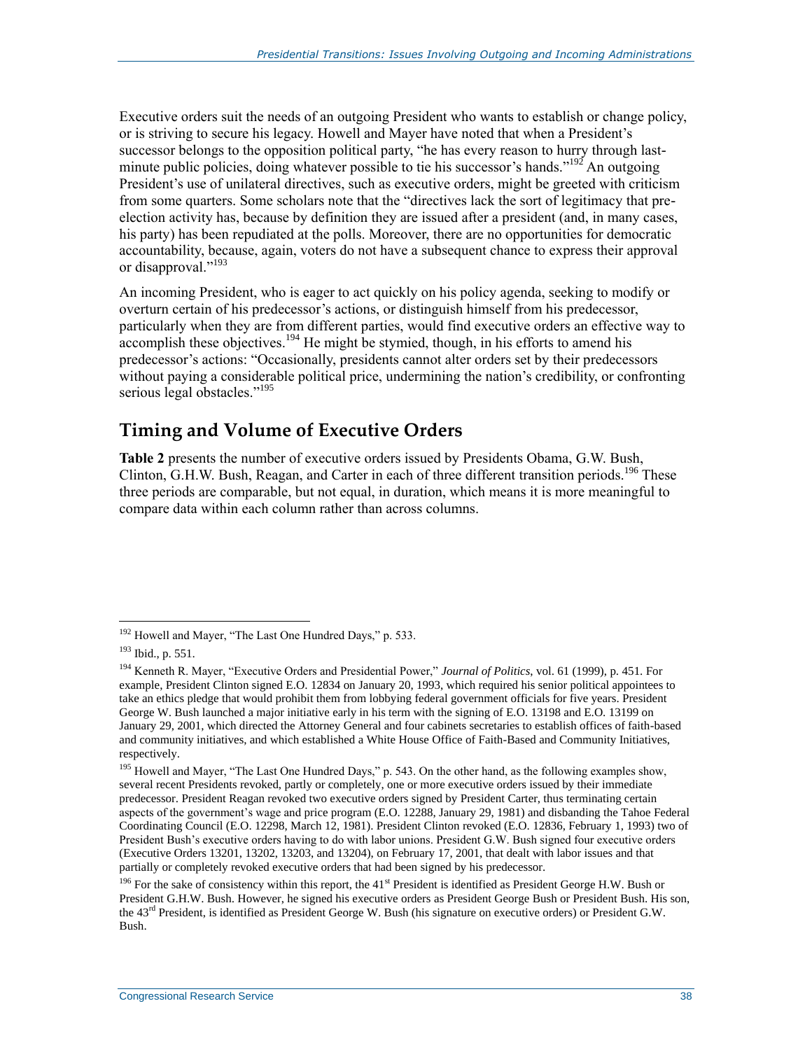Executive orders suit the needs of an outgoing President who wants to establish or change policy, or is striving to secure his legacy. Howell and Mayer have noted that when a President's successor belongs to the opposition political party, "he has every reason to hurry through last-minute public policies, doing whatever possible to tie his successor's hands."[192] An outgoing President's use of unilateral directives, such as executive orders, might be greeted with criticism from some quarters. Some scholars note that the "directives lack the sort of legitimacy that pre-election activity has, because by definition they are issued after a president (and, in many cases, his party) has been repudiated at the polls. Moreover, there are no opportunities for democratic accountability, because, again, voters do not have a subsequent chance to express their approval or disapproval."[193]

An incoming President, who is eager to act quickly on his policy agenda, seeking to modify or overturn certain of his predecessor's actions, or distinguish himself from his predecessor, particularly when they are from different parties, would find executive orders an effective way to accomplish these objectives.[194] He might be stymied, though, in his efforts to amend his predecessor's actions: "Occasionally, presidents cannot alter orders set by their predecessors without paying a considerable political price, undermining the nation's credibility, or confronting serious legal obstacles."[195]

## Timing and Volume of Executive Orders

**Table 2** presents the number of executive orders issued by Presidents Obama, G.W. Bush, Clinton, G.H.W. Bush, Reagan, and Carter in each of three different transition periods.[196] These three periods are comparable, but not equal, in duration, which means it is more meaningful to compare data within each column rather than across columns.

---

[192] Howell and Mayer, "The Last One Hundred Days," p. 533.

[193] Ibid., p. 551.

[194] Kenneth R. Mayer, "Executive Orders and Presidential Power," *Journal of Politics*, vol. 61 (1999), p. 451. For example, President Clinton signed E.O. 12834 on January 20, 1993, which required his senior political appointees to take an ethics pledge that would prohibit them from lobbying federal government officials for five years. President George W. Bush launched a major initiative early in his term with the signing of E.O. 13198 and E.O. 13199 on January 29, 2001, which directed the Attorney General and four cabinets secretaries to establish offices of faith-based and community initiatives, and which established a White House Office of Faith-Based and Community Initiatives, respectively.

[195] Howell and Mayer, "The Last One Hundred Days," p. 543. On the other hand, as the following examples show, several recent Presidents revoked, partly or completely, one or more executive orders issued by their immediate predecessor. President Reagan revoked two executive orders signed by President Carter, thus terminating certain aspects of the government's wage and price program (E.O. 12288, January 29, 1981) and disbanding the Tahoe Federal Coordinating Council (E.O. 12298, March 12, 1981). President Clinton revoked (E.O. 12836, February 1, 1993) two of President Bush's executive orders having to do with labor unions. President G.W. Bush signed four executive orders (Executive Orders 13201, 13202, 13203, and 13204), on February 17, 2001, that dealt with labor issues and that partially or completely revoked executive orders that had been signed by his predecessor.

[196] For the sake of consistency within this report, the 41st President is identified as President George H.W. Bush or President G.H.W. Bush. However, he signed his executive orders as President George Bush or President Bush. His son, the 43rd President, is identified as President George W. Bush (his signature on executive orders) or President G.W. Bush.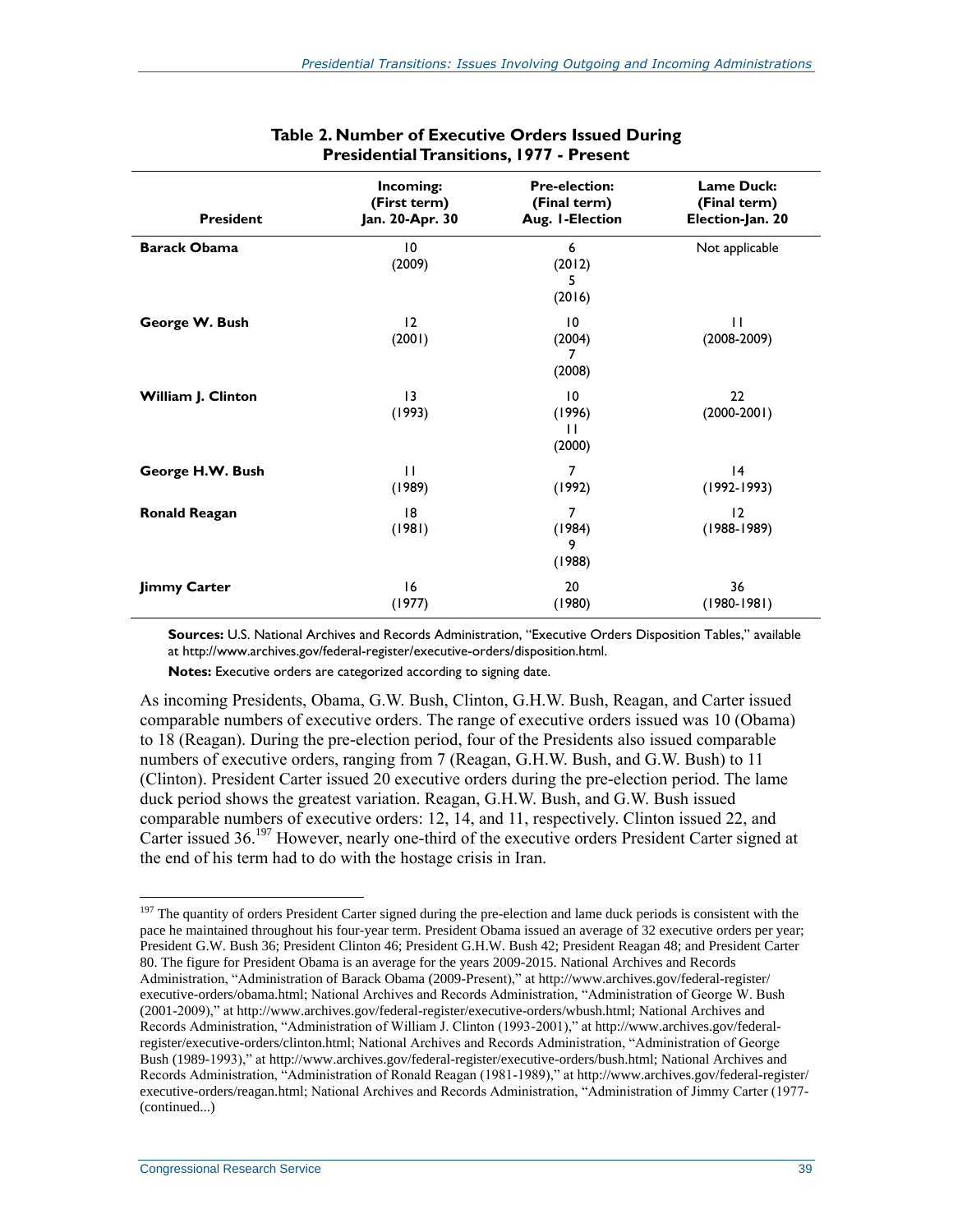**Table 2. Number of Executive Orders Issued During Presidential Transitions, 1977 - Present**

| President | Incoming: (First term) Jan. 20-Apr. 30 | Pre-election: (Final term) Aug. 1-Election | Lame Duck: (Final term) Election-Jan. 20 |
|---|---|---|---|
| **Barack Obama** | 10 (2009) | 6 (2012) 5 (2016) | Not applicable |
| **George W. Bush** | 12 (2001) | 10 (2004) 7 (2008) | 11 (2008-2009) |
| **William J. Clinton** | 13 (1993) | 10 (1996) 11 (2000) | 22 (2000-2001) |
| **George H.W. Bush** | 11 (1989) | 7 (1992) | 14 (1992-1993) |
| **Ronald Reagan** | 18 (1981) | 7 (1984) 9 (1988) | 12 (1988-1989) |
| **Jimmy Carter** | 16 (1977) | 20 (1980) | 36 (1980-1981) |

**Sources:** U.S. National Archives and Records Administration, "Executive Orders Disposition Tables," available at http://www.archives.gov/federal-register/executive-orders/disposition.html.

**Notes:** Executive orders are categorized according to signing date.

As incoming Presidents, Obama, G.W. Bush, Clinton, G.H.W. Bush, Reagan, and Carter issued comparable numbers of executive orders. The range of executive orders issued was 10 (Obama) to 18 (Reagan). During the pre-election period, four of the Presidents also issued comparable numbers of executive orders, ranging from 7 (Reagan, G.H.W. Bush, and G.W. Bush) to 11 (Clinton). President Carter issued 20 executive orders during the pre-election period. The lame duck period shows the greatest variation. Reagan, G.H.W. Bush, and G.W. Bush issued comparable numbers of executive orders: 12, 14, and 11, respectively. Clinton issued 22, and Carter issued 36.[197] However, nearly one-third of the executive orders President Carter signed at the end of his term had to do with the hostage crisis in Iran.

---

[197] The quantity of orders President Carter signed during the pre-election and lame duck periods is consistent with the pace he maintained throughout his four-year term. President Obama issued an average of 32 executive orders per year; President G.W. Bush 36; President Clinton 46; President G.H.W. Bush 42; President Reagan 48; and President Carter 80. The figure for President Obama is an average for the years 2009-2015. National Archives and Records Administration, "Administration of Barack Obama (2009-Present)," at http://www.archives.gov/federal-register/executive-orders/obama.html; National Archives and Records Administration, "Administration of George W. Bush (2001-2009)," at http://www.archives.gov/federal-register/executive-orders/wbush.html; National Archives and Records Administration, "Administration of William J. Clinton (1993-2001)," at http://www.archives.gov/federal-register/executive-orders/clinton.html; National Archives and Records Administration, "Administration of George Bush (1989-1993)," at http://www.archives.gov/federal-register/executive-orders/bush.html; National Archives and Records Administration, "Administration of Ronald Reagan (1981-1989)," at http://www.archives.gov/federal-register/executive-orders/reagan.html; National Archives and Records Administration, "Administration of Jimmy Carter (1977-(continued...)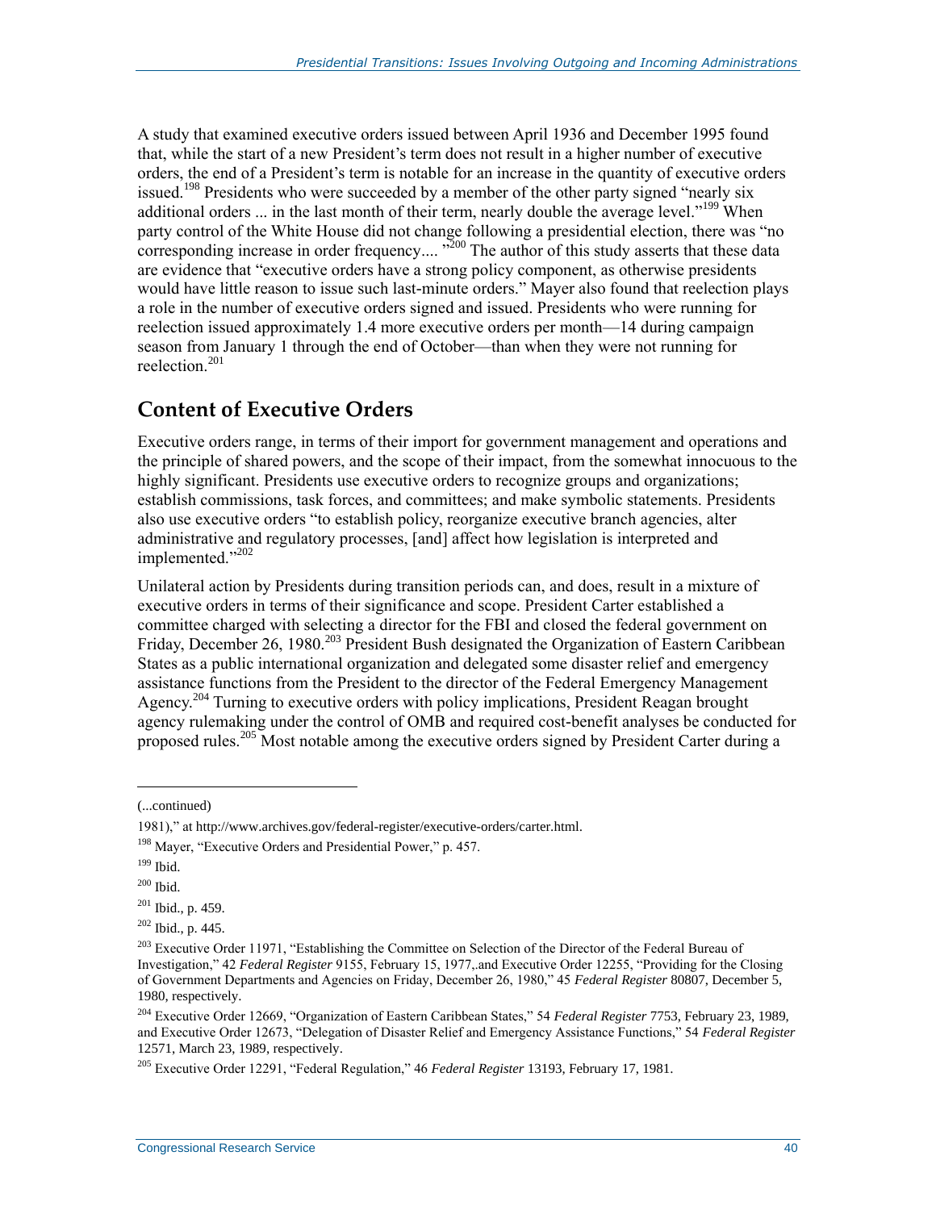A study that examined executive orders issued between April 1936 and December 1995 found that, while the start of a new President's term does not result in a higher number of executive orders, the end of a President's term is notable for an increase in the quantity of executive orders issued.[198] Presidents who were succeeded by a member of the other party signed "nearly six additional orders ... in the last month of their term, nearly double the average level."[199] When party control of the White House did not change following a presidential election, there was "no corresponding increase in order frequency.... "[200] The author of this study asserts that these data are evidence that "executive orders have a strong policy component, as otherwise presidents would have little reason to issue such last-minute orders." Mayer also found that reelection plays a role in the number of executive orders signed and issued. Presidents who were running for reelection issued approximately 1.4 more executive orders per month—14 during campaign season from January 1 through the end of October—than when they were not running for reelection.[201]

## Content of Executive Orders

Executive orders range, in terms of their import for government management and operations and the principle of shared powers, and the scope of their impact, from the somewhat innocuous to the highly significant. Presidents use executive orders to recognize groups and organizations; establish commissions, task forces, and committees; and make symbolic statements. Presidents also use executive orders "to establish policy, reorganize executive branch agencies, alter administrative and regulatory processes, [and] affect how legislation is interpreted and implemented."[202]

Unilateral action by Presidents during transition periods can, and does, result in a mixture of executive orders in terms of their significance and scope. President Carter established a committee charged with selecting a director for the FBI and closed the federal government on Friday, December 26, 1980.[203] President Bush designated the Organization of Eastern Caribbean States as a public international organization and delegated some disaster relief and emergency assistance functions from the President to the director of the Federal Emergency Management Agency.[204] Turning to executive orders with policy implications, President Reagan brought agency rulemaking under the control of OMB and required cost-benefit analyses be conducted for proposed rules.[205] Most notable among the executive orders signed by President Carter during a

---

(...continued)

1981)," at http://www.archives.gov/federal-register/executive-orders/carter.html.

[198] Mayer, "Executive Orders and Presidential Power," p. 457.

[199] Ibid.

[200] Ibid.

[201] Ibid., p. 459.

[202] Ibid., p. 445.

[203] Executive Order 11971, "Establishing the Committee on Selection of the Director of the Federal Bureau of Investigation," 42 *Federal Register* 9155, February 15, 1977,.and Executive Order 12255, "Providing for the Closing of Government Departments and Agencies on Friday, December 26, 1980," 45 *Federal Register* 80807, December 5, 1980, respectively.

[204] Executive Order 12669, "Organization of Eastern Caribbean States," 54 *Federal Register* 7753, February 23, 1989, and Executive Order 12673, "Delegation of Disaster Relief and Emergency Assistance Functions," 54 *Federal Register* 12571, March 23, 1989, respectively.

[205] Executive Order 12291, "Federal Regulation," 46 *Federal Register* 13193, February 17, 1981.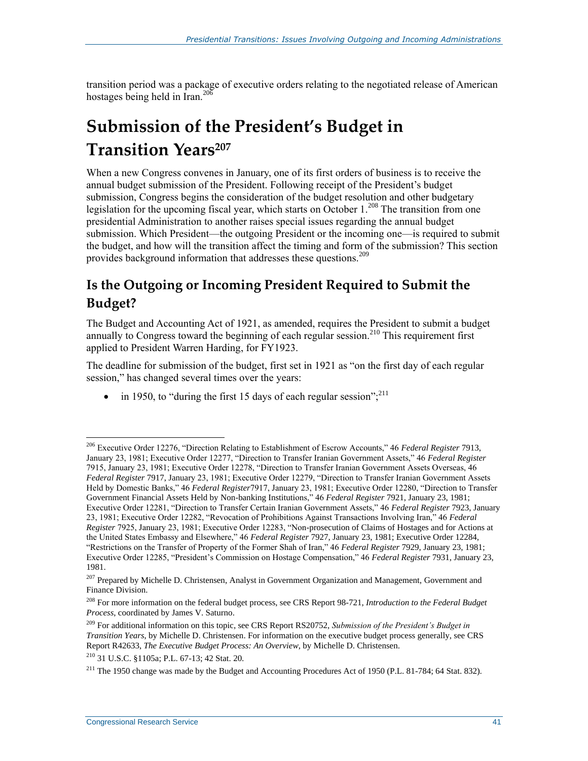transition period was a package of executive orders relating to the negotiated release of American hostages being held in Iran.[206]

# Submission of the President's Budget in Transition Years[207]

When a new Congress convenes in January, one of its first orders of business is to receive the annual budget submission of the President. Following receipt of the President's budget submission, Congress begins the consideration of the budget resolution and other budgetary legislation for the upcoming fiscal year, which starts on October 1.[208] The transition from one presidential Administration to another raises special issues regarding the annual budget submission. Which President—the outgoing President or the incoming one—is required to submit the budget, and how will the transition affect the timing and form of the submission? This section provides background information that addresses these questions.[209]

## Is the Outgoing or Incoming President Required to Submit the Budget?

The Budget and Accounting Act of 1921, as amended, requires the President to submit a budget annually to Congress toward the beginning of each regular session.[210] This requirement first applied to President Warren Harding, for FY1923.

The deadline for submission of the budget, first set in 1921 as "on the first day of each regular session," has changed several times over the years:

- in 1950, to "during the first 15 days of each regular session";[211]

---

[206] Executive Order 12276, "Direction Relating to Establishment of Escrow Accounts," 46 *Federal Register* 7913, January 23, 1981; Executive Order 12277, "Direction to Transfer Iranian Government Assets," 46 *Federal Register* 7915, January 23, 1981; Executive Order 12278, "Direction to Transfer Iranian Government Assets Overseas, 46 *Federal Register* 7917, January 23, 1981; Executive Order 12279, "Direction to Transfer Iranian Government Assets Held by Domestic Banks," 46 *Federal Register*7917, January 23, 1981; Executive Order 12280, "Direction to Transfer Government Financial Assets Held by Non-banking Institutions," 46 *Federal Register* 7921, January 23, 1981; Executive Order 12281, "Direction to Transfer Certain Iranian Government Assets," 46 *Federal Register* 7923, January 23, 1981; Executive Order 12282, "Revocation of Prohibitions Against Transactions Involving Iran," 46 *Federal Register* 7925, January 23, 1981; Executive Order 12283, "Non-prosecution of Claims of Hostages and for Actions at the United States Embassy and Elsewhere," 46 *Federal Register* 7927, January 23, 1981; Executive Order 12284, "Restrictions on the Transfer of Property of the Former Shah of Iran," 46 *Federal Register* 7929, January 23, 1981; Executive Order 12285, "President's Commission on Hostage Compensation," 46 *Federal Register* 7931, January 23, 1981.

[207] Prepared by Michelle D. Christensen, Analyst in Government Organization and Management, Government and Finance Division.

[208] For more information on the federal budget process, see CRS Report 98-721, *Introduction to the Federal Budget Process*, coordinated by James V. Saturno.

[209] For additional information on this topic, see CRS Report RS20752, *Submission of the President's Budget in Transition Years*, by Michelle D. Christensen. For information on the executive budget process generally, see CRS Report R42633, *The Executive Budget Process: An Overview*, by Michelle D. Christensen.

[210] 31 U.S.C. §1105a; P.L. 67-13; 42 Stat. 20.

[211] The 1950 change was made by the Budget and Accounting Procedures Act of 1950 (P.L. 81-784; 64 Stat. 832).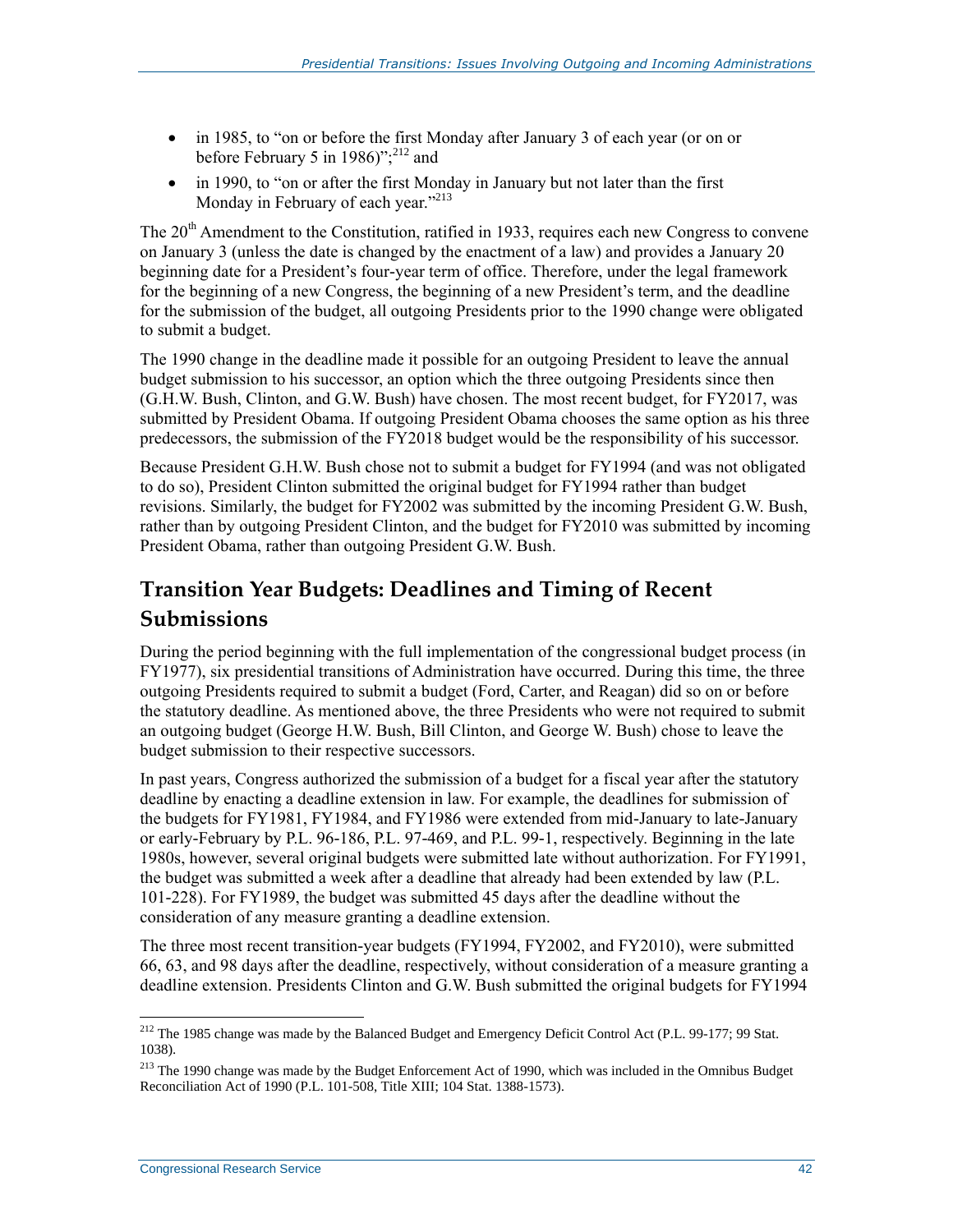- in 1985, to "on or before the first Monday after January 3 of each year (or on or before February 5 in 1986)";[212] and
- in 1990, to "on or after the first Monday in January but not later than the first Monday in February of each year."[213]

The 20th Amendment to the Constitution, ratified in 1933, requires each new Congress to convene on January 3 (unless the date is changed by the enactment of a law) and provides a January 20 beginning date for a President's four-year term of office. Therefore, under the legal framework for the beginning of a new Congress, the beginning of a new President's term, and the deadline for the submission of the budget, all outgoing Presidents prior to the 1990 change were obligated to submit a budget.

The 1990 change in the deadline made it possible for an outgoing President to leave the annual budget submission to his successor, an option which the three outgoing Presidents since then (G.H.W. Bush, Clinton, and G.W. Bush) have chosen. The most recent budget, for FY2017, was submitted by President Obama. If outgoing President Obama chooses the same option as his three predecessors, the submission of the FY2018 budget would be the responsibility of his successor.

Because President G.H.W. Bush chose not to submit a budget for FY1994 (and was not obligated to do so), President Clinton submitted the original budget for FY1994 rather than budget revisions. Similarly, the budget for FY2002 was submitted by the incoming President G.W. Bush, rather than by outgoing President Clinton, and the budget for FY2010 was submitted by incoming President Obama, rather than outgoing President G.W. Bush.

## Transition Year Budgets: Deadlines and Timing of Recent Submissions

During the period beginning with the full implementation of the congressional budget process (in FY1977), six presidential transitions of Administration have occurred. During this time, the three outgoing Presidents required to submit a budget (Ford, Carter, and Reagan) did so on or before the statutory deadline. As mentioned above, the three Presidents who were not required to submit an outgoing budget (George H.W. Bush, Bill Clinton, and George W. Bush) chose to leave the budget submission to their respective successors.

In past years, Congress authorized the submission of a budget for a fiscal year after the statutory deadline by enacting a deadline extension in law. For example, the deadlines for submission of the budgets for FY1981, FY1984, and FY1986 were extended from mid-January to late-January or early-February by P.L. 96-186, P.L. 97-469, and P.L. 99-1, respectively. Beginning in the late 1980s, however, several original budgets were submitted late without authorization. For FY1991, the budget was submitted a week after a deadline that already had been extended by law (P.L. 101-228). For FY1989, the budget was submitted 45 days after the deadline without the consideration of any measure granting a deadline extension.

The three most recent transition-year budgets (FY1994, FY2002, and FY2010), were submitted 66, 63, and 98 days after the deadline, respectively, without consideration of a measure granting a deadline extension. Presidents Clinton and G.W. Bush submitted the original budgets for FY1994

[212] The 1985 change was made by the Balanced Budget and Emergency Deficit Control Act (P.L. 99-177; 99 Stat. 1038).

[213] The 1990 change was made by the Budget Enforcement Act of 1990, which was included in the Omnibus Budget Reconciliation Act of 1990 (P.L. 101-508, Title XIII; 104 Stat. 1388-1573).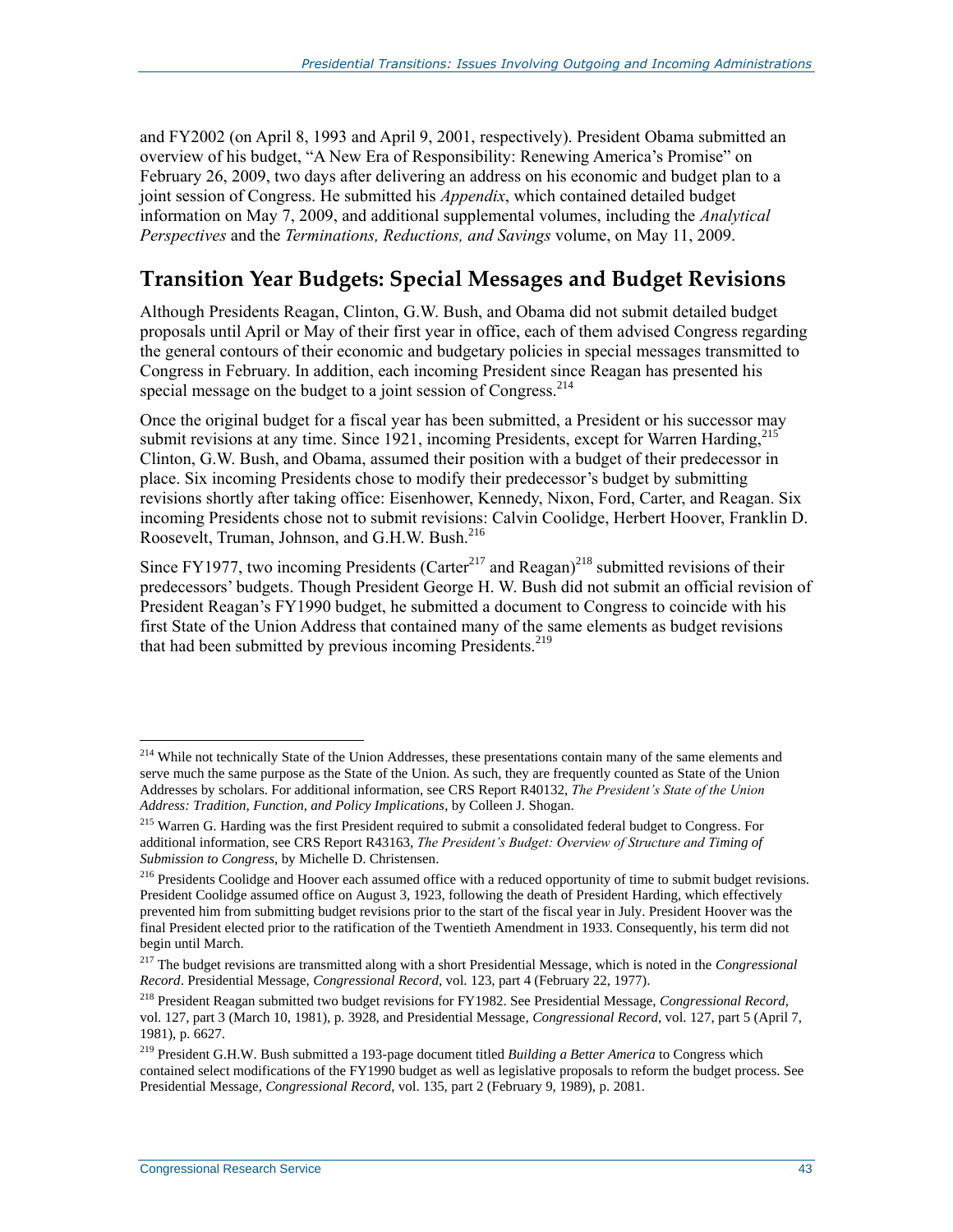and FY2002 (on April 8, 1993 and April 9, 2001, respectively). President Obama submitted an overview of his budget, "A New Era of Responsibility: Renewing America's Promise" on February 26, 2009, two days after delivering an address on his economic and budget plan to a joint session of Congress. He submitted his *Appendix*, which contained detailed budget information on May 7, 2009, and additional supplemental volumes, including the *Analytical Perspectives* and the *Terminations, Reductions, and Savings* volume, on May 11, 2009.

## Transition Year Budgets: Special Messages and Budget Revisions

Although Presidents Reagan, Clinton, G.W. Bush, and Obama did not submit detailed budget proposals until April or May of their first year in office, each of them advised Congress regarding the general contours of their economic and budgetary policies in special messages transmitted to Congress in February. In addition, each incoming President since Reagan has presented his special message on the budget to a joint session of Congress.[214]

Once the original budget for a fiscal year has been submitted, a President or his successor may submit revisions at any time. Since 1921, incoming Presidents, except for Warren Harding,[215] Clinton, G.W. Bush, and Obama, assumed their position with a budget of their predecessor in place. Six incoming Presidents chose to modify their predecessor's budget by submitting revisions shortly after taking office: Eisenhower, Kennedy, Nixon, Ford, Carter, and Reagan. Six incoming Presidents chose not to submit revisions: Calvin Coolidge, Herbert Hoover, Franklin D. Roosevelt, Truman, Johnson, and G.H.W. Bush.[216]

Since FY1977, two incoming Presidents (Carter[217] and Reagan)[218] submitted revisions of their predecessors' budgets. Though President George H. W. Bush did not submit an official revision of President Reagan's FY1990 budget, he submitted a document to Congress to coincide with his first State of the Union Address that contained many of the same elements as budget revisions that had been submitted by previous incoming Presidents.[219]

---

[214] While not technically State of the Union Addresses, these presentations contain many of the same elements and serve much the same purpose as the State of the Union. As such, they are frequently counted as State of the Union Addresses by scholars. For additional information, see CRS Report R40132, *The President's State of the Union Address: Tradition, Function, and Policy Implications*, by Colleen J. Shogan.

[215] Warren G. Harding was the first President required to submit a consolidated federal budget to Congress. For additional information, see CRS Report R43163, *The President's Budget: Overview of Structure and Timing of Submission to Congress*, by Michelle D. Christensen.

[216] Presidents Coolidge and Hoover each assumed office with a reduced opportunity of time to submit budget revisions. President Coolidge assumed office on August 3, 1923, following the death of President Harding, which effectively prevented him from submitting budget revisions prior to the start of the fiscal year in July. President Hoover was the final President elected prior to the ratification of the Twentieth Amendment in 1933. Consequently, his term did not begin until March.

[217] The budget revisions are transmitted along with a short Presidential Message, which is noted in the *Congressional Record*. Presidential Message, *Congressional Record*, vol. 123, part 4 (February 22, 1977).

[218] President Reagan submitted two budget revisions for FY1982. See Presidential Message, *Congressional Record*, vol. 127, part 3 (March 10, 1981), p. 3928, and Presidential Message, *Congressional Record*, vol. 127, part 5 (April 7, 1981), p. 6627.

[219] President G.H.W. Bush submitted a 193-page document titled *Building a Better America* to Congress which contained select modifications of the FY1990 budget as well as legislative proposals to reform the budget process. See Presidential Message, *Congressional Record*, vol. 135, part 2 (February 9, 1989), p. 2081.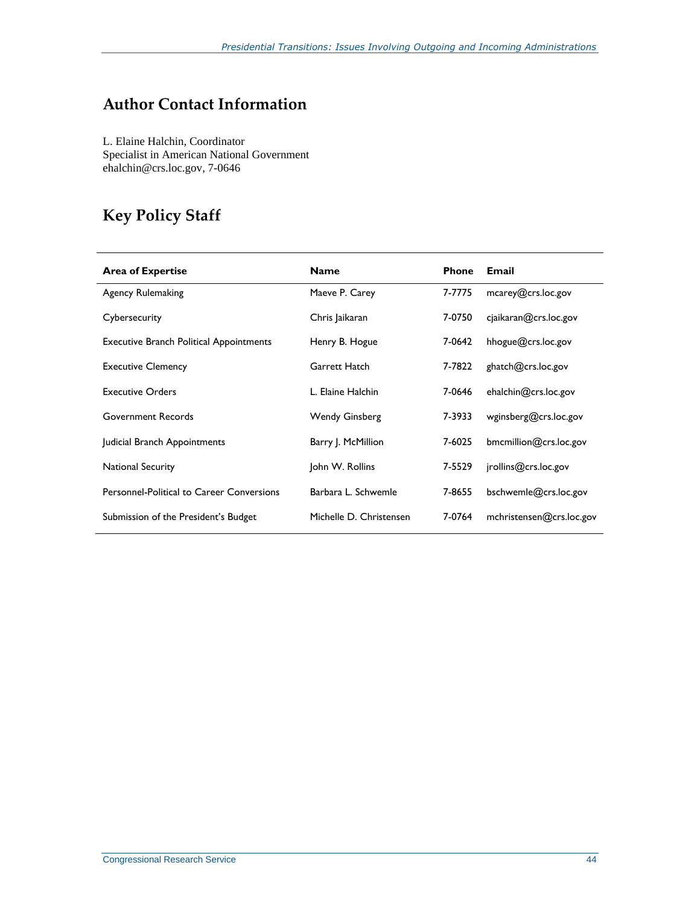## Author Contact Information

L. Elaine Halchin, Coordinator
Specialist in American National Government
ehalchin@crs.loc.gov, 7-0646

## Key Policy Staff

| Area of Expertise | Name | Phone | Email |
|---|---|---|---|
| Agency Rulemaking | Maeve P. Carey | 7-7775 | mcarey@crs.loc.gov |
| Cybersecurity | Chris Jaikaran | 7-0750 | cjaikaran@crs.loc.gov |
| Executive Branch Political Appointments | Henry B. Hogue | 7-0642 | hhogue@crs.loc.gov |
| Executive Clemency | Garrett Hatch | 7-7822 | ghatch@crs.loc.gov |
| Executive Orders | L. Elaine Halchin | 7-0646 | ehalchin@crs.loc.gov |
| Government Records | Wendy Ginsberg | 7-3933 | wginsberg@crs.loc.gov |
| Judicial Branch Appointments | Barry J. McMillion | 7-6025 | bmcmillion@crs.loc.gov |
| National Security | John W. Rollins | 7-5529 | jrollins@crs.loc.gov |
| Personnel-Political to Career Conversions | Barbara L. Schwemle | 7-8655 | bschwemle@crs.loc.gov |
| Submission of the President's Budget | Michelle D. Christensen | 7-0764 | mchristensen@crs.loc.gov |